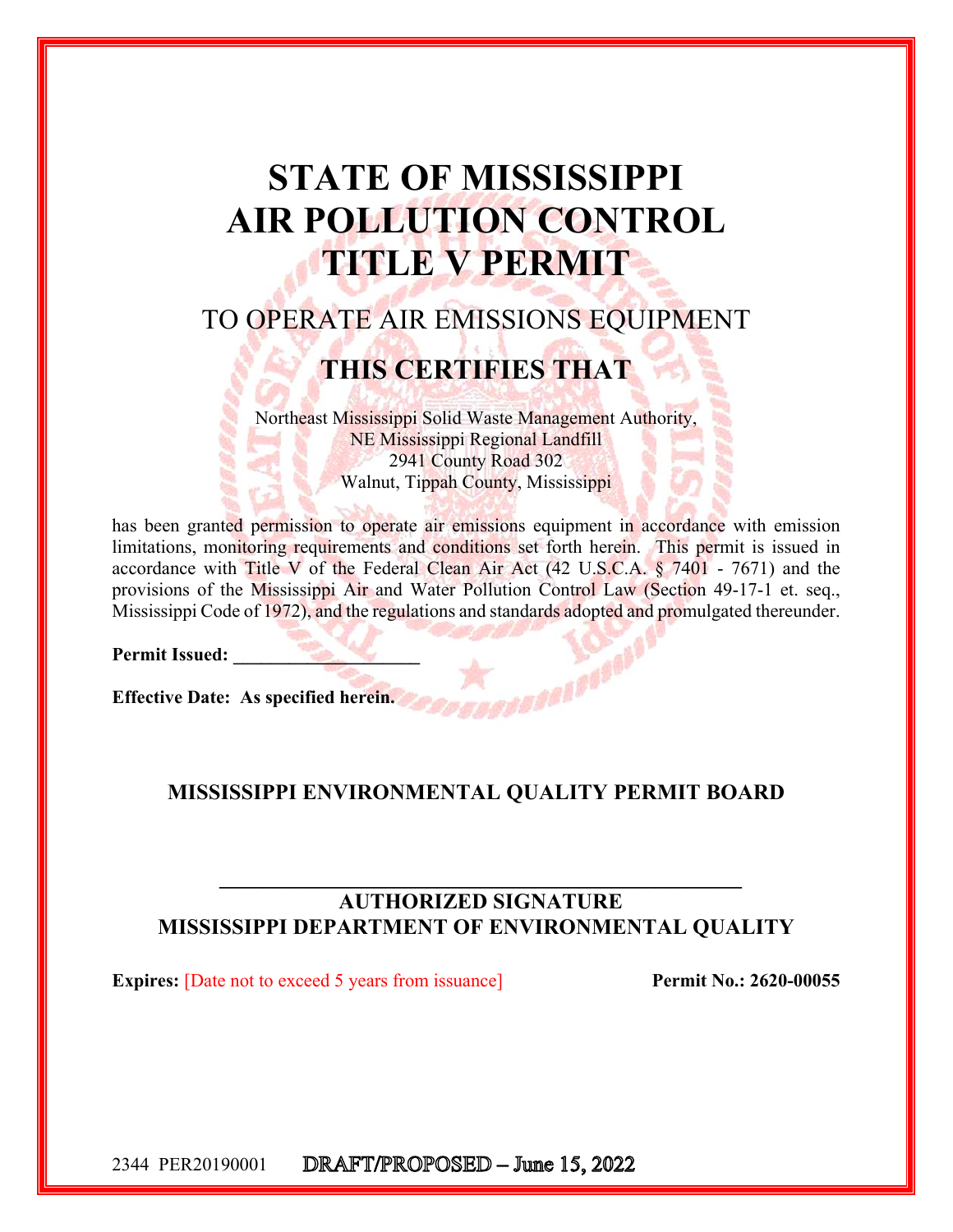# STATE OF MISSISSIPPI
# AIR POLLUTION CONTROL
# TITLE V PERMIT

## TO OPERATE AIR EMISSIONS EQUIPMENT

## THIS CERTIFIES THAT

Northeast Mississippi Solid Waste Management Authority,
NE Mississippi Regional Landfill
2941 County Road 302
Walnut, Tippah County, Mississippi

has been granted permission to operate air emissions equipment in accordance with emission limitations, monitoring requirements and conditions set forth herein. This permit is issued in accordance with Title V of the Federal Clean Air Act (42 U.S.C.A. § 7401 - 7671) and the provisions of the Mississippi Air and Water Pollution Control Law (Section 49-17-1 et. seq., Mississippi Code of 1972), and the regulations and standards adopted and promulgated thereunder.

**Permit Issued: ___________________**

**Effective Date: As specified herein.**

**MISSISSIPPI ENVIRONMENTAL QUALITY PERMIT BOARD**

_______________________________________________

**AUTHORIZED SIGNATURE**
**MISSISSIPPI DEPARTMENT OF ENVIRONMENTAL QUALITY**

**Expires:** [Date not to exceed 5 years from issuance] **Permit No.: 2620-00055**

2344 PER20190001 DRAFT/PROPOSED – June 15, 2022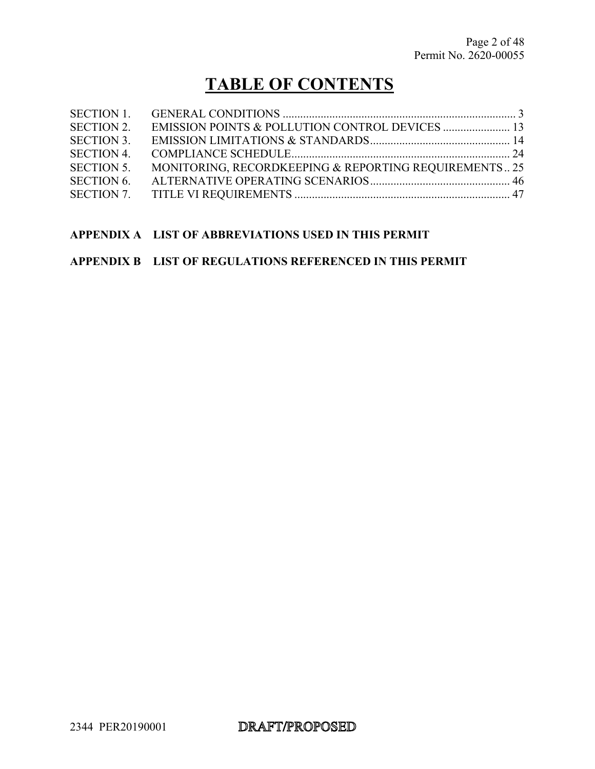# TABLE OF CONTENTS

| | | |
|---|---|---|
| SECTION 1. | GENERAL CONDITIONS | 3 |
| SECTION 2. | EMISSION POINTS & POLLUTION CONTROL DEVICES | 13 |
| SECTION 3. | EMISSION LIMITATIONS & STANDARDS | 14 |
| SECTION 4. | COMPLIANCE SCHEDULE | 24 |
| SECTION 5. | MONITORING, RECORDKEEPING & REPORTING REQUIREMENTS | 25 |
| SECTION 6. | ALTERNATIVE OPERATING SCENARIOS | 46 |
| SECTION 7. | TITLE VI REQUIREMENTS | 47 |

**APPENDIX A LIST OF ABBREVIATIONS USED IN THIS PERMIT**

**APPENDIX B LIST OF REGULATIONS REFERENCED IN THIS PERMIT**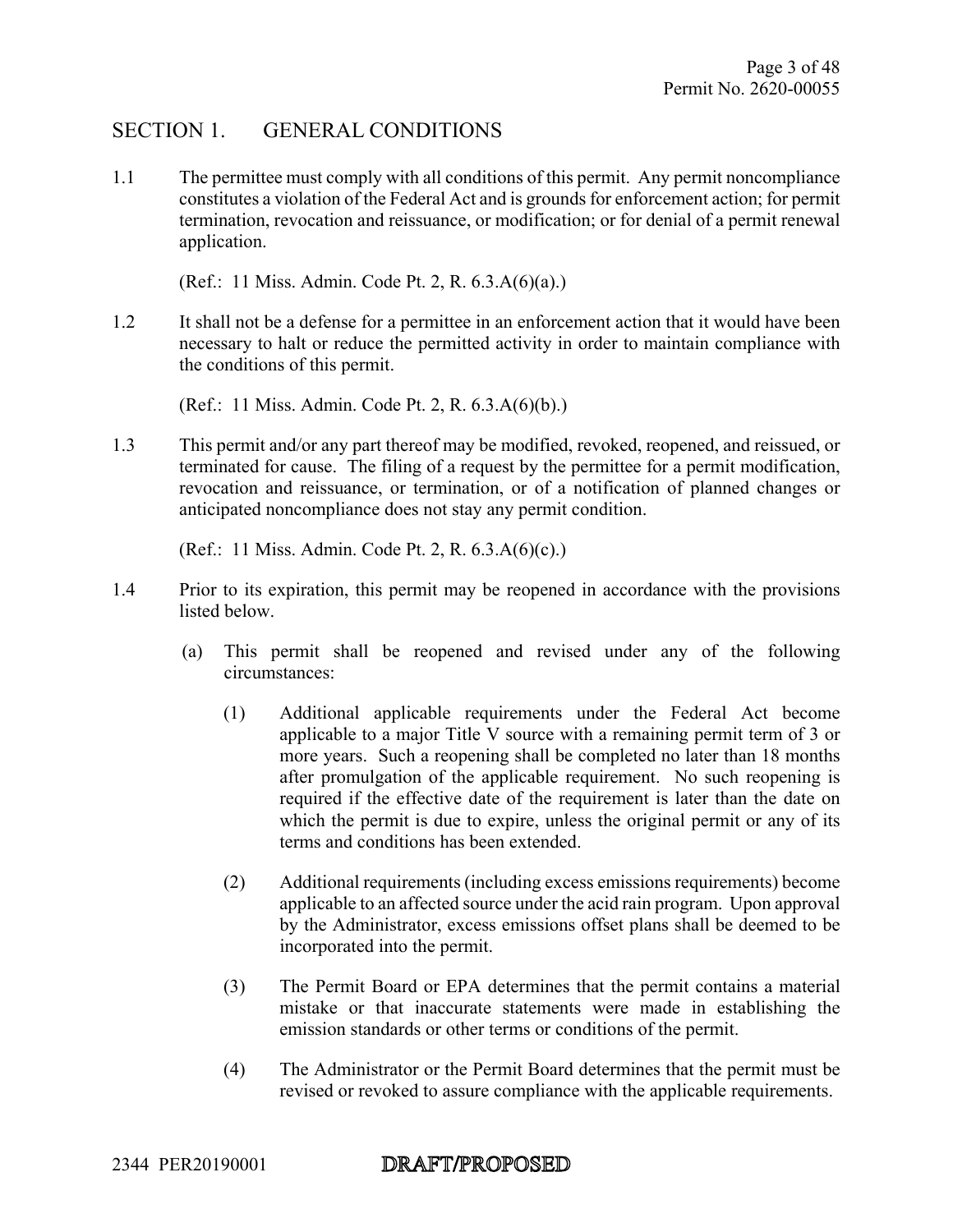## SECTION 1. GENERAL CONDITIONS

1.1 The permittee must comply with all conditions of this permit. Any permit noncompliance constitutes a violation of the Federal Act and is grounds for enforcement action; for permit termination, revocation and reissuance, or modification; or for denial of a permit renewal application.

(Ref.: 11 Miss. Admin. Code Pt. 2, R. 6.3.A(6)(a).)

1.2 It shall not be a defense for a permittee in an enforcement action that it would have been necessary to halt or reduce the permitted activity in order to maintain compliance with the conditions of this permit.

(Ref.: 11 Miss. Admin. Code Pt. 2, R. 6.3.A(6)(b).)

1.3 This permit and/or any part thereof may be modified, revoked, reopened, and reissued, or terminated for cause. The filing of a request by the permittee for a permit modification, revocation and reissuance, or termination, or of a notification of planned changes or anticipated noncompliance does not stay any permit condition.

(Ref.: 11 Miss. Admin. Code Pt. 2, R. 6.3.A(6)(c).)

1.4 Prior to its expiration, this permit may be reopened in accordance with the provisions listed below.

(a) This permit shall be reopened and revised under any of the following circumstances:

(1) Additional applicable requirements under the Federal Act become applicable to a major Title V source with a remaining permit term of 3 or more years. Such a reopening shall be completed no later than 18 months after promulgation of the applicable requirement. No such reopening is required if the effective date of the requirement is later than the date on which the permit is due to expire, unless the original permit or any of its terms and conditions has been extended.

(2) Additional requirements (including excess emissions requirements) become applicable to an affected source under the acid rain program. Upon approval by the Administrator, excess emissions offset plans shall be deemed to be incorporated into the permit.

(3) The Permit Board or EPA determines that the permit contains a material mistake or that inaccurate statements were made in establishing the emission standards or other terms or conditions of the permit.

(4) The Administrator or the Permit Board determines that the permit must be revised or revoked to assure compliance with the applicable requirements.

2344 PER20190001 DRAFT/PROPOSED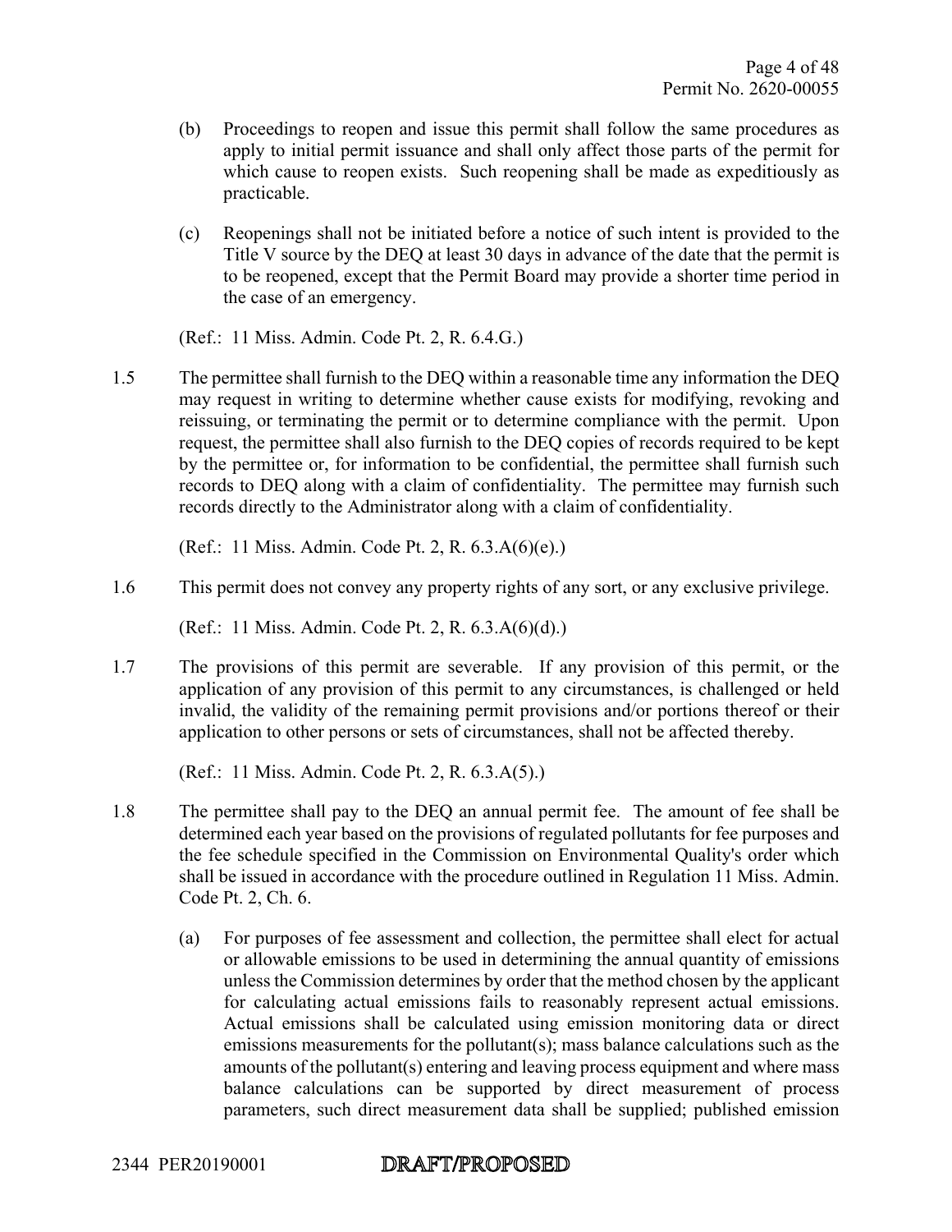(b) Proceedings to reopen and issue this permit shall follow the same procedures as apply to initial permit issuance and shall only affect those parts of the permit for which cause to reopen exists. Such reopening shall be made as expeditiously as practicable.

(c) Reopenings shall not be initiated before a notice of such intent is provided to the Title V source by the DEQ at least 30 days in advance of the date that the permit is to be reopened, except that the Permit Board may provide a shorter time period in the case of an emergency.

(Ref.: 11 Miss. Admin. Code Pt. 2, R. 6.4.G.)

1.5 The permittee shall furnish to the DEQ within a reasonable time any information the DEQ may request in writing to determine whether cause exists for modifying, revoking and reissuing, or terminating the permit or to determine compliance with the permit. Upon request, the permittee shall also furnish to the DEQ copies of records required to be kept by the permittee or, for information to be confidential, the permittee shall furnish such records to DEQ along with a claim of confidentiality. The permittee may furnish such records directly to the Administrator along with a claim of confidentiality.

(Ref.: 11 Miss. Admin. Code Pt. 2, R. 6.3.A(6)(e).)

1.6 This permit does not convey any property rights of any sort, or any exclusive privilege.

(Ref.: 11 Miss. Admin. Code Pt. 2, R. 6.3.A(6)(d).)

1.7 The provisions of this permit are severable. If any provision of this permit, or the application of any provision of this permit to any circumstances, is challenged or held invalid, the validity of the remaining permit provisions and/or portions thereof or their application to other persons or sets of circumstances, shall not be affected thereby.

(Ref.: 11 Miss. Admin. Code Pt. 2, R. 6.3.A(5).)

1.8 The permittee shall pay to the DEQ an annual permit fee. The amount of fee shall be determined each year based on the provisions of regulated pollutants for fee purposes and the fee schedule specified in the Commission on Environmental Quality's order which shall be issued in accordance with the procedure outlined in Regulation 11 Miss. Admin. Code Pt. 2, Ch. 6.

(a) For purposes of fee assessment and collection, the permittee shall elect for actual or allowable emissions to be used in determining the annual quantity of emissions unless the Commission determines by order that the method chosen by the applicant for calculating actual emissions fails to reasonably represent actual emissions. Actual emissions shall be calculated using emission monitoring data or direct emissions measurements for the pollutant(s); mass balance calculations such as the amounts of the pollutant(s) entering and leaving process equipment and where mass balance calculations can be supported by direct measurement of process parameters, such direct measurement data shall be supplied; published emission

2344 PER20190001 DRAFT/PROPOSED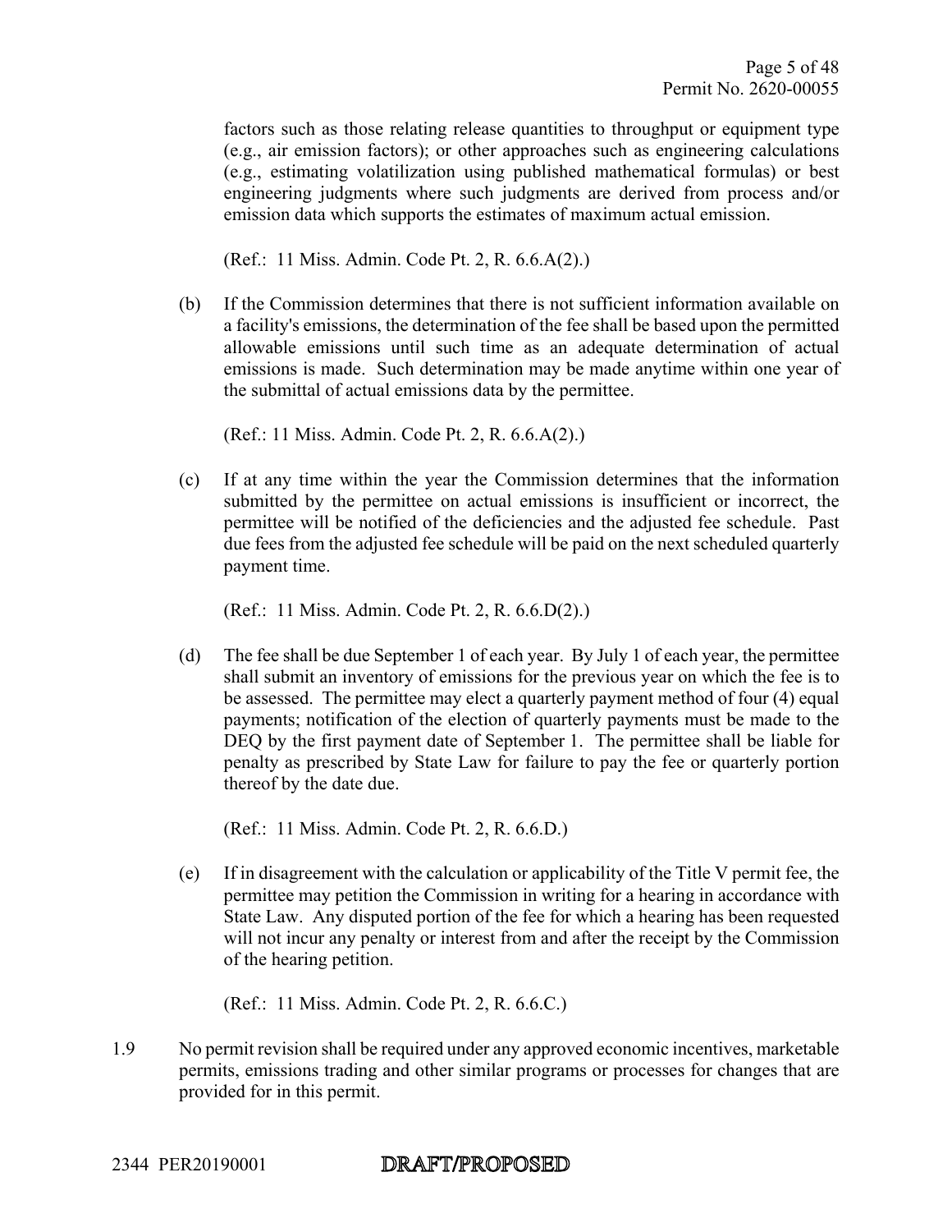factors such as those relating release quantities to throughput or equipment type (e.g., air emission factors); or other approaches such as engineering calculations (e.g., estimating volatilization using published mathematical formulas) or best engineering judgments where such judgments are derived from process and/or emission data which supports the estimates of maximum actual emission.

(Ref.: 11 Miss. Admin. Code Pt. 2, R. 6.6.A(2).)

(b) If the Commission determines that there is not sufficient information available on a facility's emissions, the determination of the fee shall be based upon the permitted allowable emissions until such time as an adequate determination of actual emissions is made. Such determination may be made anytime within one year of the submittal of actual emissions data by the permittee.

(Ref.: 11 Miss. Admin. Code Pt. 2, R. 6.6.A(2).)

(c) If at any time within the year the Commission determines that the information submitted by the permittee on actual emissions is insufficient or incorrect, the permittee will be notified of the deficiencies and the adjusted fee schedule. Past due fees from the adjusted fee schedule will be paid on the next scheduled quarterly payment time.

(Ref.: 11 Miss. Admin. Code Pt. 2, R. 6.6.D(2).)

(d) The fee shall be due September 1 of each year. By July 1 of each year, the permittee shall submit an inventory of emissions for the previous year on which the fee is to be assessed. The permittee may elect a quarterly payment method of four (4) equal payments; notification of the election of quarterly payments must be made to the DEQ by the first payment date of September 1. The permittee shall be liable for penalty as prescribed by State Law for failure to pay the fee or quarterly portion thereof by the date due.

(Ref.: 11 Miss. Admin. Code Pt. 2, R. 6.6.D.)

(e) If in disagreement with the calculation or applicability of the Title V permit fee, the permittee may petition the Commission in writing for a hearing in accordance with State Law. Any disputed portion of the fee for which a hearing has been requested will not incur any penalty or interest from and after the receipt by the Commission of the hearing petition.

(Ref.: 11 Miss. Admin. Code Pt. 2, R. 6.6.C.)

1.9 No permit revision shall be required under any approved economic incentives, marketable permits, emissions trading and other similar programs or processes for changes that are provided for in this permit.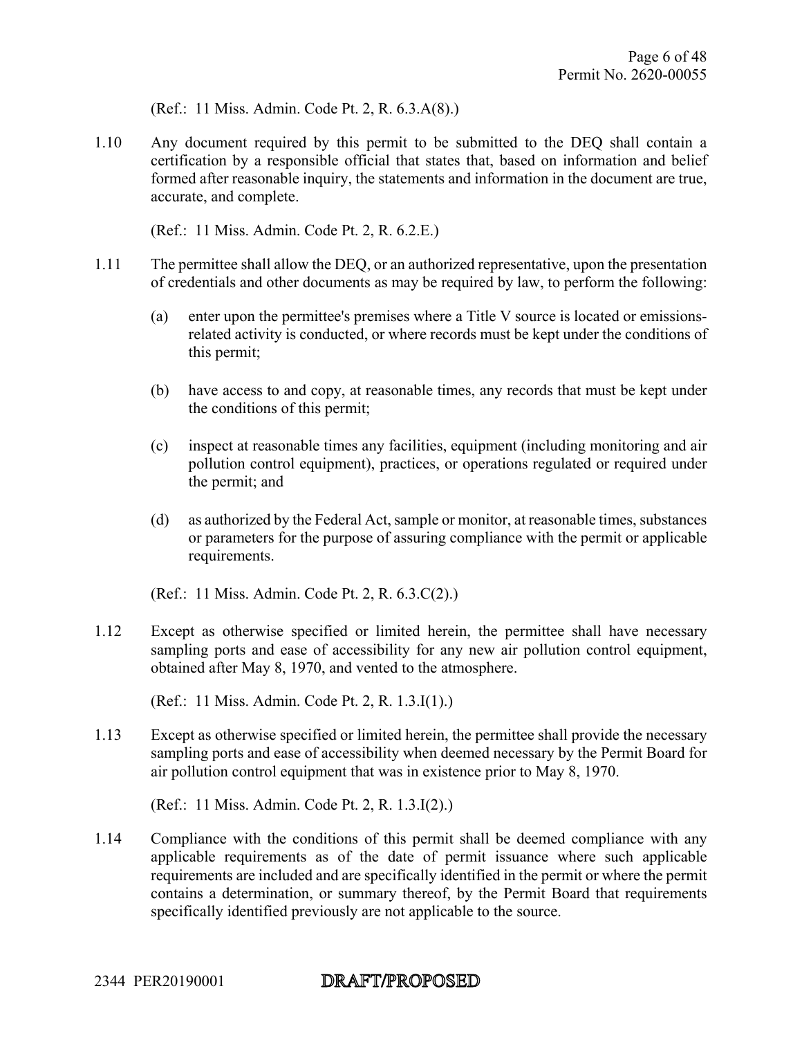(Ref.: 11 Miss. Admin. Code Pt. 2, R. 6.3.A(8).)

1.10 Any document required by this permit to be submitted to the DEQ shall contain a certification by a responsible official that states that, based on information and belief formed after reasonable inquiry, the statements and information in the document are true, accurate, and complete.

(Ref.: 11 Miss. Admin. Code Pt. 2, R. 6.2.E.)

1.11 The permittee shall allow the DEQ, or an authorized representative, upon the presentation of credentials and other documents as may be required by law, to perform the following:

(a) enter upon the permittee's premises where a Title V source is located or emissions-related activity is conducted, or where records must be kept under the conditions of this permit;

(b) have access to and copy, at reasonable times, any records that must be kept under the conditions of this permit;

(c) inspect at reasonable times any facilities, equipment (including monitoring and air pollution control equipment), practices, or operations regulated or required under the permit; and

(d) as authorized by the Federal Act, sample or monitor, at reasonable times, substances or parameters for the purpose of assuring compliance with the permit or applicable requirements.

(Ref.: 11 Miss. Admin. Code Pt. 2, R. 6.3.C(2).)

1.12 Except as otherwise specified or limited herein, the permittee shall have necessary sampling ports and ease of accessibility for any new air pollution control equipment, obtained after May 8, 1970, and vented to the atmosphere.

(Ref.: 11 Miss. Admin. Code Pt. 2, R. 1.3.I(1).)

1.13 Except as otherwise specified or limited herein, the permittee shall provide the necessary sampling ports and ease of accessibility when deemed necessary by the Permit Board for air pollution control equipment that was in existence prior to May 8, 1970.

(Ref.: 11 Miss. Admin. Code Pt. 2, R. 1.3.I(2).)

1.14 Compliance with the conditions of this permit shall be deemed compliance with any applicable requirements as of the date of permit issuance where such applicable requirements are included and are specifically identified in the permit or where the permit contains a determination, or summary thereof, by the Permit Board that requirements specifically identified previously are not applicable to the source.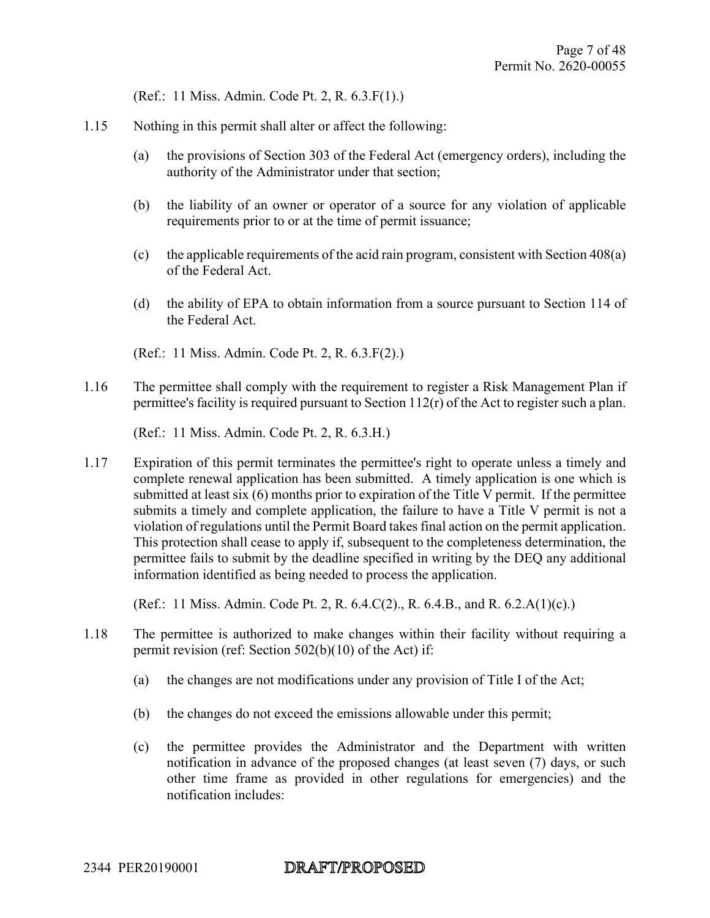(Ref.: 11 Miss. Admin. Code Pt. 2, R. 6.3.F(1).)

1.15 Nothing in this permit shall alter or affect the following:

(a) the provisions of Section 303 of the Federal Act (emergency orders), including the authority of the Administrator under that section;

(b) the liability of an owner or operator of a source for any violation of applicable requirements prior to or at the time of permit issuance;

(c) the applicable requirements of the acid rain program, consistent with Section 408(a) of the Federal Act.

(d) the ability of EPA to obtain information from a source pursuant to Section 114 of the Federal Act.

(Ref.: 11 Miss. Admin. Code Pt. 2, R. 6.3.F(2).)

1.16 The permittee shall comply with the requirement to register a Risk Management Plan if permittee's facility is required pursuant to Section 112(r) of the Act to register such a plan.

(Ref.: 11 Miss. Admin. Code Pt. 2, R. 6.3.H.)

1.17 Expiration of this permit terminates the permittee's right to operate unless a timely and complete renewal application has been submitted. A timely application is one which is submitted at least six (6) months prior to expiration of the Title V permit. If the permittee submits a timely and complete application, the failure to have a Title V permit is not a violation of regulations until the Permit Board takes final action on the permit application. This protection shall cease to apply if, subsequent to the completeness determination, the permittee fails to submit by the deadline specified in writing by the DEQ any additional information identified as being needed to process the application.

(Ref.: 11 Miss. Admin. Code Pt. 2, R. 6.4.C(2)., R. 6.4.B., and R. 6.2.A(1)(c).)

1.18 The permittee is authorized to make changes within their facility without requiring a permit revision (ref: Section 502(b)(10) of the Act) if:

(a) the changes are not modifications under any provision of Title I of the Act;

(b) the changes do not exceed the emissions allowable under this permit;

(c) the permittee provides the Administrator and the Department with written notification in advance of the proposed changes (at least seven (7) days, or such other time frame as provided in other regulations for emergencies) and the notification includes: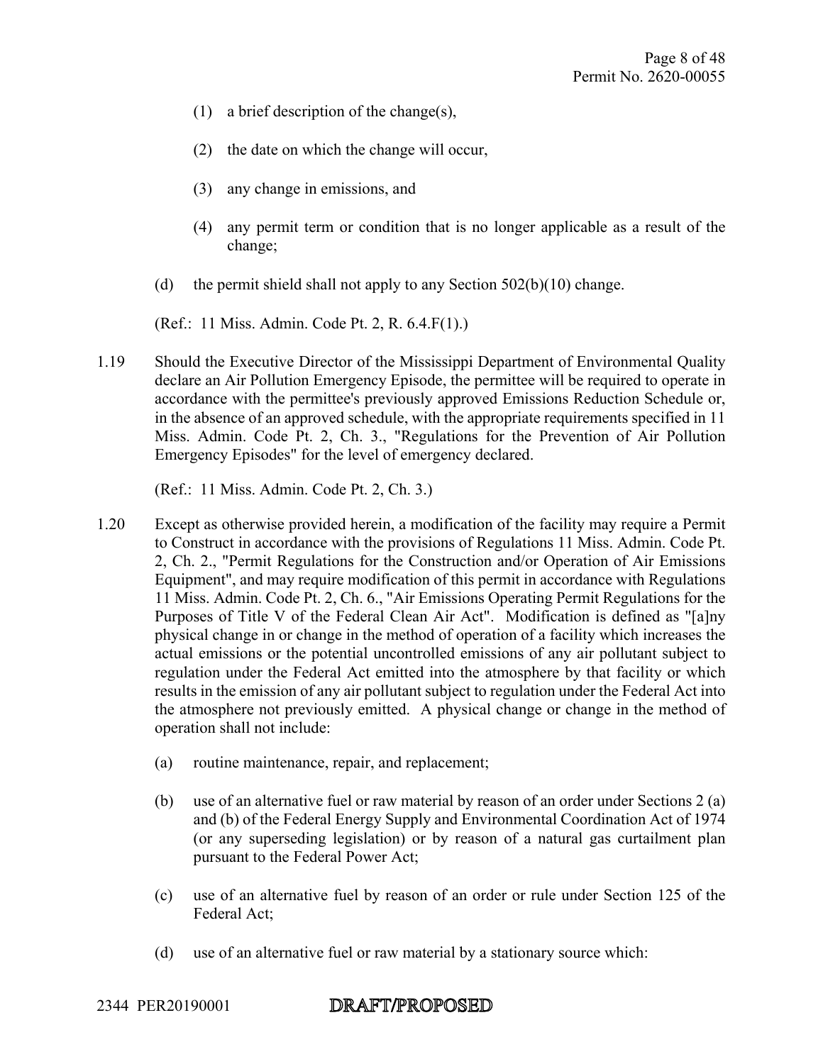(1) a brief description of the change(s),

(2) the date on which the change will occur,

(3) any change in emissions, and

(4) any permit term or condition that is no longer applicable as a result of the change;

(d) the permit shield shall not apply to any Section 502(b)(10) change.

(Ref.: 11 Miss. Admin. Code Pt. 2, R. 6.4.F(1).)

1.19 Should the Executive Director of the Mississippi Department of Environmental Quality declare an Air Pollution Emergency Episode, the permittee will be required to operate in accordance with the permittee's previously approved Emissions Reduction Schedule or, in the absence of an approved schedule, with the appropriate requirements specified in 11 Miss. Admin. Code Pt. 2, Ch. 3., "Regulations for the Prevention of Air Pollution Emergency Episodes" for the level of emergency declared.

(Ref.: 11 Miss. Admin. Code Pt. 2, Ch. 3.)

1.20 Except as otherwise provided herein, a modification of the facility may require a Permit to Construct in accordance with the provisions of Regulations 11 Miss. Admin. Code Pt. 2, Ch. 2., "Permit Regulations for the Construction and/or Operation of Air Emissions Equipment", and may require modification of this permit in accordance with Regulations 11 Miss. Admin. Code Pt. 2, Ch. 6., "Air Emissions Operating Permit Regulations for the Purposes of Title V of the Federal Clean Air Act". Modification is defined as "[a]ny physical change in or change in the method of operation of a facility which increases the actual emissions or the potential uncontrolled emissions of any air pollutant subject to regulation under the Federal Act emitted into the atmosphere by that facility or which results in the emission of any air pollutant subject to regulation under the Federal Act into the atmosphere not previously emitted. A physical change or change in the method of operation shall not include:

(a) routine maintenance, repair, and replacement;

(b) use of an alternative fuel or raw material by reason of an order under Sections 2 (a) and (b) of the Federal Energy Supply and Environmental Coordination Act of 1974 (or any superseding legislation) or by reason of a natural gas curtailment plan pursuant to the Federal Power Act;

(c) use of an alternative fuel by reason of an order or rule under Section 125 of the Federal Act;

(d) use of an alternative fuel or raw material by a stationary source which:

2344 PER20190001 DRAFT/PROPOSED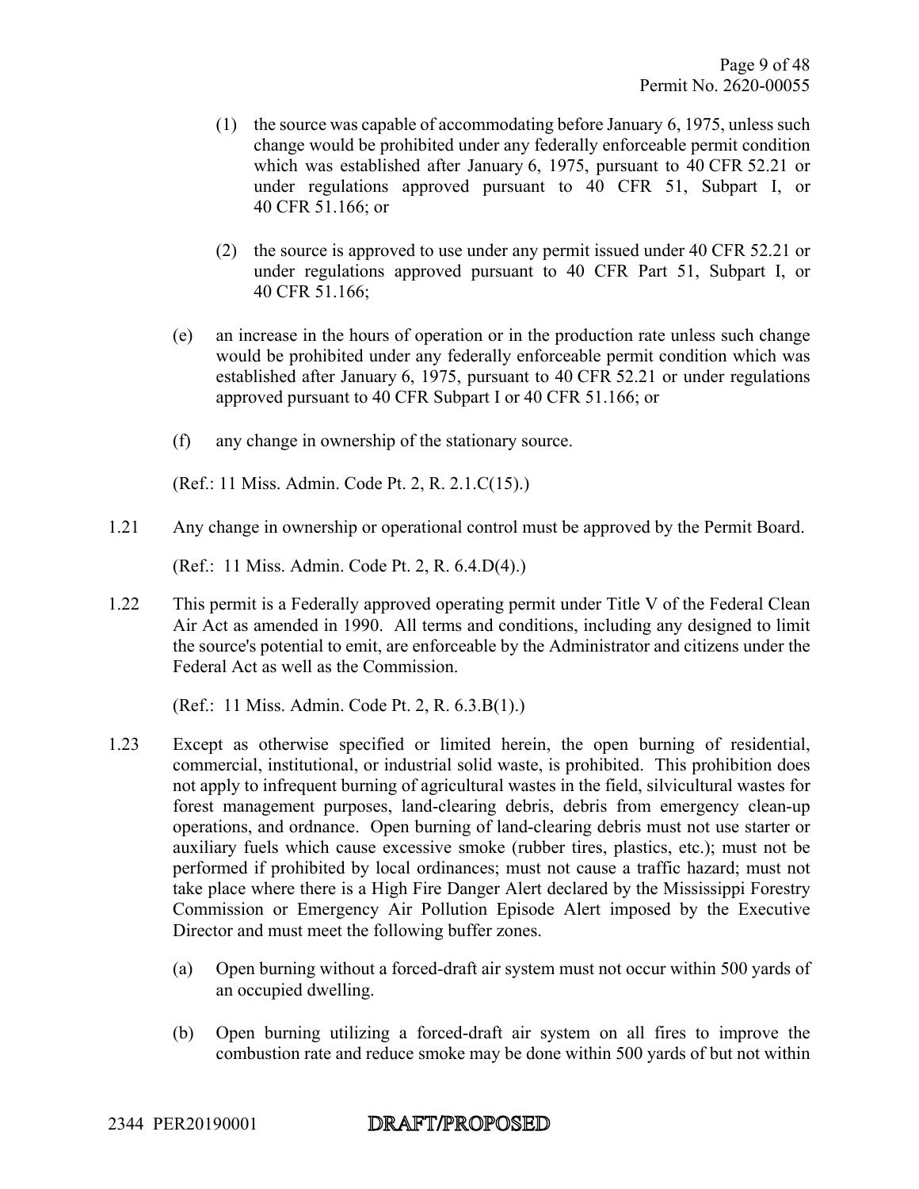(1) the source was capable of accommodating before January 6, 1975, unless such change would be prohibited under any federally enforceable permit condition which was established after January 6, 1975, pursuant to 40 CFR 52.21 or under regulations approved pursuant to 40 CFR 51, Subpart I, or 40 CFR 51.166; or

(2) the source is approved to use under any permit issued under 40 CFR 52.21 or under regulations approved pursuant to 40 CFR Part 51, Subpart I, or 40 CFR 51.166;

(e) an increase in the hours of operation or in the production rate unless such change would be prohibited under any federally enforceable permit condition which was established after January 6, 1975, pursuant to 40 CFR 52.21 or under regulations approved pursuant to 40 CFR Subpart I or 40 CFR 51.166; or

(f) any change in ownership of the stationary source.

(Ref.: 11 Miss. Admin. Code Pt. 2, R. 2.1.C(15).)

1.21 Any change in ownership or operational control must be approved by the Permit Board.

(Ref.: 11 Miss. Admin. Code Pt. 2, R. 6.4.D(4).)

1.22 This permit is a Federally approved operating permit under Title V of the Federal Clean Air Act as amended in 1990. All terms and conditions, including any designed to limit the source's potential to emit, are enforceable by the Administrator and citizens under the Federal Act as well as the Commission.

(Ref.: 11 Miss. Admin. Code Pt. 2, R. 6.3.B(1).)

1.23 Except as otherwise specified or limited herein, the open burning of residential, commercial, institutional, or industrial solid waste, is prohibited. This prohibition does not apply to infrequent burning of agricultural wastes in the field, silvicultural wastes for forest management purposes, land-clearing debris, debris from emergency clean-up operations, and ordnance. Open burning of land-clearing debris must not use starter or auxiliary fuels which cause excessive smoke (rubber tires, plastics, etc.); must not be performed if prohibited by local ordinances; must not cause a traffic hazard; must not take place where there is a High Fire Danger Alert declared by the Mississippi Forestry Commission or Emergency Air Pollution Episode Alert imposed by the Executive Director and must meet the following buffer zones.

(a) Open burning without a forced-draft air system must not occur within 500 yards of an occupied dwelling.

(b) Open burning utilizing a forced-draft air system on all fires to improve the combustion rate and reduce smoke may be done within 500 yards of but not within

2344 PER20190001 DRAFT/PROPOSED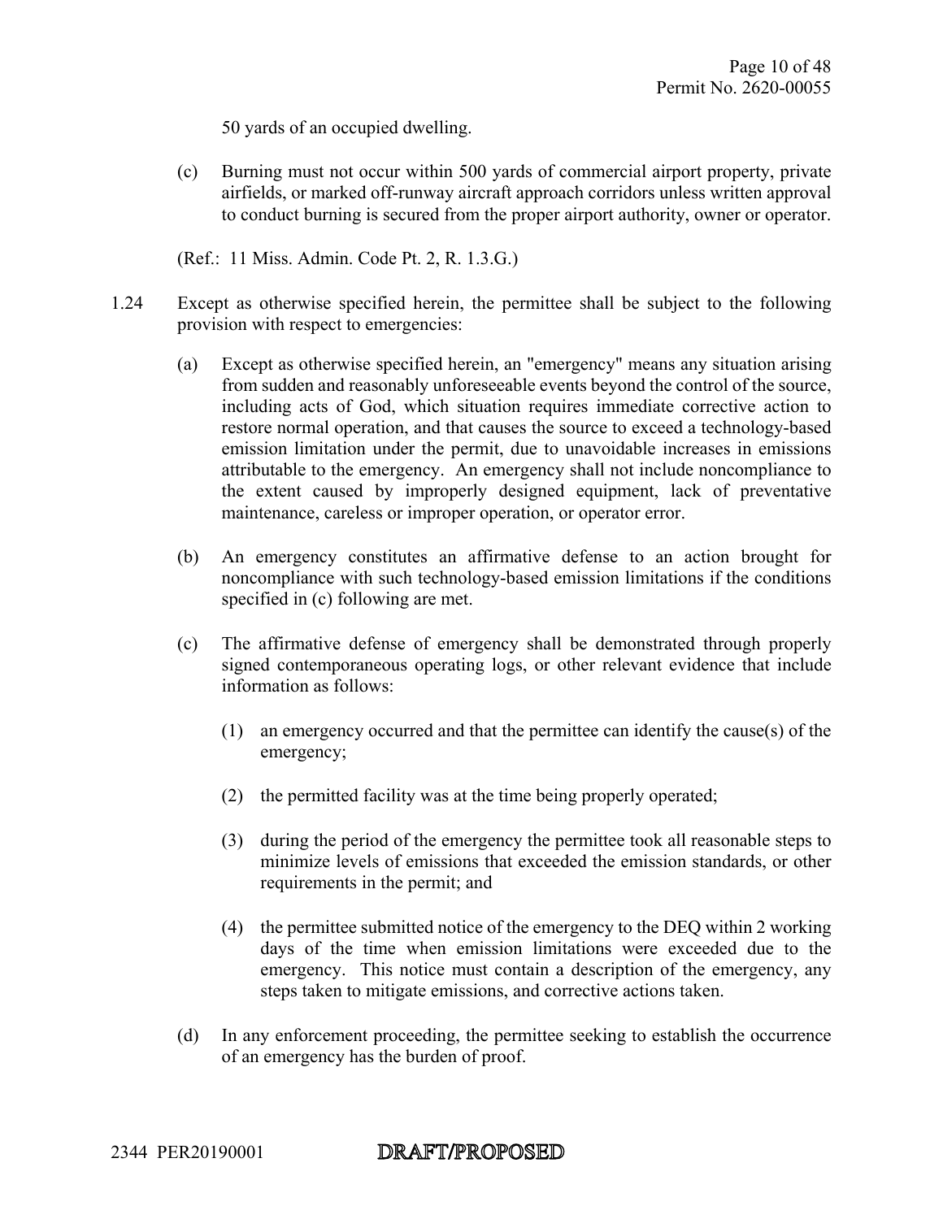50 yards of an occupied dwelling.

(c) Burning must not occur within 500 yards of commercial airport property, private airfields, or marked off-runway aircraft approach corridors unless written approval to conduct burning is secured from the proper airport authority, owner or operator.

(Ref.: 11 Miss. Admin. Code Pt. 2, R. 1.3.G.)

1.24 Except as otherwise specified herein, the permittee shall be subject to the following provision with respect to emergencies:

(a) Except as otherwise specified herein, an "emergency" means any situation arising from sudden and reasonably unforeseeable events beyond the control of the source, including acts of God, which situation requires immediate corrective action to restore normal operation, and that causes the source to exceed a technology-based emission limitation under the permit, due to unavoidable increases in emissions attributable to the emergency. An emergency shall not include noncompliance to the extent caused by improperly designed equipment, lack of preventative maintenance, careless or improper operation, or operator error.

(b) An emergency constitutes an affirmative defense to an action brought for noncompliance with such technology-based emission limitations if the conditions specified in (c) following are met.

(c) The affirmative defense of emergency shall be demonstrated through properly signed contemporaneous operating logs, or other relevant evidence that include information as follows:

(1) an emergency occurred and that the permittee can identify the cause(s) of the emergency;

(2) the permitted facility was at the time being properly operated;

(3) during the period of the emergency the permittee took all reasonable steps to minimize levels of emissions that exceeded the emission standards, or other requirements in the permit; and

(4) the permittee submitted notice of the emergency to the DEQ within 2 working days of the time when emission limitations were exceeded due to the emergency. This notice must contain a description of the emergency, any steps taken to mitigate emissions, and corrective actions taken.

(d) In any enforcement proceeding, the permittee seeking to establish the occurrence of an emergency has the burden of proof.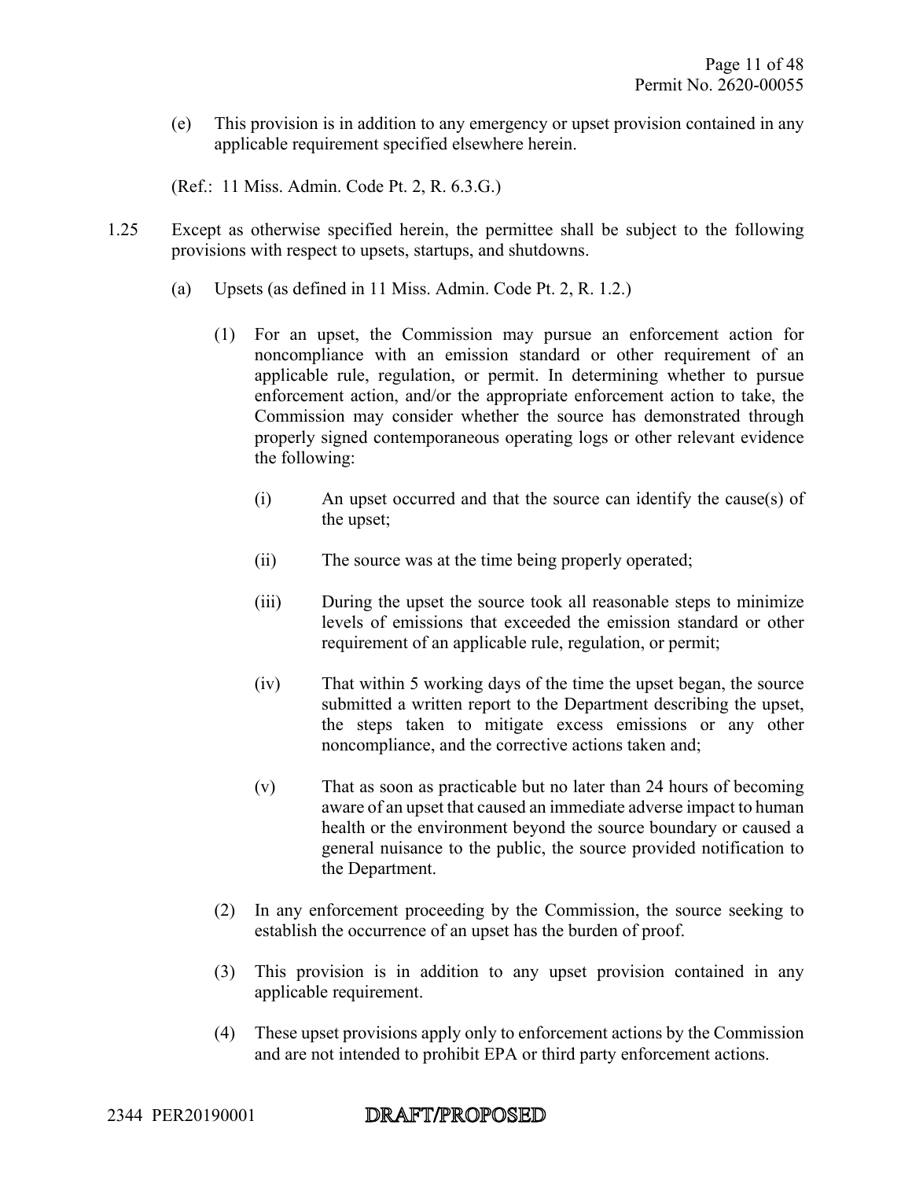(e) This provision is in addition to any emergency or upset provision contained in any applicable requirement specified elsewhere herein.

(Ref.: 11 Miss. Admin. Code Pt. 2, R. 6.3.G.)

1.25 Except as otherwise specified herein, the permittee shall be subject to the following provisions with respect to upsets, startups, and shutdowns.

(a) Upsets (as defined in 11 Miss. Admin. Code Pt. 2, R. 1.2.)

(1) For an upset, the Commission may pursue an enforcement action for noncompliance with an emission standard or other requirement of an applicable rule, regulation, or permit. In determining whether to pursue enforcement action, and/or the appropriate enforcement action to take, the Commission may consider whether the source has demonstrated through properly signed contemporaneous operating logs or other relevant evidence the following:

(i) An upset occurred and that the source can identify the cause(s) of the upset;

(ii) The source was at the time being properly operated;

(iii) During the upset the source took all reasonable steps to minimize levels of emissions that exceeded the emission standard or other requirement of an applicable rule, regulation, or permit;

(iv) That within 5 working days of the time the upset began, the source submitted a written report to the Department describing the upset, the steps taken to mitigate excess emissions or any other noncompliance, and the corrective actions taken and;

(v) That as soon as practicable but no later than 24 hours of becoming aware of an upset that caused an immediate adverse impact to human health or the environment beyond the source boundary or caused a general nuisance to the public, the source provided notification to the Department.

(2) In any enforcement proceeding by the Commission, the source seeking to establish the occurrence of an upset has the burden of proof.

(3) This provision is in addition to any upset provision contained in any applicable requirement.

(4) These upset provisions apply only to enforcement actions by the Commission and are not intended to prohibit EPA or third party enforcement actions.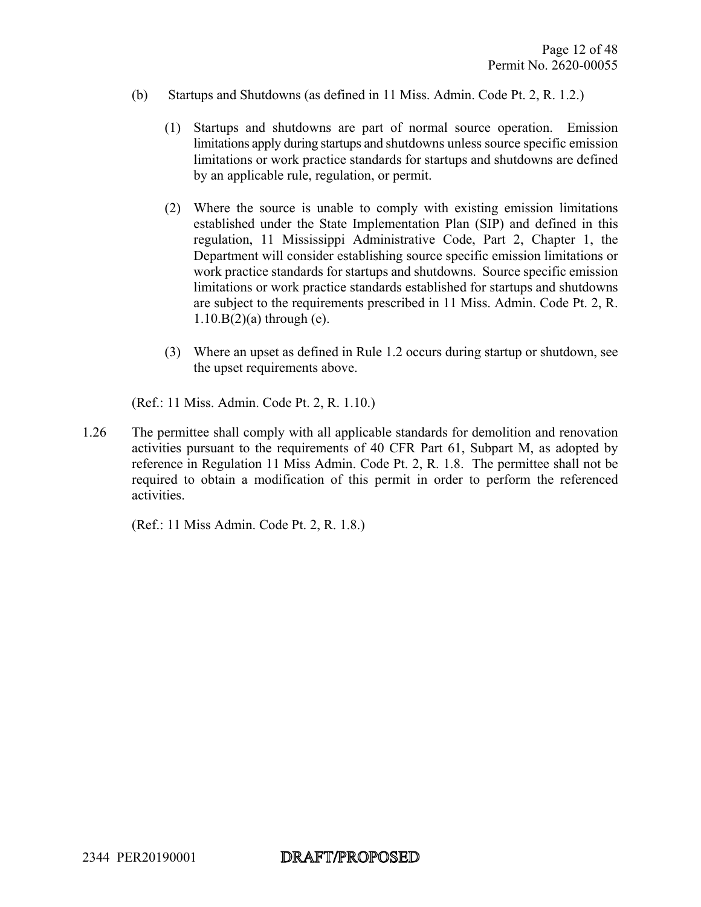(b) Startups and Shutdowns (as defined in 11 Miss. Admin. Code Pt. 2, R. 1.2.)

(1) Startups and shutdowns are part of normal source operation. Emission limitations apply during startups and shutdowns unless source specific emission limitations or work practice standards for startups and shutdowns are defined by an applicable rule, regulation, or permit.

(2) Where the source is unable to comply with existing emission limitations established under the State Implementation Plan (SIP) and defined in this regulation, 11 Mississippi Administrative Code, Part 2, Chapter 1, the Department will consider establishing source specific emission limitations or work practice standards for startups and shutdowns. Source specific emission limitations or work practice standards established for startups and shutdowns are subject to the requirements prescribed in 11 Miss. Admin. Code Pt. 2, R. 1.10.B(2)(a) through (e).

(3) Where an upset as defined in Rule 1.2 occurs during startup or shutdown, see the upset requirements above.

(Ref.: 11 Miss. Admin. Code Pt. 2, R. 1.10.)

1.26 The permittee shall comply with all applicable standards for demolition and renovation activities pursuant to the requirements of 40 CFR Part 61, Subpart M, as adopted by reference in Regulation 11 Miss Admin. Code Pt. 2, R. 1.8. The permittee shall not be required to obtain a modification of this permit in order to perform the referenced activities.

(Ref.: 11 Miss Admin. Code Pt. 2, R. 1.8.)

2344 PER20190001 DRAFT/PROPOSED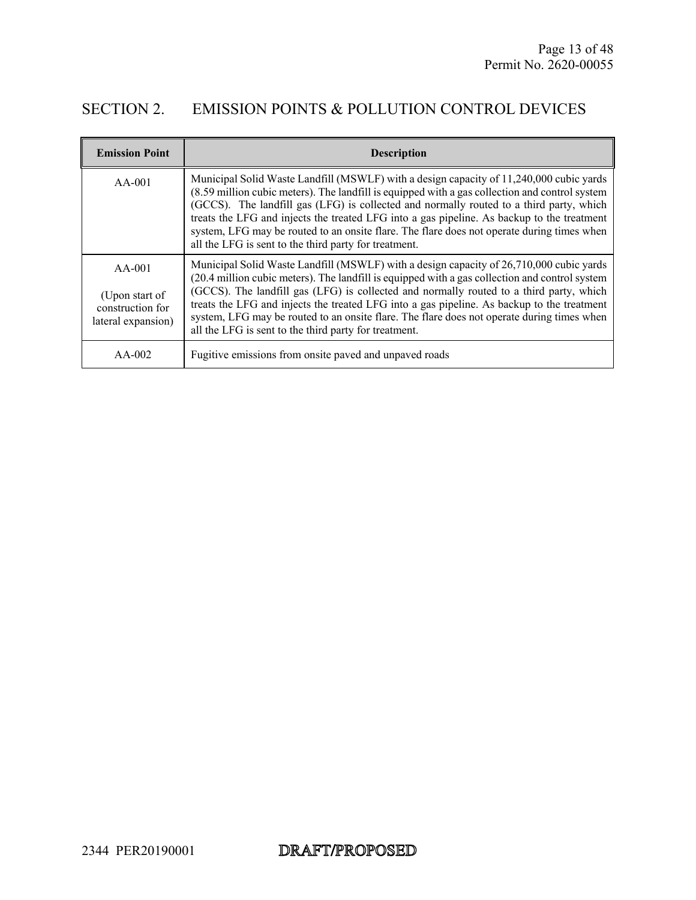## SECTION 2. EMISSION POINTS & POLLUTION CONTROL DEVICES

| Emission Point | Description |
|---|---|
| AA-001 | Municipal Solid Waste Landfill (MSWLF) with a design capacity of 11,240,000 cubic yards (8.59 million cubic meters). The landfill is equipped with a gas collection and control system (GCCS). The landfill gas (LFG) is collected and normally routed to a third party, which treats the LFG and injects the treated LFG into a gas pipeline. As backup to the treatment system, LFG may be routed to an onsite flare. The flare does not operate during times when all the LFG is sent to the third party for treatment. |
| AA-001<br><br>(Upon start of construction for lateral expansion) | Municipal Solid Waste Landfill (MSWLF) with a design capacity of 26,710,000 cubic yards (20.4 million cubic meters). The landfill is equipped with a gas collection and control system (GCCS). The landfill gas (LFG) is collected and normally routed to a third party, which treats the LFG and injects the treated LFG into a gas pipeline. As backup to the treatment system, LFG may be routed to an onsite flare. The flare does not operate during times when all the LFG is sent to the third party for treatment. |
| AA-002 | Fugitive emissions from onsite paved and unpaved roads |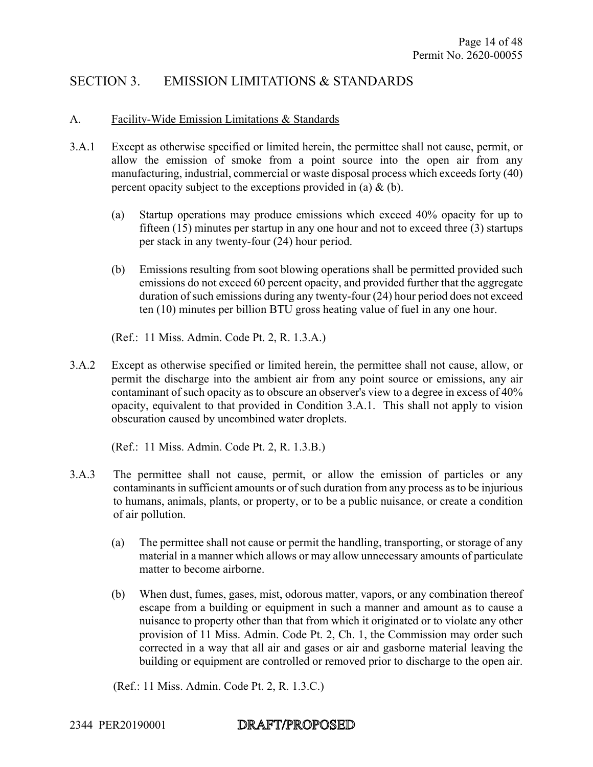## SECTION 3. EMISSION LIMITATIONS & STANDARDS

### A. Facility-Wide Emission Limitations & Standards

3.A.1 Except as otherwise specified or limited herein, the permittee shall not cause, permit, or allow the emission of smoke from a point source into the open air from any manufacturing, industrial, commercial or waste disposal process which exceeds forty (40) percent opacity subject to the exceptions provided in (a) & (b).

(a) Startup operations may produce emissions which exceed 40% opacity for up to fifteen (15) minutes per startup in any one hour and not to exceed three (3) startups per stack in any twenty-four (24) hour period.

(b) Emissions resulting from soot blowing operations shall be permitted provided such emissions do not exceed 60 percent opacity, and provided further that the aggregate duration of such emissions during any twenty-four (24) hour period does not exceed ten (10) minutes per billion BTU gross heating value of fuel in any one hour.

(Ref.: 11 Miss. Admin. Code Pt. 2, R. 1.3.A.)

3.A.2 Except as otherwise specified or limited herein, the permittee shall not cause, allow, or permit the discharge into the ambient air from any point source or emissions, any air contaminant of such opacity as to obscure an observer's view to a degree in excess of 40% opacity, equivalent to that provided in Condition 3.A.1. This shall not apply to vision obscuration caused by uncombined water droplets.

(Ref.: 11 Miss. Admin. Code Pt. 2, R. 1.3.B.)

3.A.3 The permittee shall not cause, permit, or allow the emission of particles or any contaminants in sufficient amounts or of such duration from any process as to be injurious to humans, animals, plants, or property, or to be a public nuisance, or create a condition of air pollution.

(a) The permittee shall not cause or permit the handling, transporting, or storage of any material in a manner which allows or may allow unnecessary amounts of particulate matter to become airborne.

(b) When dust, fumes, gases, mist, odorous matter, vapors, or any combination thereof escape from a building or equipment in such a manner and amount as to cause a nuisance to property other than that from which it originated or to violate any other provision of 11 Miss. Admin. Code Pt. 2, Ch. 1, the Commission may order such corrected in a way that all air and gases or air and gasborne material leaving the building or equipment are controlled or removed prior to discharge to the open air.

(Ref.: 11 Miss. Admin. Code Pt. 2, R. 1.3.C.)

2344 PER20190001 DRAFT/PROPOSED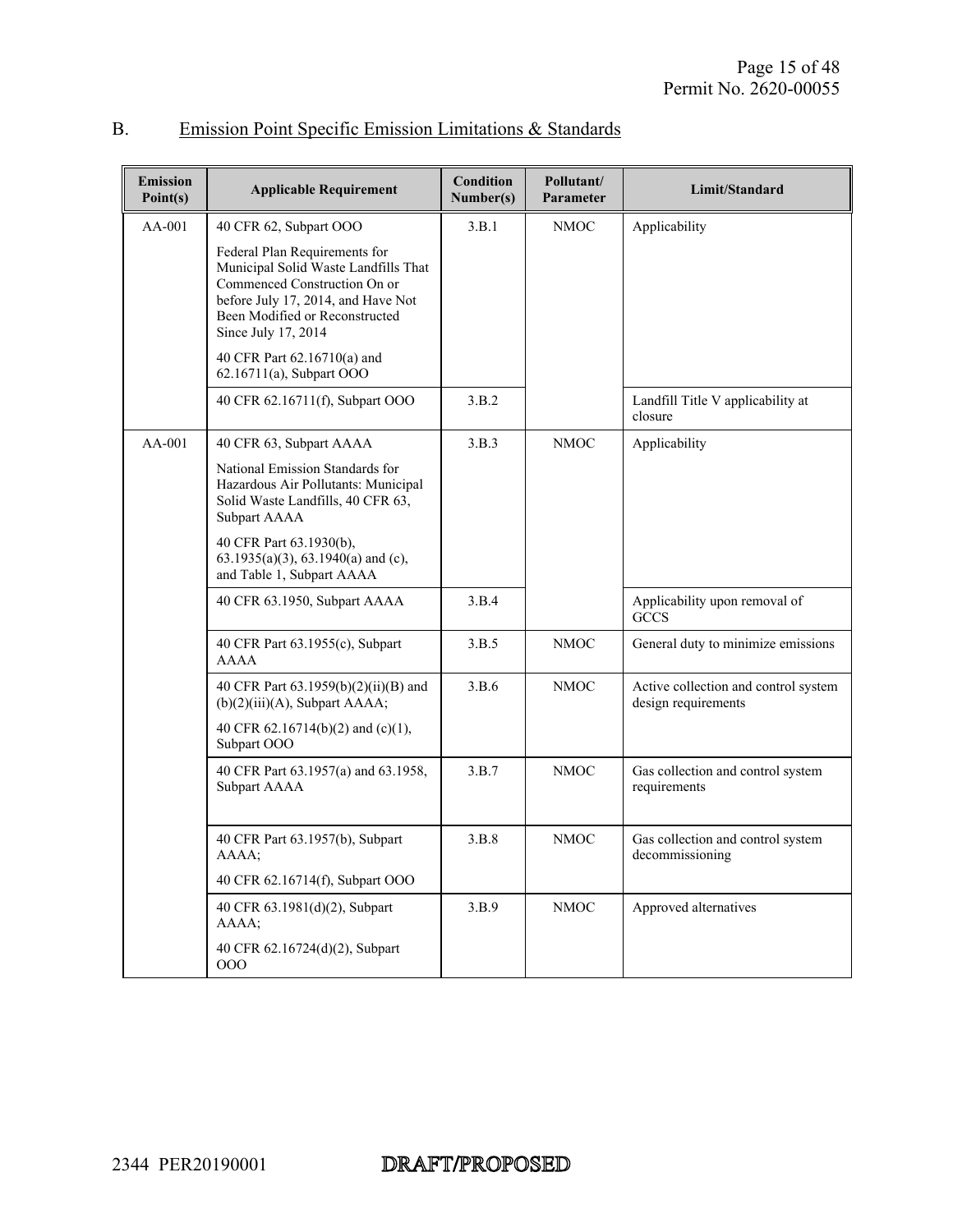## B. Emission Point Specific Emission Limitations & Standards

| Emission Point(s) | Applicable Requirement | Condition Number(s) | Pollutant/ Parameter | Limit/Standard |
|---|---|---|---|---|
| AA-001 | 40 CFR 62, Subpart OOO<br><br>Federal Plan Requirements for Municipal Solid Waste Landfills That Commenced Construction On or before July 17, 2014, and Have Not Been Modified or Reconstructed Since July 17, 2014<br><br>40 CFR Part 62.16710(a) and 62.16711(a), Subpart OOO | 3.B.1 | NMOC | Applicability |
| | 40 CFR 62.16711(f), Subpart OOO | 3.B.2 | | Landfill Title V applicability at closure |
| AA-001 | 40 CFR 63, Subpart AAAA<br><br>National Emission Standards for Hazardous Air Pollutants: Municipal Solid Waste Landfills, 40 CFR 63, Subpart AAAA<br><br>40 CFR Part 63.1930(b), 63.1935(a)(3), 63.1940(a) and (c), and Table 1, Subpart AAAA | 3.B.3 | NMOC | Applicability |
| | 40 CFR 63.1950, Subpart AAAA | 3.B.4 | | Applicability upon removal of GCCS |
| | 40 CFR Part 63.1955(c), Subpart AAAA | 3.B.5 | NMOC | General duty to minimize emissions |
| | 40 CFR Part 63.1959(b)(2)(ii)(B) and (b)(2)(iii)(A), Subpart AAAA;<br><br>40 CFR 62.16714(b)(2) and (c)(1), Subpart OOO | 3.B.6 | NMOC | Active collection and control system design requirements |
| | 40 CFR Part 63.1957(a) and 63.1958, Subpart AAAA | 3.B.7 | NMOC | Gas collection and control system requirements |
| | 40 CFR Part 63.1957(b), Subpart AAAA;<br><br>40 CFR 62.16714(f), Subpart OOO | 3.B.8 | NMOC | Gas collection and control system decommissioning |
| | 40 CFR 63.1981(d)(2), Subpart AAAA;<br><br>40 CFR 62.16724(d)(2), Subpart OOO | 3.B.9 | NMOC | Approved alternatives |

2344 PER20190001 DRAFT/PROPOSED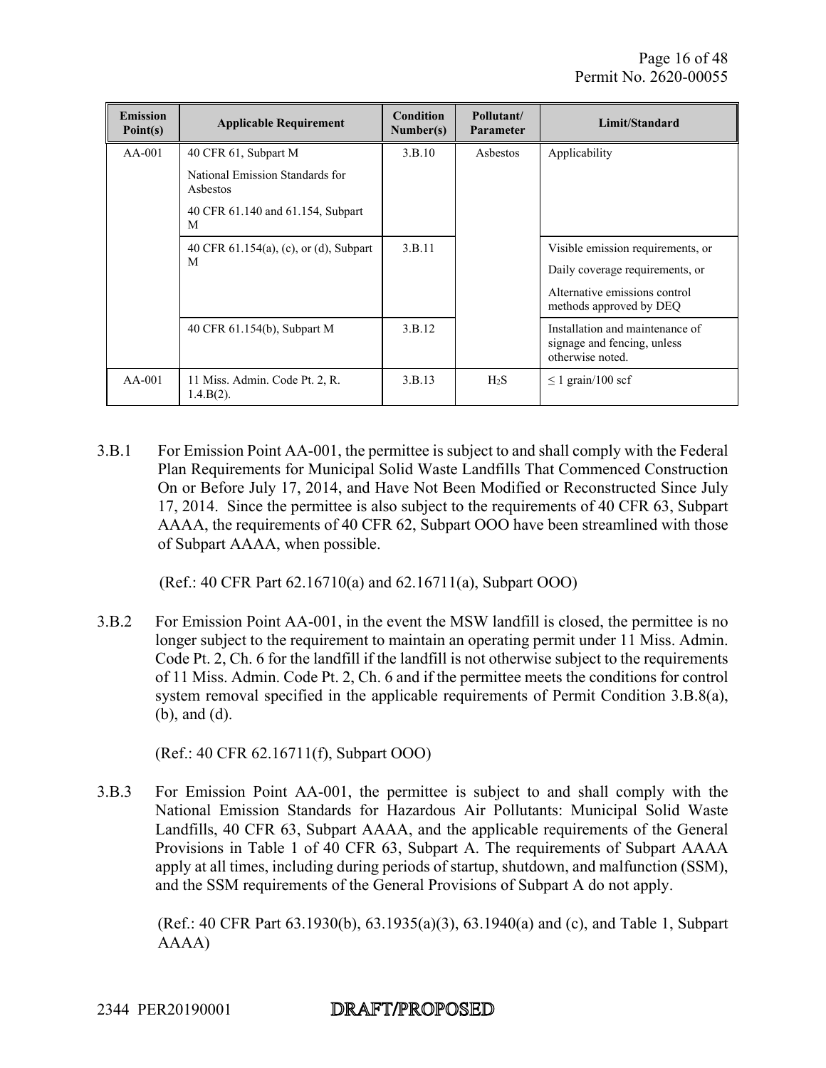| Emission Point(s) | Applicable Requirement | Condition Number(s) | Pollutant/ Parameter | Limit/Standard |
|---|---|---|---|---|
| AA-001 | 40 CFR 61, Subpart M<br>National Emission Standards for Asbestos<br>40 CFR 61.140 and 61.154, Subpart M | 3.B.10 | Asbestos | Applicability |
| | 40 CFR 61.154(a), (c), or (d), Subpart M | 3.B.11 | | Visible emission requirements, or<br>Daily coverage requirements, or<br>Alternative emissions control methods approved by DEQ |
| | 40 CFR 61.154(b), Subpart M | 3.B.12 | | Installation and maintenance of signage and fencing, unless otherwise noted. |
| AA-001 | 11 Miss. Admin. Code Pt. 2, R. 1.4.B(2). | 3.B.13 | $H_2S$ | ≤ 1 grain/100 scf |

3.B.1 For Emission Point AA-001, the permittee is subject to and shall comply with the Federal Plan Requirements for Municipal Solid Waste Landfills That Commenced Construction On or Before July 17, 2014, and Have Not Been Modified or Reconstructed Since July 17, 2014. Since the permittee is also subject to the requirements of 40 CFR 63, Subpart AAAA, the requirements of 40 CFR 62, Subpart OOO have been streamlined with those of Subpart AAAA, when possible.

(Ref.: 40 CFR Part 62.16710(a) and 62.16711(a), Subpart OOO)

3.B.2 For Emission Point AA-001, in the event the MSW landfill is closed, the permittee is no longer subject to the requirement to maintain an operating permit under 11 Miss. Admin. Code Pt. 2, Ch. 6 for the landfill if the landfill is not otherwise subject to the requirements of 11 Miss. Admin. Code Pt. 2, Ch. 6 and if the permittee meets the conditions for control system removal specified in the applicable requirements of Permit Condition 3.B.8(a), (b), and (d).

(Ref.: 40 CFR 62.16711(f), Subpart OOO)

3.B.3 For Emission Point AA-001, the permittee is subject to and shall comply with the National Emission Standards for Hazardous Air Pollutants: Municipal Solid Waste Landfills, 40 CFR 63, Subpart AAAA, and the applicable requirements of the General Provisions in Table 1 of 40 CFR 63, Subpart A. The requirements of Subpart AAAA apply at all times, including during periods of startup, shutdown, and malfunction (SSM), and the SSM requirements of the General Provisions of Subpart A do not apply.

(Ref.: 40 CFR Part 63.1930(b), 63.1935(a)(3), 63.1940(a) and (c), and Table 1, Subpart AAAA)

2344 PER20190001 DRAFT/PROPOSED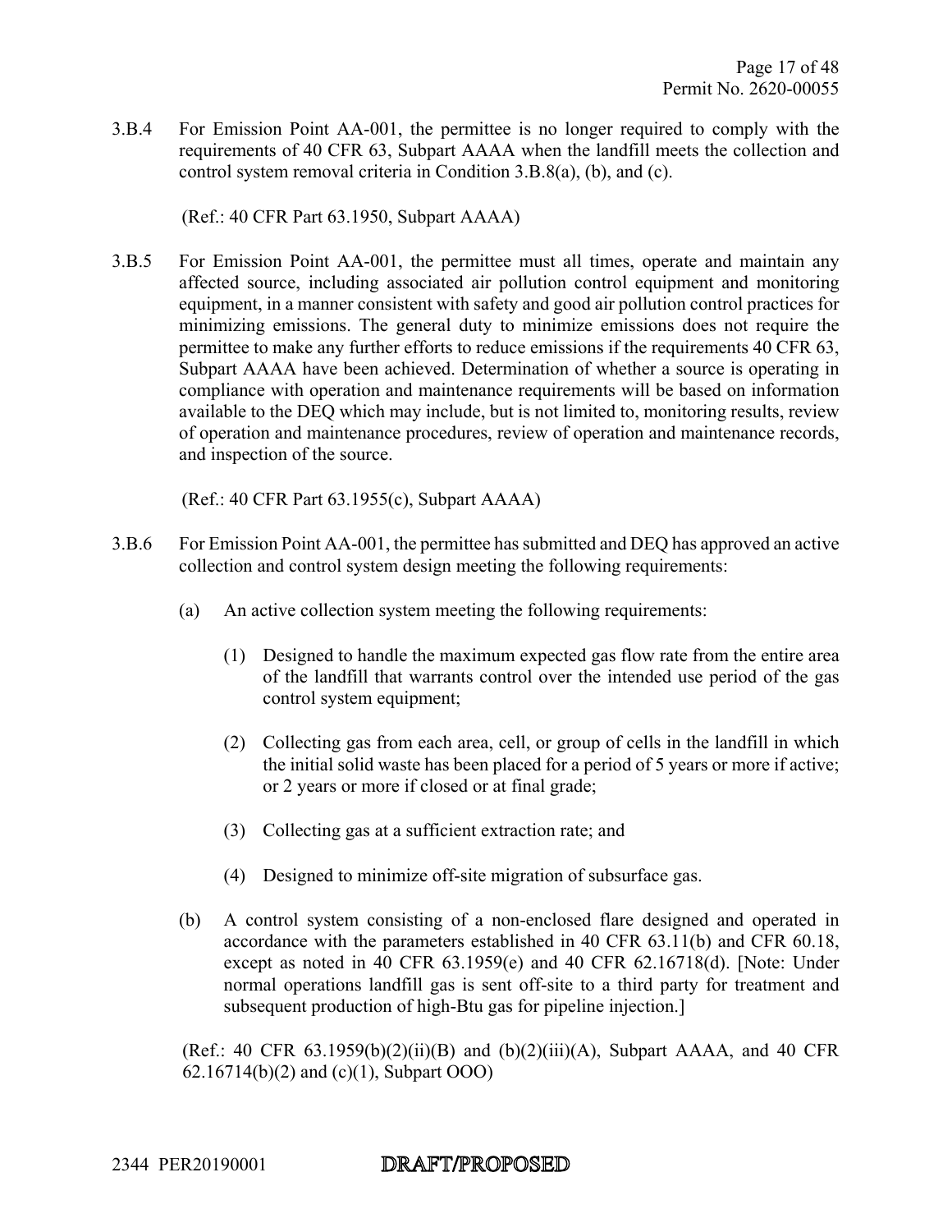3.B.4 For Emission Point AA-001, the permittee is no longer required to comply with the requirements of 40 CFR 63, Subpart AAAA when the landfill meets the collection and control system removal criteria in Condition 3.B.8(a), (b), and (c).

(Ref.: 40 CFR Part 63.1950, Subpart AAAA)

3.B.5 For Emission Point AA-001, the permittee must all times, operate and maintain any affected source, including associated air pollution control equipment and monitoring equipment, in a manner consistent with safety and good air pollution control practices for minimizing emissions. The general duty to minimize emissions does not require the permittee to make any further efforts to reduce emissions if the requirements 40 CFR 63, Subpart AAAA have been achieved. Determination of whether a source is operating in compliance with operation and maintenance requirements will be based on information available to the DEQ which may include, but is not limited to, monitoring results, review of operation and maintenance procedures, review of operation and maintenance records, and inspection of the source.

(Ref.: 40 CFR Part 63.1955(c), Subpart AAAA)

3.B.6 For Emission Point AA-001, the permittee has submitted and DEQ has approved an active collection and control system design meeting the following requirements:

(a) An active collection system meeting the following requirements:

(1) Designed to handle the maximum expected gas flow rate from the entire area of the landfill that warrants control over the intended use period of the gas control system equipment;

(2) Collecting gas from each area, cell, or group of cells in the landfill in which the initial solid waste has been placed for a period of 5 years or more if active; or 2 years or more if closed or at final grade;

(3) Collecting gas at a sufficient extraction rate; and

(4) Designed to minimize off-site migration of subsurface gas.

(b) A control system consisting of a non-enclosed flare designed and operated in accordance with the parameters established in 40 CFR 63.11(b) and CFR 60.18, except as noted in 40 CFR 63.1959(e) and 40 CFR 62.16718(d). [Note: Under normal operations landfill gas is sent off-site to a third party for treatment and subsequent production of high-Btu gas for pipeline injection.]

(Ref.: 40 CFR 63.1959(b)(2)(ii)(B) and (b)(2)(iii)(A), Subpart AAAA, and 40 CFR 62.16714(b)(2) and (c)(1), Subpart OOO)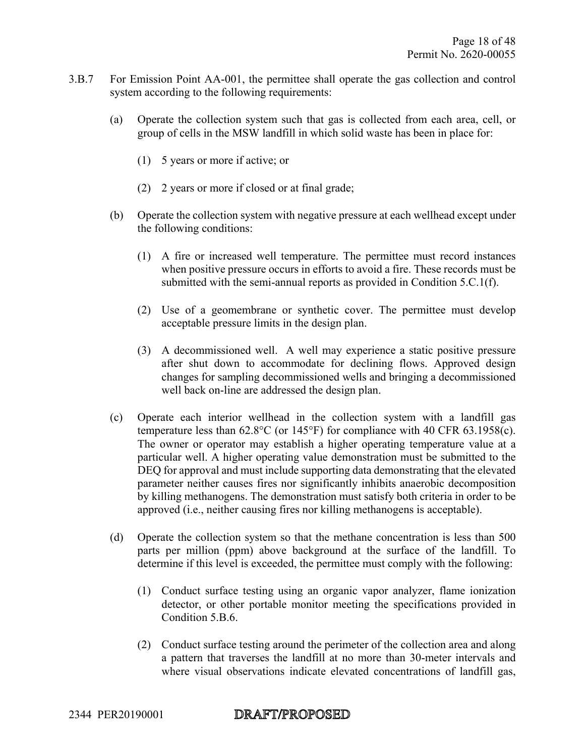3.B.7 For Emission Point AA-001, the permittee shall operate the gas collection and control system according to the following requirements:

(a) Operate the collection system such that gas is collected from each area, cell, or group of cells in the MSW landfill in which solid waste has been in place for:

(1) 5 years or more if active; or

(2) 2 years or more if closed or at final grade;

(b) Operate the collection system with negative pressure at each wellhead except under the following conditions:

(1) A fire or increased well temperature. The permittee must record instances when positive pressure occurs in efforts to avoid a fire. These records must be submitted with the semi-annual reports as provided in Condition 5.C.1(f).

(2) Use of a geomembrane or synthetic cover. The permittee must develop acceptable pressure limits in the design plan.

(3) A decommissioned well. A well may experience a static positive pressure after shut down to accommodate for declining flows. Approved design changes for sampling decommissioned wells and bringing a decommissioned well back on-line are addressed the design plan.

(c) Operate each interior wellhead in the collection system with a landfill gas temperature less than 62.8°C (or 145°F) for compliance with 40 CFR 63.1958(c). The owner or operator may establish a higher operating temperature value at a particular well. A higher operating value demonstration must be submitted to the DEQ for approval and must include supporting data demonstrating that the elevated parameter neither causes fires nor significantly inhibits anaerobic decomposition by killing methanogens. The demonstration must satisfy both criteria in order to be approved (i.e., neither causing fires nor killing methanogens is acceptable).

(d) Operate the collection system so that the methane concentration is less than 500 parts per million (ppm) above background at the surface of the landfill. To determine if this level is exceeded, the permittee must comply with the following:

(1) Conduct surface testing using an organic vapor analyzer, flame ionization detector, or other portable monitor meeting the specifications provided in Condition 5.B.6.

(2) Conduct surface testing around the perimeter of the collection area and along a pattern that traverses the landfill at no more than 30-meter intervals and where visual observations indicate elevated concentrations of landfill gas,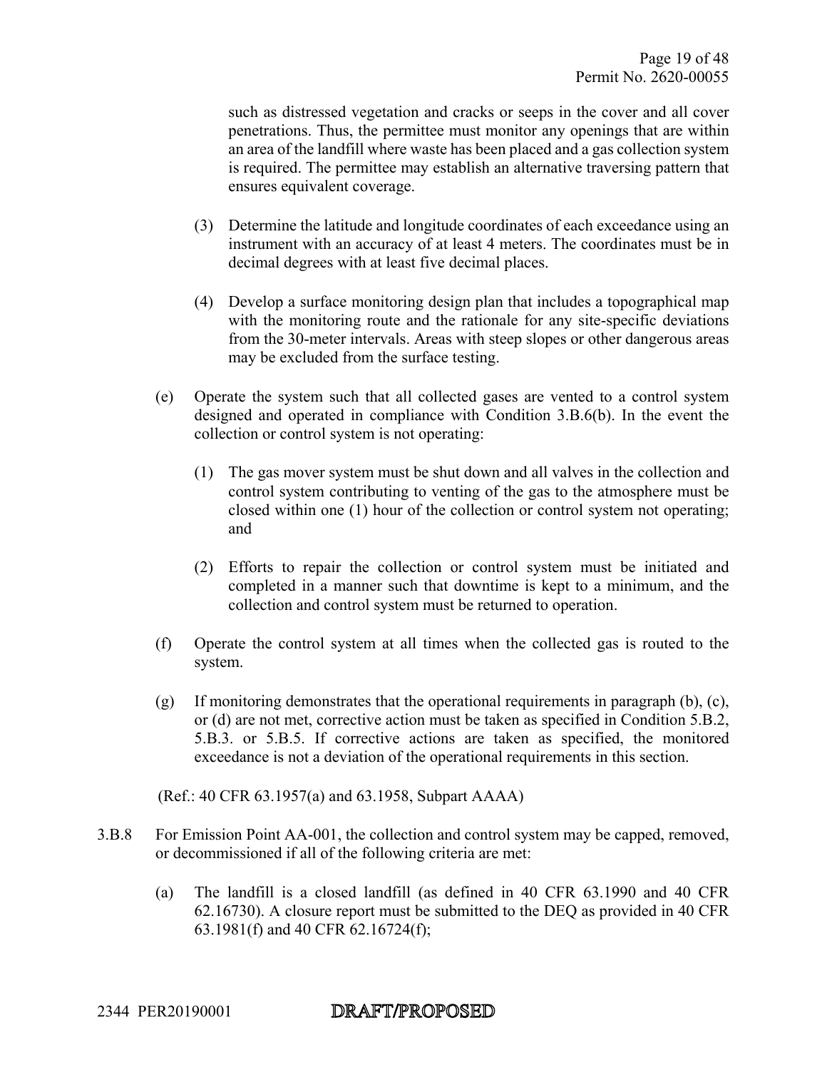such as distressed vegetation and cracks or seeps in the cover and all cover penetrations. Thus, the permittee must monitor any openings that are within an area of the landfill where waste has been placed and a gas collection system is required. The permittee may establish an alternative traversing pattern that ensures equivalent coverage.

(3) Determine the latitude and longitude coordinates of each exceedance using an instrument with an accuracy of at least 4 meters. The coordinates must be in decimal degrees with at least five decimal places.

(4) Develop a surface monitoring design plan that includes a topographical map with the monitoring route and the rationale for any site-specific deviations from the 30-meter intervals. Areas with steep slopes or other dangerous areas may be excluded from the surface testing.

(e) Operate the system such that all collected gases are vented to a control system designed and operated in compliance with Condition 3.B.6(b). In the event the collection or control system is not operating:

(1) The gas mover system must be shut down and all valves in the collection and control system contributing to venting of the gas to the atmosphere must be closed within one (1) hour of the collection or control system not operating; and

(2) Efforts to repair the collection or control system must be initiated and completed in a manner such that downtime is kept to a minimum, and the collection and control system must be returned to operation.

(f) Operate the control system at all times when the collected gas is routed to the system.

(g) If monitoring demonstrates that the operational requirements in paragraph (b), (c), or (d) are not met, corrective action must be taken as specified in Condition 5.B.2, 5.B.3. or 5.B.5. If corrective actions are taken as specified, the monitored exceedance is not a deviation of the operational requirements in this section.

(Ref.: 40 CFR 63.1957(a) and 63.1958, Subpart AAAA)

3.B.8 For Emission Point AA-001, the collection and control system may be capped, removed, or decommissioned if all of the following criteria are met:

(a) The landfill is a closed landfill (as defined in 40 CFR 63.1990 and 40 CFR 62.16730). A closure report must be submitted to the DEQ as provided in 40 CFR 63.1981(f) and 40 CFR 62.16724(f);

2344 PER20190001 **DRAFT/PROPOSED**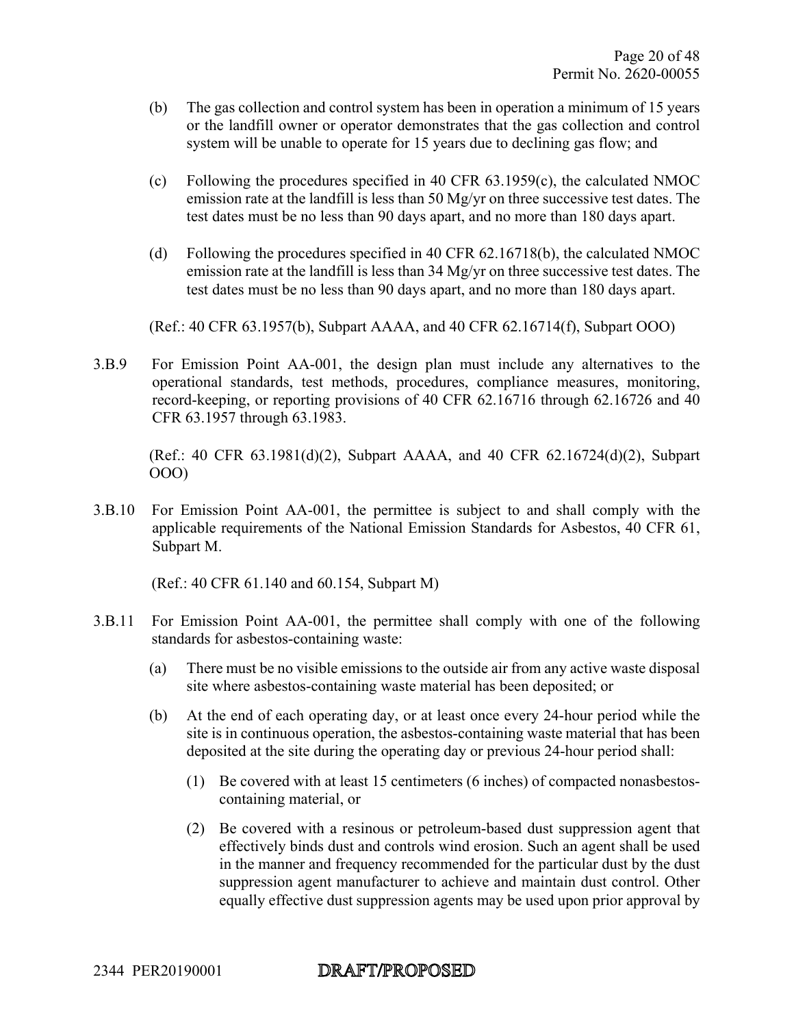(b) The gas collection and control system has been in operation a minimum of 15 years or the landfill owner or operator demonstrates that the gas collection and control system will be unable to operate for 15 years due to declining gas flow; and

(c) Following the procedures specified in 40 CFR 63.1959(c), the calculated NMOC emission rate at the landfill is less than 50 Mg/yr on three successive test dates. The test dates must be no less than 90 days apart, and no more than 180 days apart.

(d) Following the procedures specified in 40 CFR 62.16718(b), the calculated NMOC emission rate at the landfill is less than 34 Mg/yr on three successive test dates. The test dates must be no less than 90 days apart, and no more than 180 days apart.

(Ref.: 40 CFR 63.1957(b), Subpart AAAA, and 40 CFR 62.16714(f), Subpart OOO)

3.B.9 For Emission Point AA-001, the design plan must include any alternatives to the operational standards, test methods, procedures, compliance measures, monitoring, record-keeping, or reporting provisions of 40 CFR 62.16716 through 62.16726 and 40 CFR 63.1957 through 63.1983.

(Ref.: 40 CFR 63.1981(d)(2), Subpart AAAA, and 40 CFR 62.16724(d)(2), Subpart OOO)

3.B.10 For Emission Point AA-001, the permittee is subject to and shall comply with the applicable requirements of the National Emission Standards for Asbestos, 40 CFR 61, Subpart M.

(Ref.: 40 CFR 61.140 and 60.154, Subpart M)

3.B.11 For Emission Point AA-001, the permittee shall comply with one of the following standards for asbestos-containing waste:

(a) There must be no visible emissions to the outside air from any active waste disposal site where asbestos-containing waste material has been deposited; or

(b) At the end of each operating day, or at least once every 24-hour period while the site is in continuous operation, the asbestos-containing waste material that has been deposited at the site during the operating day or previous 24-hour period shall:

(1) Be covered with at least 15 centimeters (6 inches) of compacted nonasbestos-containing material, or

(2) Be covered with a resinous or petroleum-based dust suppression agent that effectively binds dust and controls wind erosion. Such an agent shall be used in the manner and frequency recommended for the particular dust by the dust suppression agent manufacturer to achieve and maintain dust control. Other equally effective dust suppression agents may be used upon prior approval by

2344 PER20190001 DRAFT/PROPOSED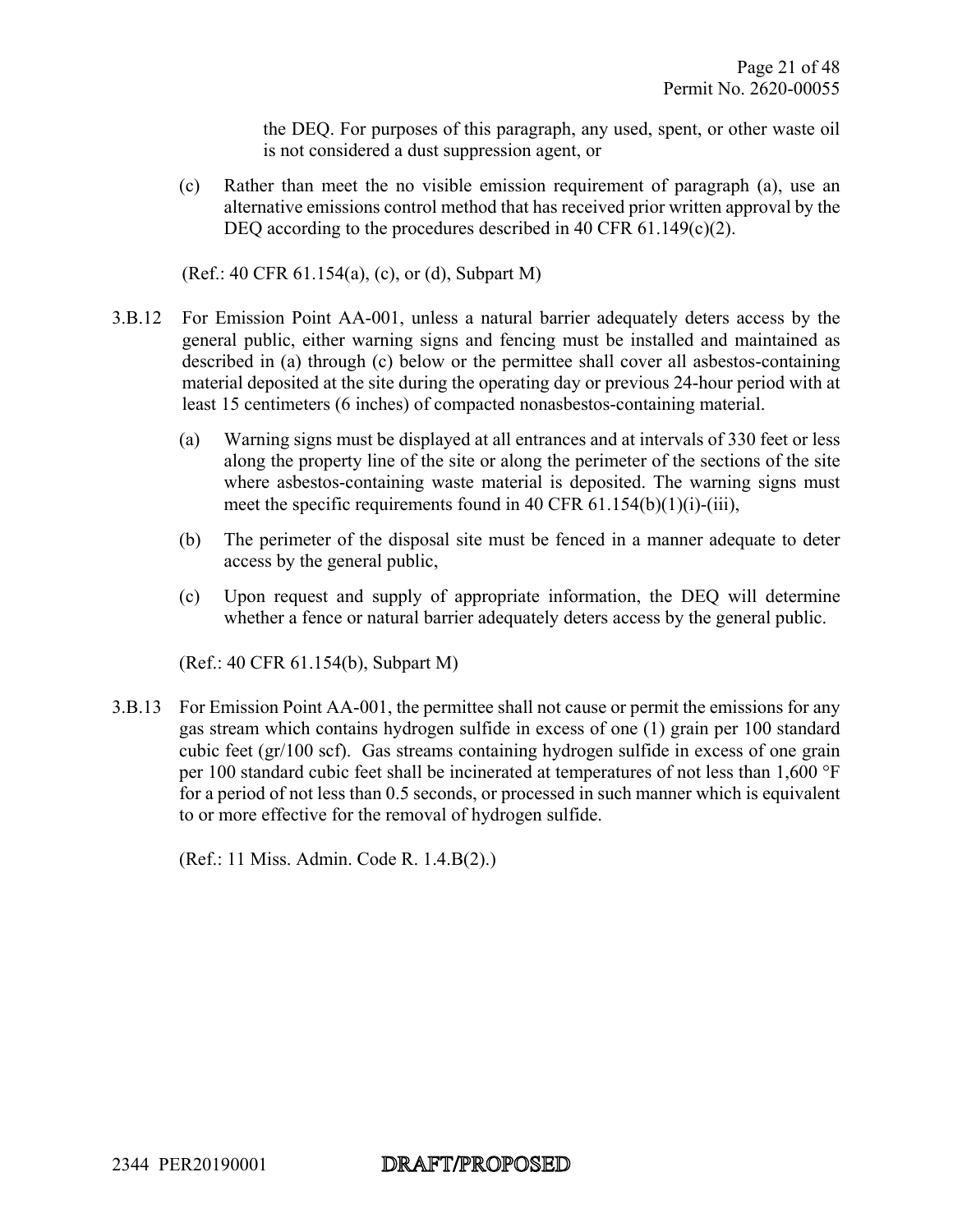the DEQ. For purposes of this paragraph, any used, spent, or other waste oil is not considered a dust suppression agent, or

(c) Rather than meet the no visible emission requirement of paragraph (a), use an alternative emissions control method that has received prior written approval by the DEQ according to the procedures described in 40 CFR 61.149(c)(2).

(Ref.: 40 CFR 61.154(a), (c), or (d), Subpart M)

3.B.12 For Emission Point AA-001, unless a natural barrier adequately deters access by the general public, either warning signs and fencing must be installed and maintained as described in (a) through (c) below or the permittee shall cover all asbestos-containing material deposited at the site during the operating day or previous 24-hour period with at least 15 centimeters (6 inches) of compacted nonasbestos-containing material.

(a) Warning signs must be displayed at all entrances and at intervals of 330 feet or less along the property line of the site or along the perimeter of the sections of the site where asbestos-containing waste material is deposited. The warning signs must meet the specific requirements found in 40 CFR 61.154(b)(1)(i)-(iii),

(b) The perimeter of the disposal site must be fenced in a manner adequate to deter access by the general public,

(c) Upon request and supply of appropriate information, the DEQ will determine whether a fence or natural barrier adequately deters access by the general public.

(Ref.: 40 CFR 61.154(b), Subpart M)

3.B.13 For Emission Point AA-001, the permittee shall not cause or permit the emissions for any gas stream which contains hydrogen sulfide in excess of one (1) grain per 100 standard cubic feet (gr/100 scf). Gas streams containing hydrogen sulfide in excess of one grain per 100 standard cubic feet shall be incinerated at temperatures of not less than 1,600 °F for a period of not less than 0.5 seconds, or processed in such manner which is equivalent to or more effective for the removal of hydrogen sulfide.

(Ref.: 11 Miss. Admin. Code R. 1.4.B(2).)

2344 PER20190001 DRAFT/PROPOSED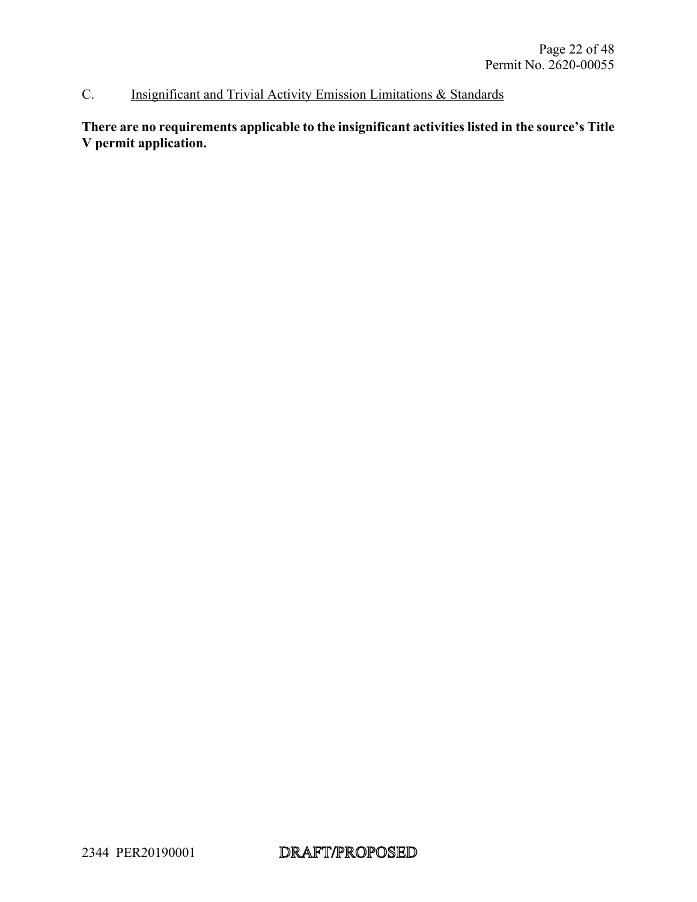C. Insignificant and Trivial Activity Emission Limitations & Standards

**There are no requirements applicable to the insignificant activities listed in the source's Title V permit application.**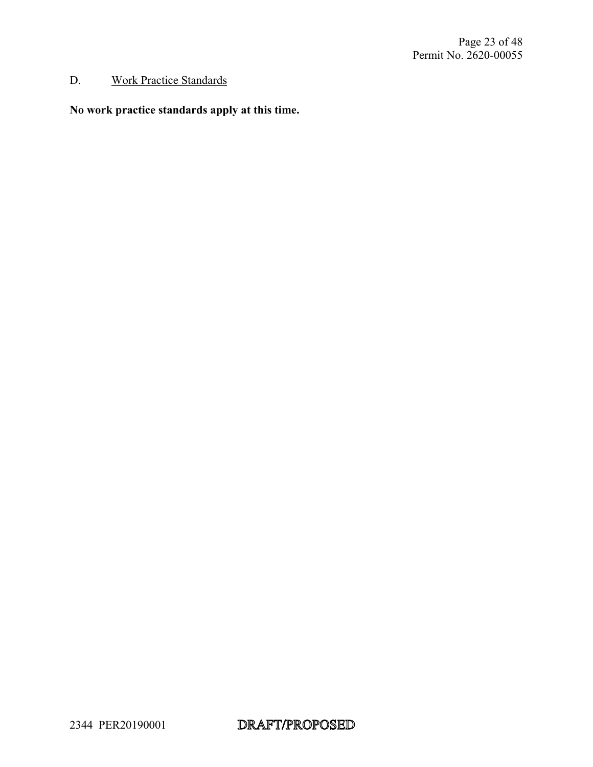D. Work Practice Standards

**No work practice standards apply at this time.**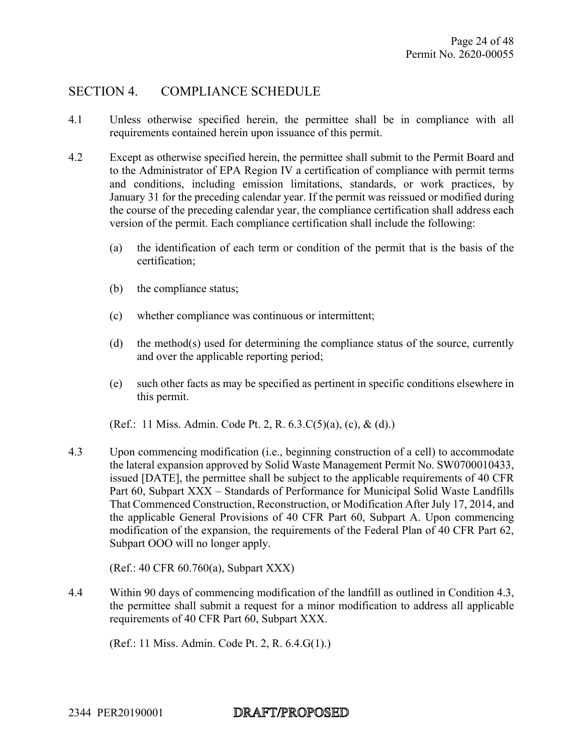## SECTION 4. COMPLIANCE SCHEDULE

4.1 Unless otherwise specified herein, the permittee shall be in compliance with all requirements contained herein upon issuance of this permit.

4.2 Except as otherwise specified herein, the permittee shall submit to the Permit Board and to the Administrator of EPA Region IV a certification of compliance with permit terms and conditions, including emission limitations, standards, or work practices, by January 31 for the preceding calendar year. If the permit was reissued or modified during the course of the preceding calendar year, the compliance certification shall address each version of the permit. Each compliance certification shall include the following:

(a) the identification of each term or condition of the permit that is the basis of the certification;

(b) the compliance status;

(c) whether compliance was continuous or intermittent;

(d) the method(s) used for determining the compliance status of the source, currently and over the applicable reporting period;

(e) such other facts as may be specified as pertinent in specific conditions elsewhere in this permit.

(Ref.: 11 Miss. Admin. Code Pt. 2, R. 6.3.C(5)(a), (c), & (d).)

4.3 Upon commencing modification (i.e., beginning construction of a cell) to accommodate the lateral expansion approved by Solid Waste Management Permit No. SW0700010433, issued [DATE], the permittee shall be subject to the applicable requirements of 40 CFR Part 60, Subpart XXX – Standards of Performance for Municipal Solid Waste Landfills That Commenced Construction, Reconstruction, or Modification After July 17, 2014, and the applicable General Provisions of 40 CFR Part 60, Subpart A. Upon commencing modification of the expansion, the requirements of the Federal Plan of 40 CFR Part 62, Subpart OOO will no longer apply.

(Ref.: 40 CFR 60.760(a), Subpart XXX)

4.4 Within 90 days of commencing modification of the landfill as outlined in Condition 4.3, the permittee shall submit a request for a minor modification to address all applicable requirements of 40 CFR Part 60, Subpart XXX.

(Ref.: 11 Miss. Admin. Code Pt. 2, R. 6.4.G(1).)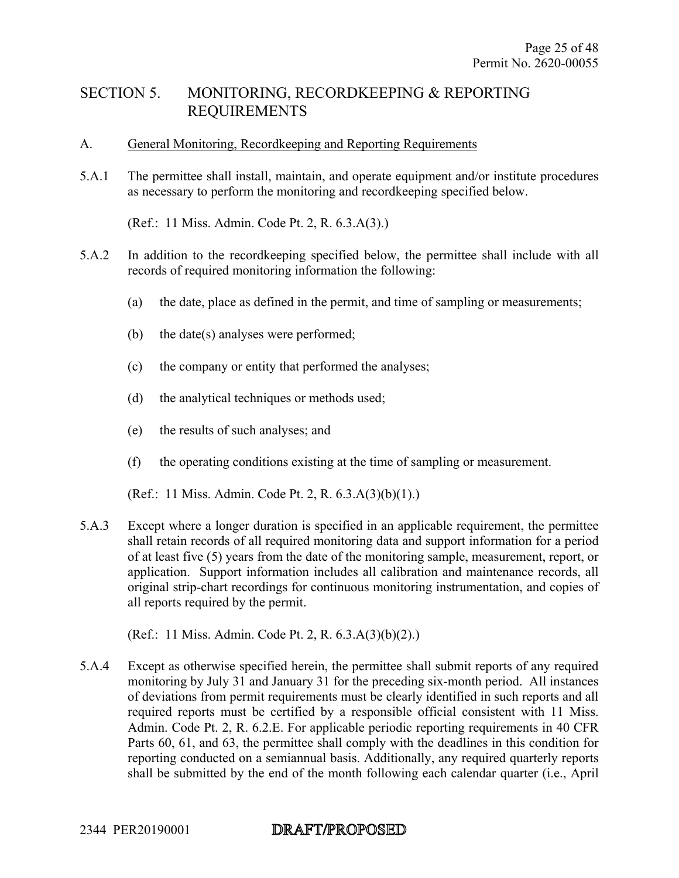# SECTION 5. MONITORING, RECORDKEEPING & REPORTING REQUIREMENTS

A. <u>General Monitoring, Recordkeeping and Reporting Requirements</u>

5.A.1 The permittee shall install, maintain, and operate equipment and/or institute procedures as necessary to perform the monitoring and recordkeeping specified below.

(Ref.: 11 Miss. Admin. Code Pt. 2, R. 6.3.A(3).)

5.A.2 In addition to the recordkeeping specified below, the permittee shall include with all records of required monitoring information the following:

(a) the date, place as defined in the permit, and time of sampling or measurements;

(b) the date(s) analyses were performed;

(c) the company or entity that performed the analyses;

(d) the analytical techniques or methods used;

(e) the results of such analyses; and

(f) the operating conditions existing at the time of sampling or measurement.

(Ref.: 11 Miss. Admin. Code Pt. 2, R. 6.3.A(3)(b)(1).)

5.A.3 Except where a longer duration is specified in an applicable requirement, the permittee shall retain records of all required monitoring data and support information for a period of at least five (5) years from the date of the monitoring sample, measurement, report, or application. Support information includes all calibration and maintenance records, all original strip-chart recordings for continuous monitoring instrumentation, and copies of all reports required by the permit.

(Ref.: 11 Miss. Admin. Code Pt. 2, R. 6.3.A(3)(b)(2).)

5.A.4 Except as otherwise specified herein, the permittee shall submit reports of any required monitoring by July 31 and January 31 for the preceding six-month period. All instances of deviations from permit requirements must be clearly identified in such reports and all required reports must be certified by a responsible official consistent with 11 Miss. Admin. Code Pt. 2, R. 6.2.E. For applicable periodic reporting requirements in 40 CFR Parts 60, 61, and 63, the permittee shall comply with the deadlines in this condition for reporting conducted on a semiannual basis. Additionally, any required quarterly reports shall be submitted by the end of the month following each calendar quarter (i.e., April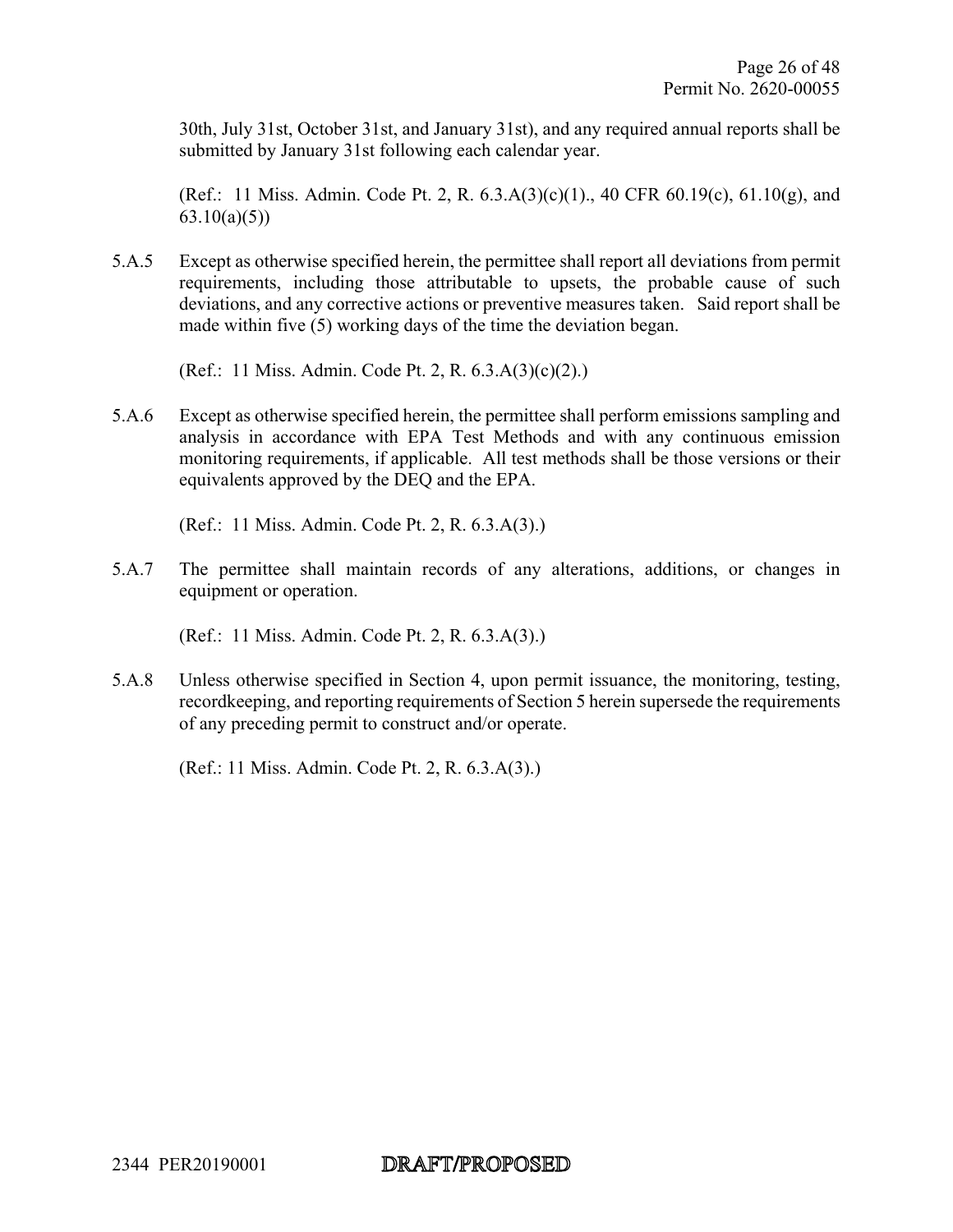30th, July 31st, October 31st, and January 31st), and any required annual reports shall be submitted by January 31st following each calendar year.

(Ref.: 11 Miss. Admin. Code Pt. 2, R. 6.3.A(3)(c)(1)., 40 CFR 60.19(c), 61.10(g), and 63.10(a)(5))

5.A.5 Except as otherwise specified herein, the permittee shall report all deviations from permit requirements, including those attributable to upsets, the probable cause of such deviations, and any corrective actions or preventive measures taken. Said report shall be made within five (5) working days of the time the deviation began.

(Ref.: 11 Miss. Admin. Code Pt. 2, R. 6.3.A(3)(c)(2).)

5.A.6 Except as otherwise specified herein, the permittee shall perform emissions sampling and analysis in accordance with EPA Test Methods and with any continuous emission monitoring requirements, if applicable. All test methods shall be those versions or their equivalents approved by the DEQ and the EPA.

(Ref.: 11 Miss. Admin. Code Pt. 2, R. 6.3.A(3).)

5.A.7 The permittee shall maintain records of any alterations, additions, or changes in equipment or operation.

(Ref.: 11 Miss. Admin. Code Pt. 2, R. 6.3.A(3).)

5.A.8 Unless otherwise specified in Section 4, upon permit issuance, the monitoring, testing, recordkeeping, and reporting requirements of Section 5 herein supersede the requirements of any preceding permit to construct and/or operate.

(Ref.: 11 Miss. Admin. Code Pt. 2, R. 6.3.A(3).)

2344 PER20190001 DRAFT/PROPOSED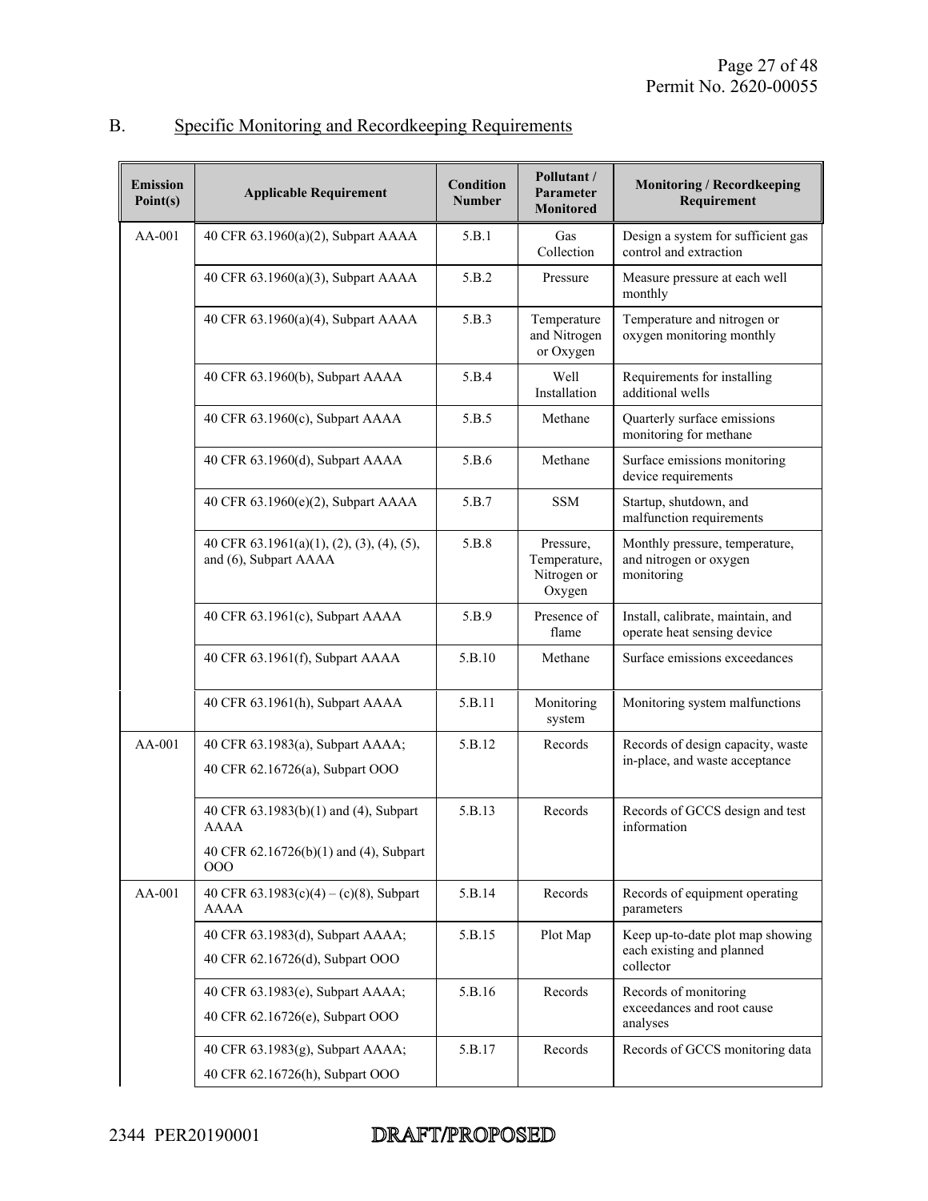## B. Specific Monitoring and Recordkeeping Requirements

| Emission Point(s) | Applicable Requirement | Condition Number | Pollutant / Parameter Monitored | Monitoring / Recordkeeping Requirement |
|---|---|---|---|---|
| AA-001 | 40 CFR 63.1960(a)(2), Subpart AAAA | 5.B.1 | Gas Collection | Design a system for sufficient gas control and extraction |
| | 40 CFR 63.1960(a)(3), Subpart AAAA | 5.B.2 | Pressure | Measure pressure at each well monthly |
| | 40 CFR 63.1960(a)(4), Subpart AAAA | 5.B.3 | Temperature and Nitrogen or Oxygen | Temperature and nitrogen or oxygen monitoring monthly |
| | 40 CFR 63.1960(b), Subpart AAAA | 5.B.4 | Well Installation | Requirements for installing additional wells |
| | 40 CFR 63.1960(c), Subpart AAAA | 5.B.5 | Methane | Quarterly surface emissions monitoring for methane |
| | 40 CFR 63.1960(d), Subpart AAAA | 5.B.6 | Methane | Surface emissions monitoring device requirements |
| | 40 CFR 63.1960(e)(2), Subpart AAAA | 5.B.7 | SSM | Startup, shutdown, and malfunction requirements |
| | 40 CFR 63.1961(a)(1), (2), (3), (4), (5), and (6), Subpart AAAA | 5.B.8 | Pressure, Temperature, Nitrogen or Oxygen | Monthly pressure, temperature, and nitrogen or oxygen monitoring |
| | 40 CFR 63.1961(c), Subpart AAAA | 5.B.9 | Presence of flame | Install, calibrate, maintain, and operate heat sensing device |
| | 40 CFR 63.1961(f), Subpart AAAA | 5.B.10 | Methane | Surface emissions exceedances |
| | 40 CFR 63.1961(h), Subpart AAAA | 5.B.11 | Monitoring system | Monitoring system malfunctions |
| AA-001 | 40 CFR 63.1983(a), Subpart AAAA; 40 CFR 62.16726(a), Subpart OOO | 5.B.12 | Records | Records of design capacity, waste in-place, and waste acceptance |
| | 40 CFR 63.1983(b)(1) and (4), Subpart AAAA 40 CFR 62.16726(b)(1) and (4), Subpart OOO | 5.B.13 | Records | Records of GCCS design and test information |
| AA-001 | 40 CFR 63.1983(c)(4) – (c)(8), Subpart AAAA | 5.B.14 | Records | Records of equipment operating parameters |
| | 40 CFR 63.1983(d), Subpart AAAA; 40 CFR 62.16726(d), Subpart OOO | 5.B.15 | Plot Map | Keep up-to-date plot map showing each existing and planned collector |
| | 40 CFR 63.1983(e), Subpart AAAA; 40 CFR 62.16726(e), Subpart OOO | 5.B.16 | Records | Records of monitoring exceedances and root cause analyses |
| | 40 CFR 63.1983(g), Subpart AAAA; 40 CFR 62.16726(h), Subpart OOO | 5.B.17 | Records | Records of GCCS monitoring data |

2344 PER20190001 DRAFT/PROPOSED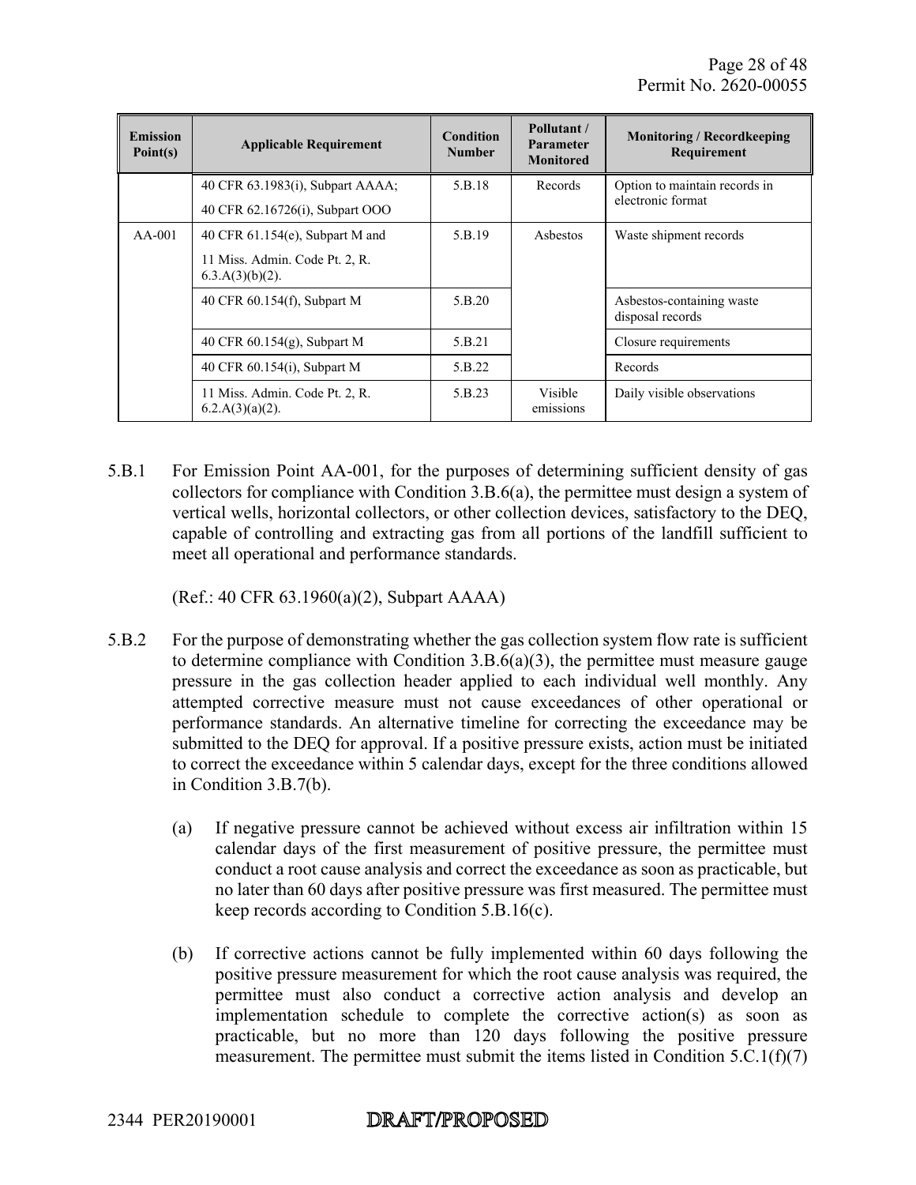| Emission Point(s) | Applicable Requirement | Condition Number | Pollutant / Parameter Monitored | Monitoring / Recordkeeping Requirement |
|---|---|---|---|---|
| | 40 CFR 63.1983(i), Subpart AAAA; 40 CFR 62.16726(i), Subpart OOO | 5.B.18 | Records | Option to maintain records in electronic format |
| AA-001 | 40 CFR 61.154(e), Subpart M and 11 Miss. Admin. Code Pt. 2, R. 6.3.A(3)(b)(2). | 5.B.19 | Asbestos | Waste shipment records |
| | 40 CFR 60.154(f), Subpart M | 5.B.20 | | Asbestos-containing waste disposal records |
| | 40 CFR 60.154(g), Subpart M | 5.B.21 | | Closure requirements |
| | 40 CFR 60.154(i), Subpart M | 5.B.22 | | Records |
| | 11 Miss. Admin. Code Pt. 2, R. 6.2.A(3)(a)(2). | 5.B.23 | Visible emissions | Daily visible observations |

5.B.1 For Emission Point AA-001, for the purposes of determining sufficient density of gas collectors for compliance with Condition 3.B.6(a), the permittee must design a system of vertical wells, horizontal collectors, or other collection devices, satisfactory to the DEQ, capable of controlling and extracting gas from all portions of the landfill sufficient to meet all operational and performance standards.

(Ref.: 40 CFR 63.1960(a)(2), Subpart AAAA)

5.B.2 For the purpose of demonstrating whether the gas collection system flow rate is sufficient to determine compliance with Condition 3.B.6(a)(3), the permittee must measure gauge pressure in the gas collection header applied to each individual well monthly. Any attempted corrective measure must not cause exceedances of other operational or performance standards. An alternative timeline for correcting the exceedance may be submitted to the DEQ for approval. If a positive pressure exists, action must be initiated to correct the exceedance within 5 calendar days, except for the three conditions allowed in Condition 3.B.7(b).

(a) If negative pressure cannot be achieved without excess air infiltration within 15 calendar days of the first measurement of positive pressure, the permittee must conduct a root cause analysis and correct the exceedance as soon as practicable, but no later than 60 days after positive pressure was first measured. The permittee must keep records according to Condition 5.B.16(c).

(b) If corrective actions cannot be fully implemented within 60 days following the positive pressure measurement for which the root cause analysis was required, the permittee must also conduct a corrective action analysis and develop an implementation schedule to complete the corrective action(s) as soon as practicable, but no more than 120 days following the positive pressure measurement. The permittee must submit the items listed in Condition 5.C.1(f)(7)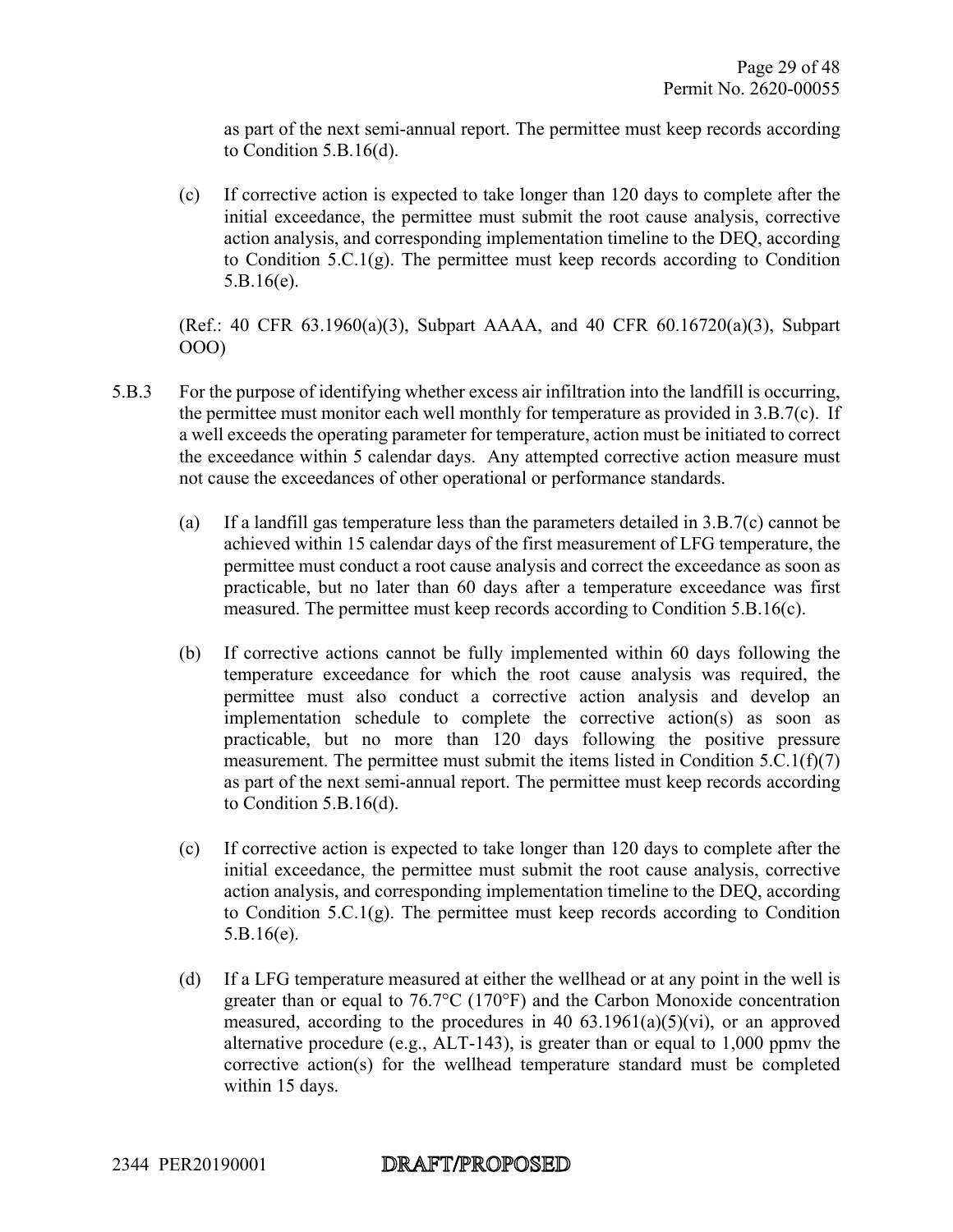as part of the next semi-annual report. The permittee must keep records according to Condition 5.B.16(d).

(c) If corrective action is expected to take longer than 120 days to complete after the initial exceedance, the permittee must submit the root cause analysis, corrective action analysis, and corresponding implementation timeline to the DEQ, according to Condition 5.C.1(g). The permittee must keep records according to Condition 5.B.16(e).

(Ref.: 40 CFR 63.1960(a)(3), Subpart AAAA, and 40 CFR 60.16720(a)(3), Subpart OOO)

5.B.3 For the purpose of identifying whether excess air infiltration into the landfill is occurring, the permittee must monitor each well monthly for temperature as provided in 3.B.7(c). If a well exceeds the operating parameter for temperature, action must be initiated to correct the exceedance within 5 calendar days. Any attempted corrective action measure must not cause the exceedances of other operational or performance standards.

(a) If a landfill gas temperature less than the parameters detailed in 3.B.7(c) cannot be achieved within 15 calendar days of the first measurement of LFG temperature, the permittee must conduct a root cause analysis and correct the exceedance as soon as practicable, but no later than 60 days after a temperature exceedance was first measured. The permittee must keep records according to Condition 5.B.16(c).

(b) If corrective actions cannot be fully implemented within 60 days following the temperature exceedance for which the root cause analysis was required, the permittee must also conduct a corrective action analysis and develop an implementation schedule to complete the corrective action(s) as soon as practicable, but no more than 120 days following the positive pressure measurement. The permittee must submit the items listed in Condition 5.C.1(f)(7) as part of the next semi-annual report. The permittee must keep records according to Condition 5.B.16(d).

(c) If corrective action is expected to take longer than 120 days to complete after the initial exceedance, the permittee must submit the root cause analysis, corrective action analysis, and corresponding implementation timeline to the DEQ, according to Condition 5.C.1(g). The permittee must keep records according to Condition 5.B.16(e).

(d) If a LFG temperature measured at either the wellhead or at any point in the well is greater than or equal to 76.7°C (170°F) and the Carbon Monoxide concentration measured, according to the procedures in 40 63.1961(a)(5)(vi), or an approved alternative procedure (e.g., ALT-143), is greater than or equal to 1,000 ppmv the corrective action(s) for the wellhead temperature standard must be completed within 15 days.

2344 PER20190001 DRAFT/PROPOSED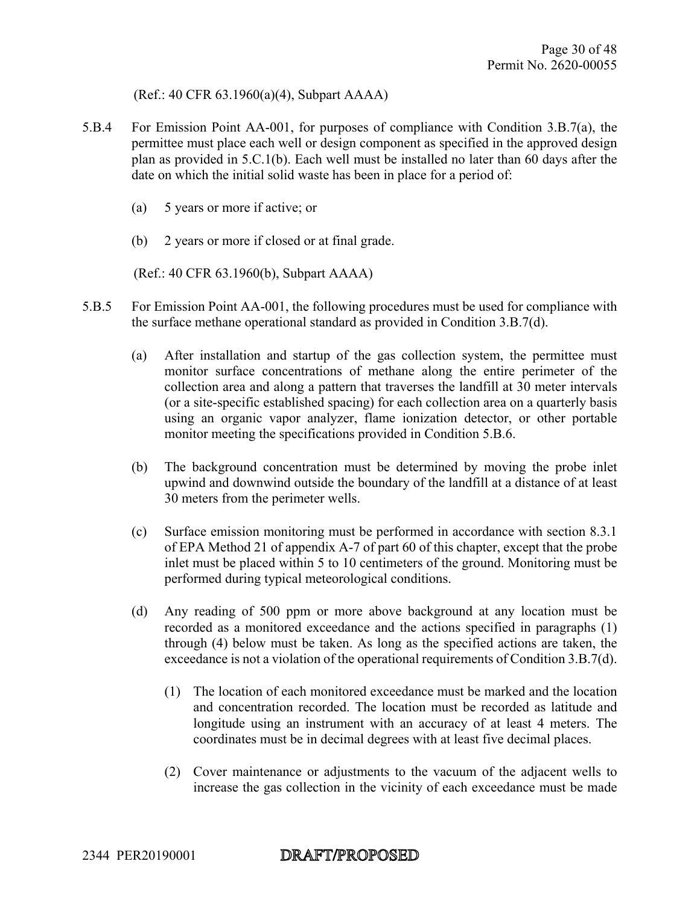(Ref.: 40 CFR 63.1960(a)(4), Subpart AAAA)

5.B.4 For Emission Point AA-001, for purposes of compliance with Condition 3.B.7(a), the permittee must place each well or design component as specified in the approved design plan as provided in 5.C.1(b). Each well must be installed no later than 60 days after the date on which the initial solid waste has been in place for a period of:

(a) 5 years or more if active; or

(b) 2 years or more if closed or at final grade.

(Ref.: 40 CFR 63.1960(b), Subpart AAAA)

5.B.5 For Emission Point AA-001, the following procedures must be used for compliance with the surface methane operational standard as provided in Condition 3.B.7(d).

(a) After installation and startup of the gas collection system, the permittee must monitor surface concentrations of methane along the entire perimeter of the collection area and along a pattern that traverses the landfill at 30 meter intervals (or a site-specific established spacing) for each collection area on a quarterly basis using an organic vapor analyzer, flame ionization detector, or other portable monitor meeting the specifications provided in Condition 5.B.6.

(b) The background concentration must be determined by moving the probe inlet upwind and downwind outside the boundary of the landfill at a distance of at least 30 meters from the perimeter wells.

(c) Surface emission monitoring must be performed in accordance with section 8.3.1 of EPA Method 21 of appendix A-7 of part 60 of this chapter, except that the probe inlet must be placed within 5 to 10 centimeters of the ground. Monitoring must be performed during typical meteorological conditions.

(d) Any reading of 500 ppm or more above background at any location must be recorded as a monitored exceedance and the actions specified in paragraphs (1) through (4) below must be taken. As long as the specified actions are taken, the exceedance is not a violation of the operational requirements of Condition 3.B.7(d).

(1) The location of each monitored exceedance must be marked and the location and concentration recorded. The location must be recorded as latitude and longitude using an instrument with an accuracy of at least 4 meters. The coordinates must be in decimal degrees with at least five decimal places.

(2) Cover maintenance or adjustments to the vacuum of the adjacent wells to increase the gas collection in the vicinity of each exceedance must be made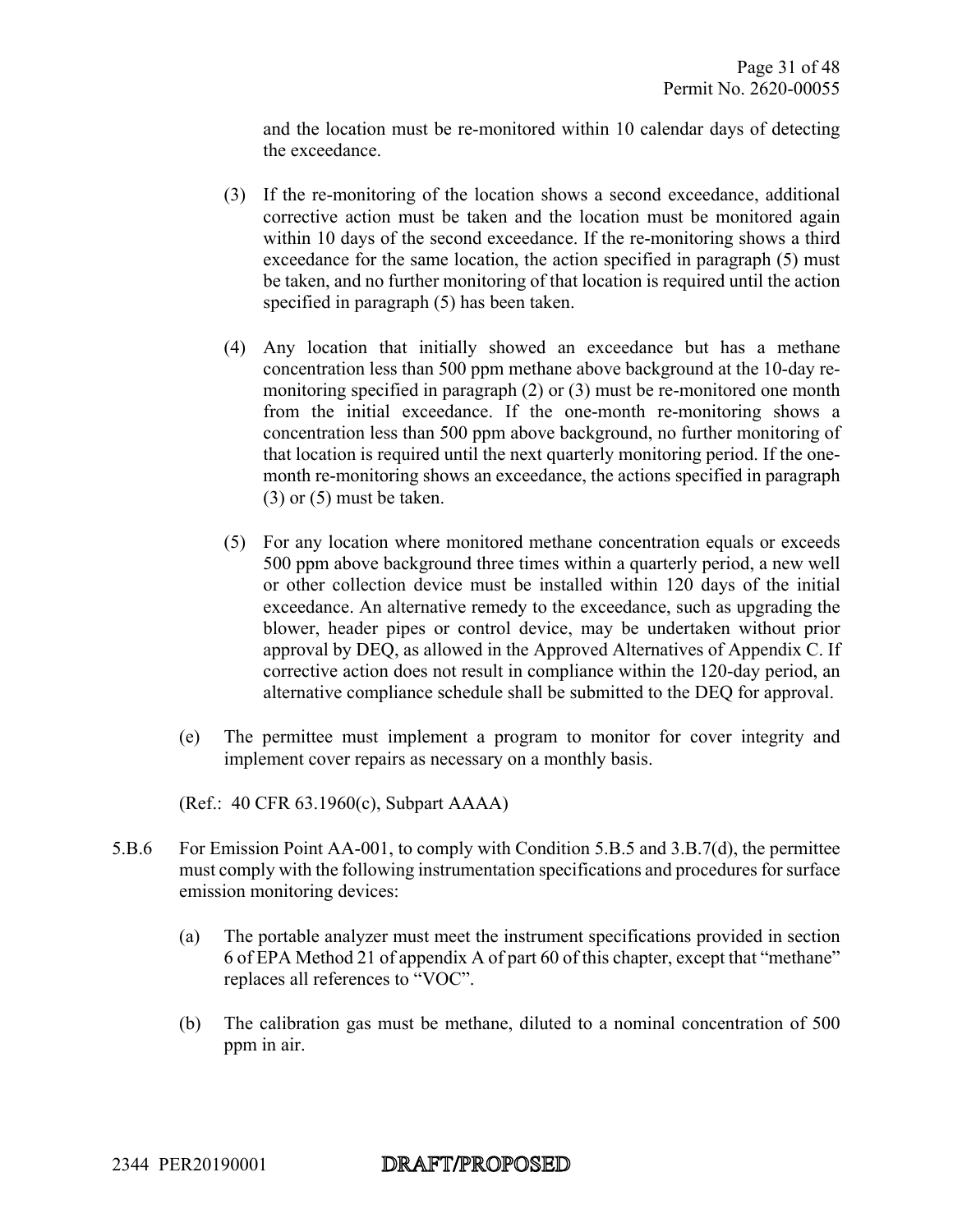and the location must be re-monitored within 10 calendar days of detecting the exceedance.

(3) If the re-monitoring of the location shows a second exceedance, additional corrective action must be taken and the location must be monitored again within 10 days of the second exceedance. If the re-monitoring shows a third exceedance for the same location, the action specified in paragraph (5) must be taken, and no further monitoring of that location is required until the action specified in paragraph (5) has been taken.

(4) Any location that initially showed an exceedance but has a methane concentration less than 500 ppm methane above background at the 10-day re-monitoring specified in paragraph (2) or (3) must be re-monitored one month from the initial exceedance. If the one-month re-monitoring shows a concentration less than 500 ppm above background, no further monitoring of that location is required until the next quarterly monitoring period. If the one-month re-monitoring shows an exceedance, the actions specified in paragraph (3) or (5) must be taken.

(5) For any location where monitored methane concentration equals or exceeds 500 ppm above background three times within a quarterly period, a new well or other collection device must be installed within 120 days of the initial exceedance. An alternative remedy to the exceedance, such as upgrading the blower, header pipes or control device, may be undertaken without prior approval by DEQ, as allowed in the Approved Alternatives of Appendix C. If corrective action does not result in compliance within the 120-day period, an alternative compliance schedule shall be submitted to the DEQ for approval.

(e) The permittee must implement a program to monitor for cover integrity and implement cover repairs as necessary on a monthly basis.

(Ref.: 40 CFR 63.1960(c), Subpart AAAA)

5.B.6 For Emission Point AA-001, to comply with Condition 5.B.5 and 3.B.7(d), the permittee must comply with the following instrumentation specifications and procedures for surface emission monitoring devices:

(a) The portable analyzer must meet the instrument specifications provided in section 6 of EPA Method 21 of appendix A of part 60 of this chapter, except that "methane" replaces all references to "VOC".

(b) The calibration gas must be methane, diluted to a nominal concentration of 500 ppm in air.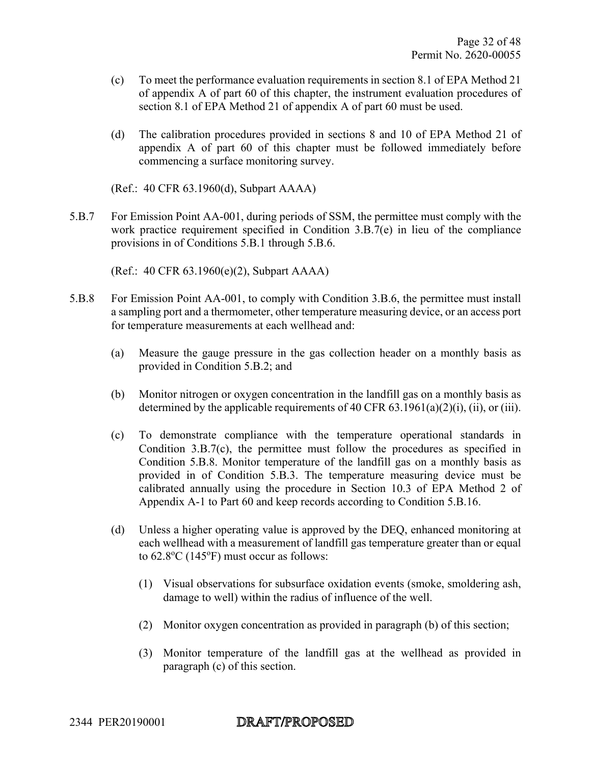(c) To meet the performance evaluation requirements in section 8.1 of EPA Method 21 of appendix A of part 60 of this chapter, the instrument evaluation procedures of section 8.1 of EPA Method 21 of appendix A of part 60 must be used.

(d) The calibration procedures provided in sections 8 and 10 of EPA Method 21 of appendix A of part 60 of this chapter must be followed immediately before commencing a surface monitoring survey.

(Ref.: 40 CFR 63.1960(d), Subpart AAAA)

5.B.7 For Emission Point AA-001, during periods of SSM, the permittee must comply with the work practice requirement specified in Condition 3.B.7(e) in lieu of the compliance provisions in of Conditions 5.B.1 through 5.B.6.

(Ref.: 40 CFR 63.1960(e)(2), Subpart AAAA)

5.B.8 For Emission Point AA-001, to comply with Condition 3.B.6, the permittee must install a sampling port and a thermometer, other temperature measuring device, or an access port for temperature measurements at each wellhead and:

(a) Measure the gauge pressure in the gas collection header on a monthly basis as provided in Condition 5.B.2; and

(b) Monitor nitrogen or oxygen concentration in the landfill gas on a monthly basis as determined by the applicable requirements of 40 CFR 63.1961(a)(2)(i), (ii), or (iii).

(c) To demonstrate compliance with the temperature operational standards in Condition 3.B.7(c), the permittee must follow the procedures as specified in Condition 5.B.8. Monitor temperature of the landfill gas on a monthly basis as provided in of Condition 5.B.3. The temperature measuring device must be calibrated annually using the procedure in Section 10.3 of EPA Method 2 of Appendix A-1 to Part 60 and keep records according to Condition 5.B.16.

(d) Unless a higher operating value is approved by the DEQ, enhanced monitoring at each wellhead with a measurement of landfill gas temperature greater than or equal to 62.8°C (145°F) must occur as follows:

(1) Visual observations for subsurface oxidation events (smoke, smoldering ash, damage to well) within the radius of influence of the well.

(2) Monitor oxygen concentration as provided in paragraph (b) of this section;

(3) Monitor temperature of the landfill gas at the wellhead as provided in paragraph (c) of this section.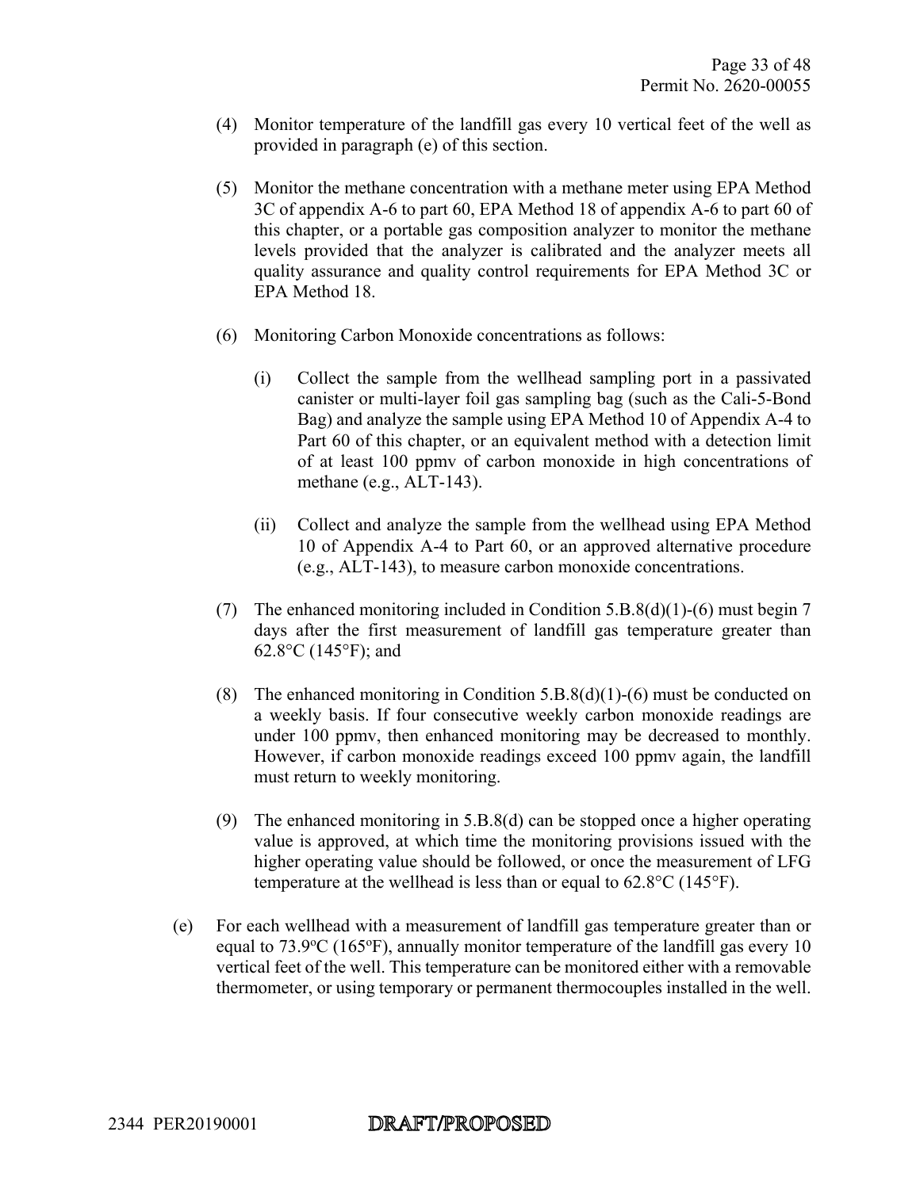(4) Monitor temperature of the landfill gas every 10 vertical feet of the well as provided in paragraph (e) of this section.

(5) Monitor the methane concentration with a methane meter using EPA Method 3C of appendix A-6 to part 60, EPA Method 18 of appendix A-6 to part 60 of this chapter, or a portable gas composition analyzer to monitor the methane levels provided that the analyzer is calibrated and the analyzer meets all quality assurance and quality control requirements for EPA Method 3C or EPA Method 18.

(6) Monitoring Carbon Monoxide concentrations as follows:

(i) Collect the sample from the wellhead sampling port in a passivated canister or multi-layer foil gas sampling bag (such as the Cali-5-Bond Bag) and analyze the sample using EPA Method 10 of Appendix A-4 to Part 60 of this chapter, or an equivalent method with a detection limit of at least 100 ppmv of carbon monoxide in high concentrations of methane (e.g., ALT-143).

(ii) Collect and analyze the sample from the wellhead using EPA Method 10 of Appendix A-4 to Part 60, or an approved alternative procedure (e.g., ALT-143), to measure carbon monoxide concentrations.

(7) The enhanced monitoring included in Condition 5.B.8(d)(1)-(6) must begin 7 days after the first measurement of landfill gas temperature greater than 62.8°C (145°F); and

(8) The enhanced monitoring in Condition 5.B.8(d)(1)-(6) must be conducted on a weekly basis. If four consecutive weekly carbon monoxide readings are under 100 ppmv, then enhanced monitoring may be decreased to monthly. However, if carbon monoxide readings exceed 100 ppmv again, the landfill must return to weekly monitoring.

(9) The enhanced monitoring in 5.B.8(d) can be stopped once a higher operating value is approved, at which time the monitoring provisions issued with the higher operating value should be followed, or once the measurement of LFG temperature at the wellhead is less than or equal to 62.8°C (145°F).

(e) For each wellhead with a measurement of landfill gas temperature greater than or equal to 73.9ºC (165ºF), annually monitor temperature of the landfill gas every 10 vertical feet of the well. This temperature can be monitored either with a removable thermometer, or using temporary or permanent thermocouples installed in the well.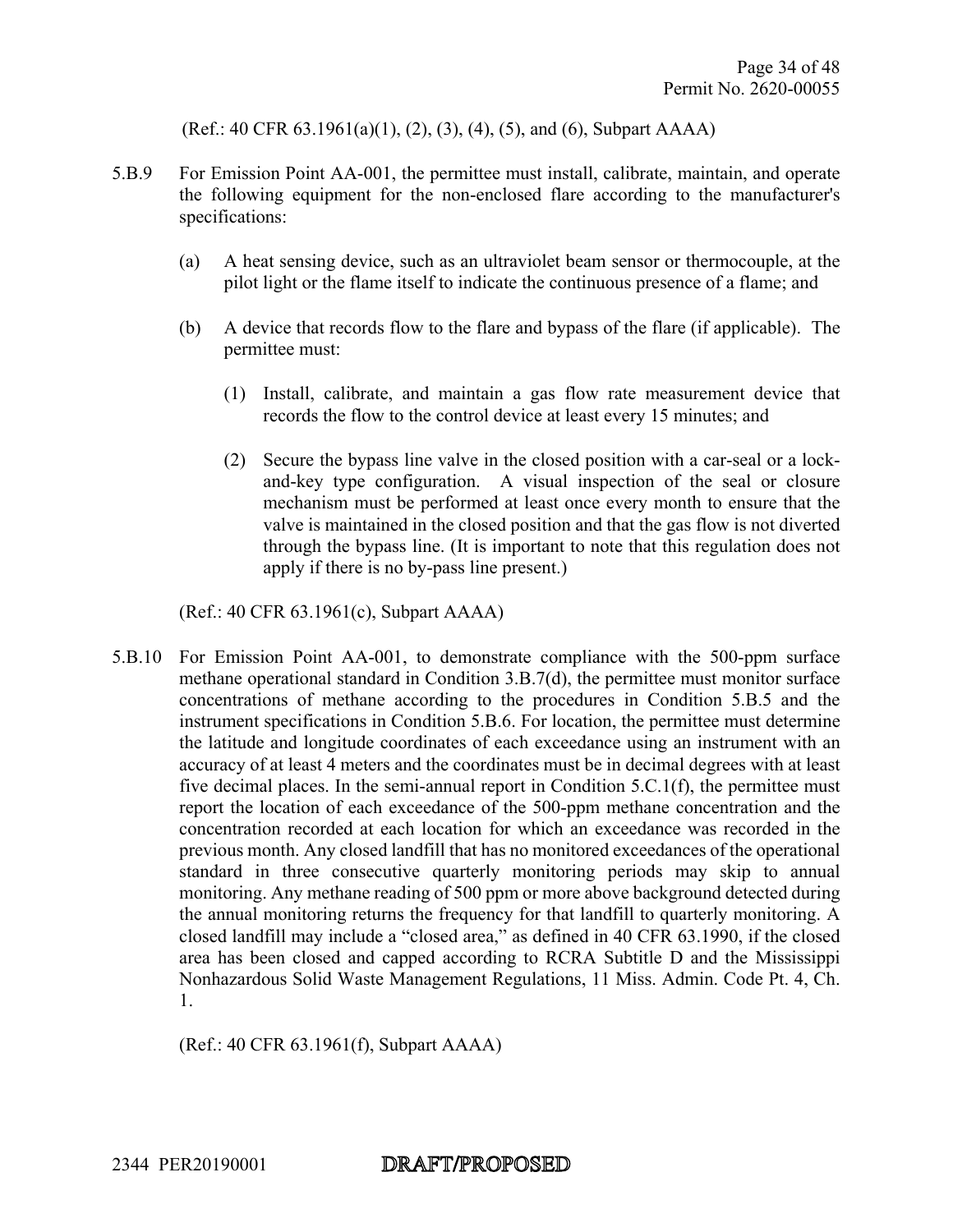(Ref.: 40 CFR 63.1961(a)(1), (2), (3), (4), (5), and (6), Subpart AAAA)

5.B.9 For Emission Point AA-001, the permittee must install, calibrate, maintain, and operate the following equipment for the non-enclosed flare according to the manufacturer's specifications:

(a) A heat sensing device, such as an ultraviolet beam sensor or thermocouple, at the pilot light or the flame itself to indicate the continuous presence of a flame; and

(b) A device that records flow to the flare and bypass of the flare (if applicable). The permittee must:

(1) Install, calibrate, and maintain a gas flow rate measurement device that records the flow to the control device at least every 15 minutes; and

(2) Secure the bypass line valve in the closed position with a car-seal or a lock-and-key type configuration. A visual inspection of the seal or closure mechanism must be performed at least once every month to ensure that the valve is maintained in the closed position and that the gas flow is not diverted through the bypass line. (It is important to note that this regulation does not apply if there is no by-pass line present.)

(Ref.: 40 CFR 63.1961(c), Subpart AAAA)

5.B.10 For Emission Point AA-001, to demonstrate compliance with the 500-ppm surface methane operational standard in Condition 3.B.7(d), the permittee must monitor surface concentrations of methane according to the procedures in Condition 5.B.5 and the instrument specifications in Condition 5.B.6. For location, the permittee must determine the latitude and longitude coordinates of each exceedance using an instrument with an accuracy of at least 4 meters and the coordinates must be in decimal degrees with at least five decimal places. In the semi-annual report in Condition 5.C.1(f), the permittee must report the location of each exceedance of the 500-ppm methane concentration and the concentration recorded at each location for which an exceedance was recorded in the previous month. Any closed landfill that has no monitored exceedances of the operational standard in three consecutive quarterly monitoring periods may skip to annual monitoring. Any methane reading of 500 ppm or more above background detected during the annual monitoring returns the frequency for that landfill to quarterly monitoring. A closed landfill may include a "closed area," as defined in 40 CFR 63.1990, if the closed area has been closed and capped according to RCRA Subtitle D and the Mississippi Nonhazardous Solid Waste Management Regulations, 11 Miss. Admin. Code Pt. 4, Ch. 1.

(Ref.: 40 CFR 63.1961(f), Subpart AAAA)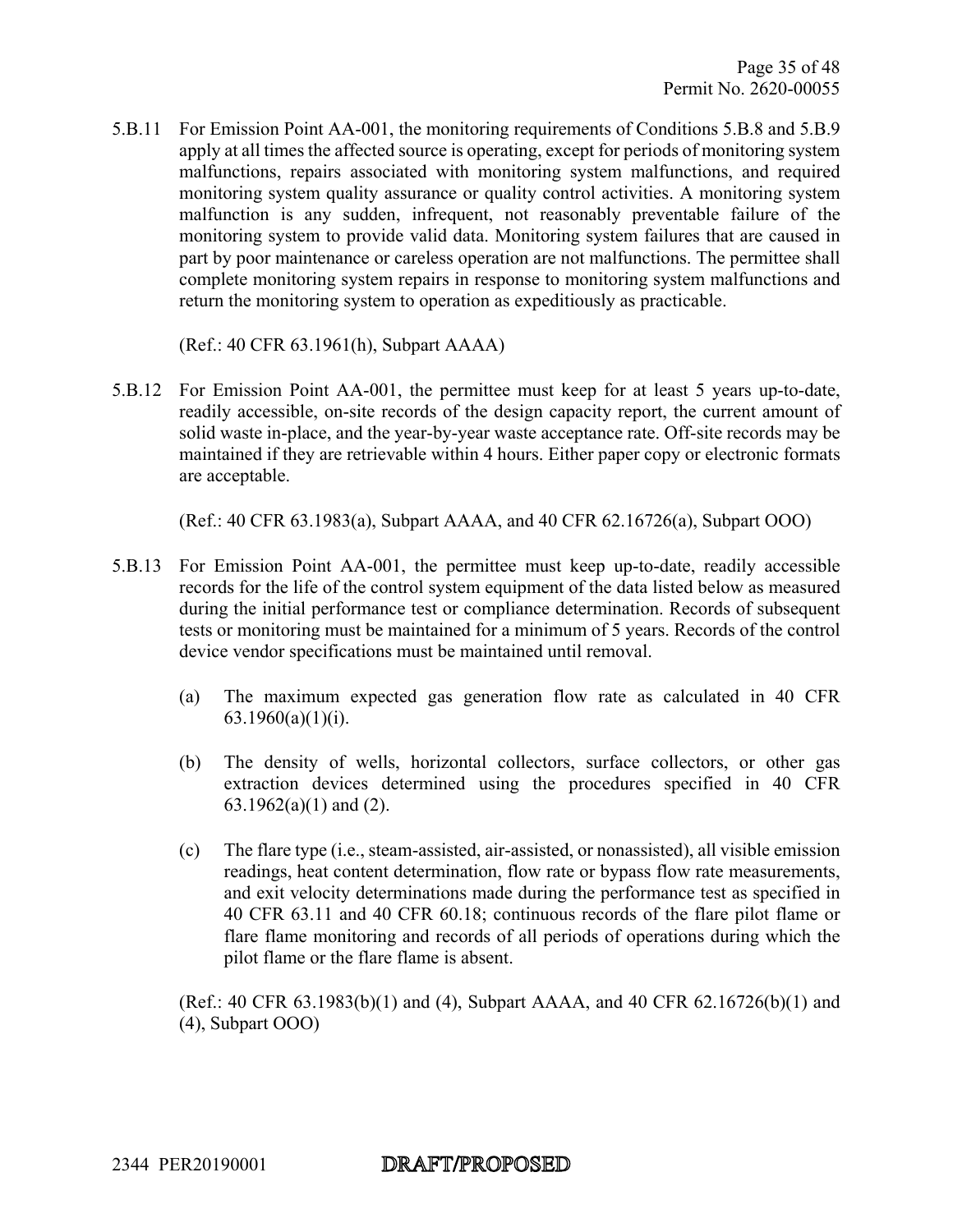5.B.11 For Emission Point AA-001, the monitoring requirements of Conditions 5.B.8 and 5.B.9 apply at all times the affected source is operating, except for periods of monitoring system malfunctions, repairs associated with monitoring system malfunctions, and required monitoring system quality assurance or quality control activities. A monitoring system malfunction is any sudden, infrequent, not reasonably preventable failure of the monitoring system to provide valid data. Monitoring system failures that are caused in part by poor maintenance or careless operation are not malfunctions. The permittee shall complete monitoring system repairs in response to monitoring system malfunctions and return the monitoring system to operation as expeditiously as practicable.

(Ref.: 40 CFR 63.1961(h), Subpart AAAA)

5.B.12 For Emission Point AA-001, the permittee must keep for at least 5 years up-to-date, readily accessible, on-site records of the design capacity report, the current amount of solid waste in-place, and the year-by-year waste acceptance rate. Off-site records may be maintained if they are retrievable within 4 hours. Either paper copy or electronic formats are acceptable.

(Ref.: 40 CFR 63.1983(a), Subpart AAAA, and 40 CFR 62.16726(a), Subpart OOO)

5.B.13 For Emission Point AA-001, the permittee must keep up-to-date, readily accessible records for the life of the control system equipment of the data listed below as measured during the initial performance test or compliance determination. Records of subsequent tests or monitoring must be maintained for a minimum of 5 years. Records of the control device vendor specifications must be maintained until removal.

(a) The maximum expected gas generation flow rate as calculated in 40 CFR 63.1960(a)(1)(i).

(b) The density of wells, horizontal collectors, surface collectors, or other gas extraction devices determined using the procedures specified in 40 CFR 63.1962(a)(1) and (2).

(c) The flare type (i.e., steam-assisted, air-assisted, or nonassisted), all visible emission readings, heat content determination, flow rate or bypass flow rate measurements, and exit velocity determinations made during the performance test as specified in 40 CFR 63.11 and 40 CFR 60.18; continuous records of the flare pilot flame or flare flame monitoring and records of all periods of operations during which the pilot flame or the flare flame is absent.

(Ref.: 40 CFR 63.1983(b)(1) and (4), Subpart AAAA, and 40 CFR 62.16726(b)(1) and (4), Subpart OOO)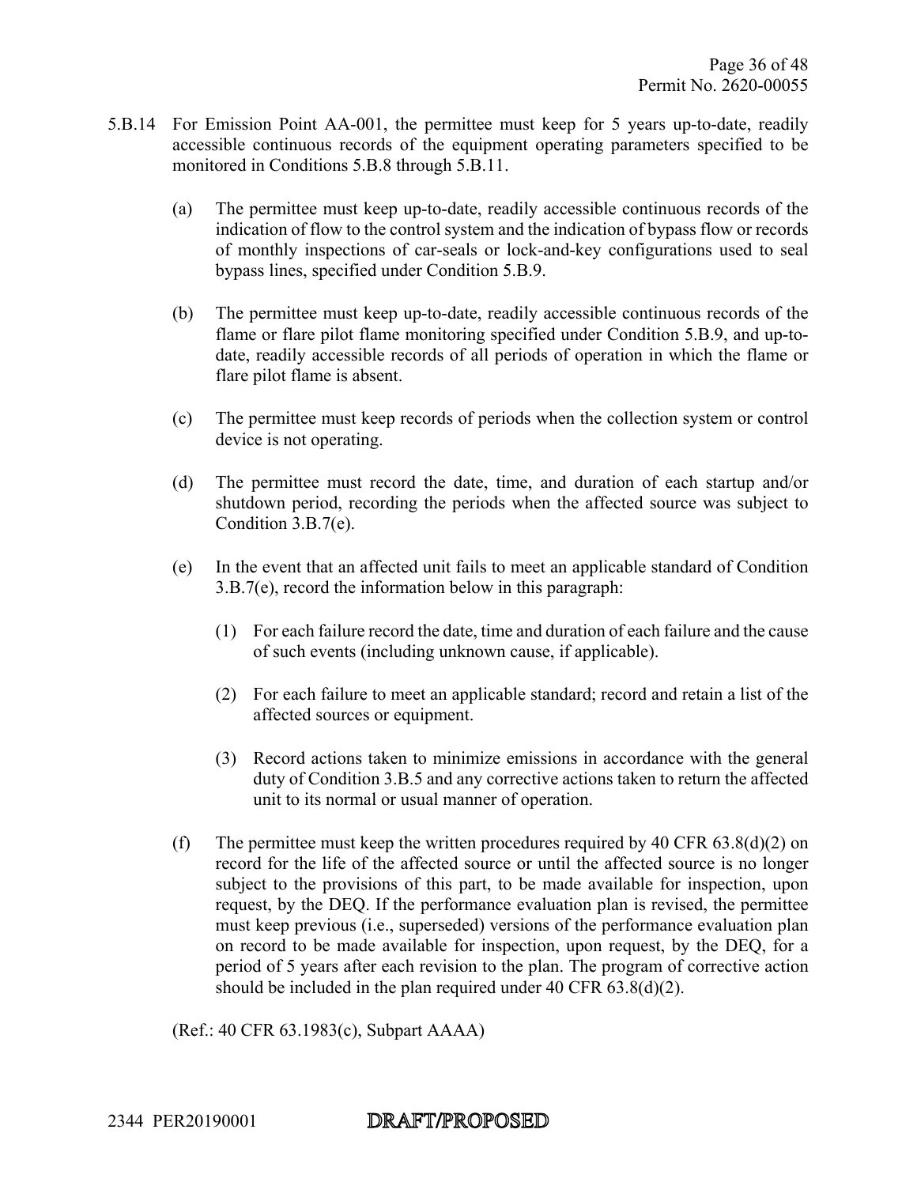5.B.14 For Emission Point AA-001, the permittee must keep for 5 years up-to-date, readily accessible continuous records of the equipment operating parameters specified to be monitored in Conditions 5.B.8 through 5.B.11.

(a) The permittee must keep up-to-date, readily accessible continuous records of the indication of flow to the control system and the indication of bypass flow or records of monthly inspections of car-seals or lock-and-key configurations used to seal bypass lines, specified under Condition 5.B.9.

(b) The permittee must keep up-to-date, readily accessible continuous records of the flame or flare pilot flame monitoring specified under Condition 5.B.9, and up-to-date, readily accessible records of all periods of operation in which the flame or flare pilot flame is absent.

(c) The permittee must keep records of periods when the collection system or control device is not operating.

(d) The permittee must record the date, time, and duration of each startup and/or shutdown period, recording the periods when the affected source was subject to Condition 3.B.7(e).

(e) In the event that an affected unit fails to meet an applicable standard of Condition 3.B.7(e), record the information below in this paragraph:

(1) For each failure record the date, time and duration of each failure and the cause of such events (including unknown cause, if applicable).

(2) For each failure to meet an applicable standard; record and retain a list of the affected sources or equipment.

(3) Record actions taken to minimize emissions in accordance with the general duty of Condition 3.B.5 and any corrective actions taken to return the affected unit to its normal or usual manner of operation.

(f) The permittee must keep the written procedures required by 40 CFR 63.8(d)(2) on record for the life of the affected source or until the affected source is no longer subject to the provisions of this part, to be made available for inspection, upon request, by the DEQ. If the performance evaluation plan is revised, the permittee must keep previous (i.e., superseded) versions of the performance evaluation plan on record to be made available for inspection, upon request, by the DEQ, for a period of 5 years after each revision to the plan. The program of corrective action should be included in the plan required under 40 CFR 63.8(d)(2).

(Ref.: 40 CFR 63.1983(c), Subpart AAAA)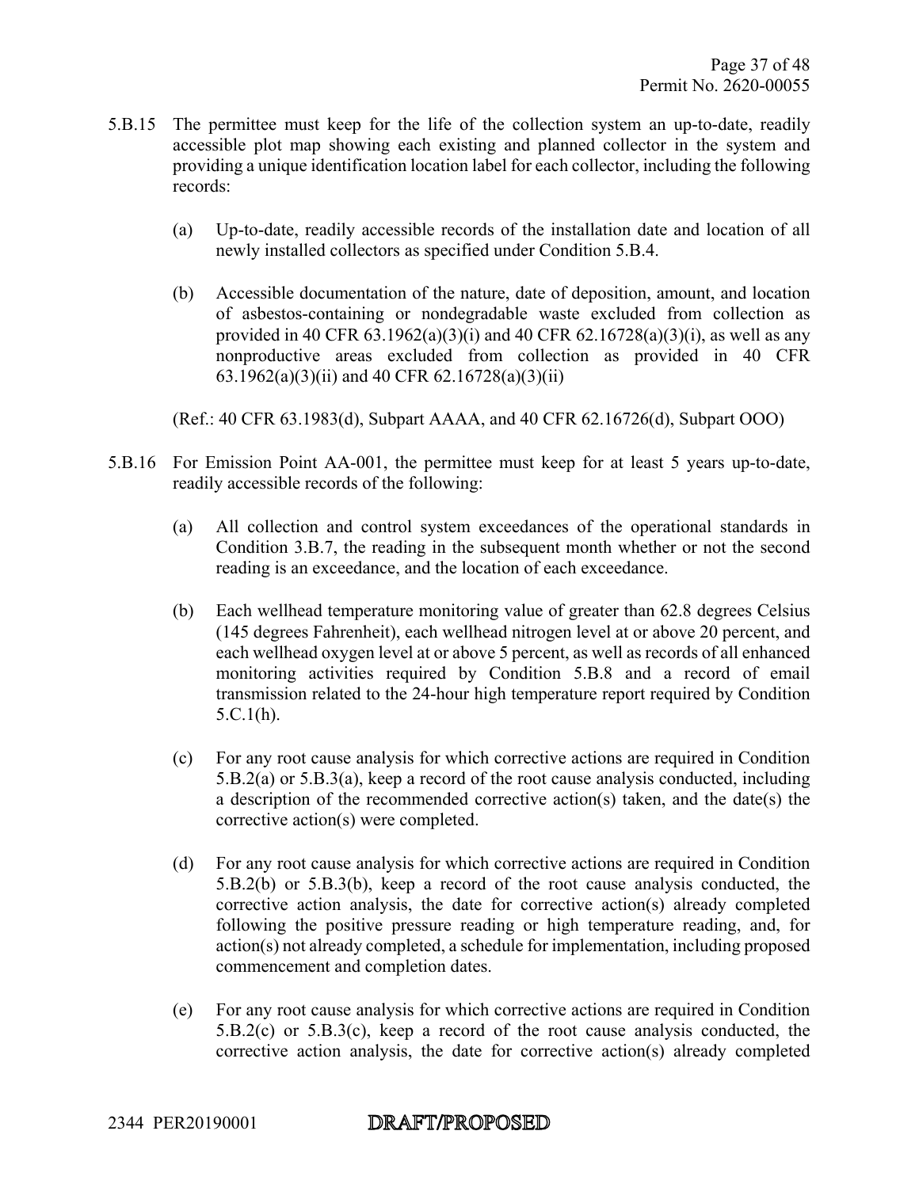5.B.15 The permittee must keep for the life of the collection system an up-to-date, readily accessible plot map showing each existing and planned collector in the system and providing a unique identification location label for each collector, including the following records:

(a) Up-to-date, readily accessible records of the installation date and location of all newly installed collectors as specified under Condition 5.B.4.

(b) Accessible documentation of the nature, date of deposition, amount, and location of asbestos-containing or nondegradable waste excluded from collection as provided in 40 CFR 63.1962(a)(3)(i) and 40 CFR 62.16728(a)(3)(i), as well as any nonproductive areas excluded from collection as provided in 40 CFR 63.1962(a)(3)(ii) and 40 CFR 62.16728(a)(3)(ii)

(Ref.: 40 CFR 63.1983(d), Subpart AAAA, and 40 CFR 62.16726(d), Subpart OOO)

5.B.16 For Emission Point AA-001, the permittee must keep for at least 5 years up-to-date, readily accessible records of the following:

(a) All collection and control system exceedances of the operational standards in Condition 3.B.7, the reading in the subsequent month whether or not the second reading is an exceedance, and the location of each exceedance.

(b) Each wellhead temperature monitoring value of greater than 62.8 degrees Celsius (145 degrees Fahrenheit), each wellhead nitrogen level at or above 20 percent, and each wellhead oxygen level at or above 5 percent, as well as records of all enhanced monitoring activities required by Condition 5.B.8 and a record of email transmission related to the 24-hour high temperature report required by Condition 5.C.1(h).

(c) For any root cause analysis for which corrective actions are required in Condition 5.B.2(a) or 5.B.3(a), keep a record of the root cause analysis conducted, including a description of the recommended corrective action(s) taken, and the date(s) the corrective action(s) were completed.

(d) For any root cause analysis for which corrective actions are required in Condition 5.B.2(b) or 5.B.3(b), keep a record of the root cause analysis conducted, the corrective action analysis, the date for corrective action(s) already completed following the positive pressure reading or high temperature reading, and, for action(s) not already completed, a schedule for implementation, including proposed commencement and completion dates.

(e) For any root cause analysis for which corrective actions are required in Condition 5.B.2(c) or 5.B.3(c), keep a record of the root cause analysis conducted, the corrective action analysis, the date for corrective action(s) already completed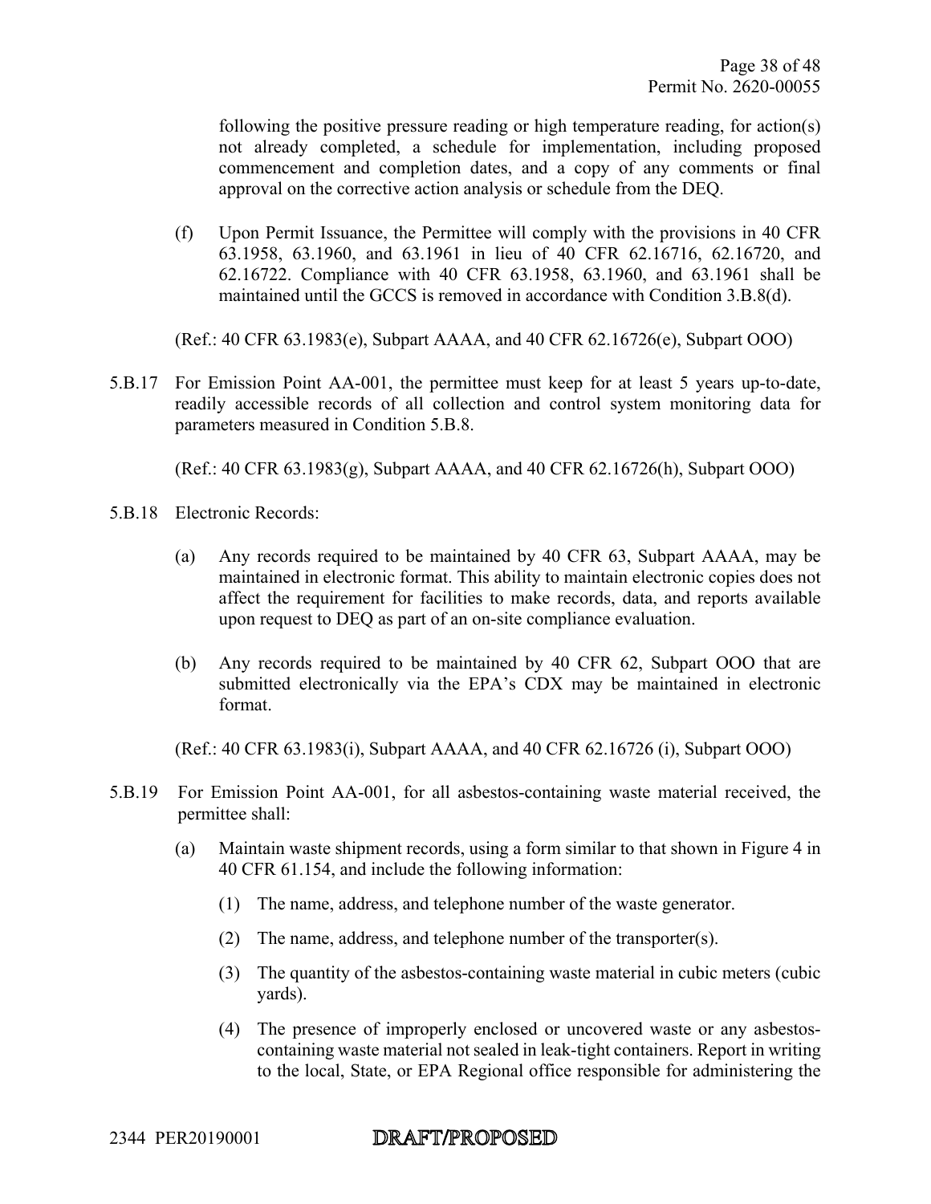following the positive pressure reading or high temperature reading, for action(s) not already completed, a schedule for implementation, including proposed commencement and completion dates, and a copy of any comments or final approval on the corrective action analysis or schedule from the DEQ.

(f) Upon Permit Issuance, the Permittee will comply with the provisions in 40 CFR 63.1958, 63.1960, and 63.1961 in lieu of 40 CFR 62.16716, 62.16720, and 62.16722. Compliance with 40 CFR 63.1958, 63.1960, and 63.1961 shall be maintained until the GCCS is removed in accordance with Condition 3.B.8(d).

(Ref.: 40 CFR 63.1983(e), Subpart AAAA, and 40 CFR 62.16726(e), Subpart OOO)

5.B.17 For Emission Point AA-001, the permittee must keep for at least 5 years up-to-date, readily accessible records of all collection and control system monitoring data for parameters measured in Condition 5.B.8.

(Ref.: 40 CFR 63.1983(g), Subpart AAAA, and 40 CFR 62.16726(h), Subpart OOO)

5.B.18 Electronic Records:

(a) Any records required to be maintained by 40 CFR 63, Subpart AAAA, may be maintained in electronic format. This ability to maintain electronic copies does not affect the requirement for facilities to make records, data, and reports available upon request to DEQ as part of an on-site compliance evaluation.

(b) Any records required to be maintained by 40 CFR 62, Subpart OOO that are submitted electronically via the EPA's CDX may be maintained in electronic format.

(Ref.: 40 CFR 63.1983(i), Subpart AAAA, and 40 CFR 62.16726 (i), Subpart OOO)

5.B.19 For Emission Point AA-001, for all asbestos-containing waste material received, the permittee shall:

(a) Maintain waste shipment records, using a form similar to that shown in Figure 4 in 40 CFR 61.154, and include the following information:

(1) The name, address, and telephone number of the waste generator.

(2) The name, address, and telephone number of the transporter(s).

(3) The quantity of the asbestos-containing waste material in cubic meters (cubic yards).

(4) The presence of improperly enclosed or uncovered waste or any asbestos-containing waste material not sealed in leak-tight containers. Report in writing to the local, State, or EPA Regional office responsible for administering the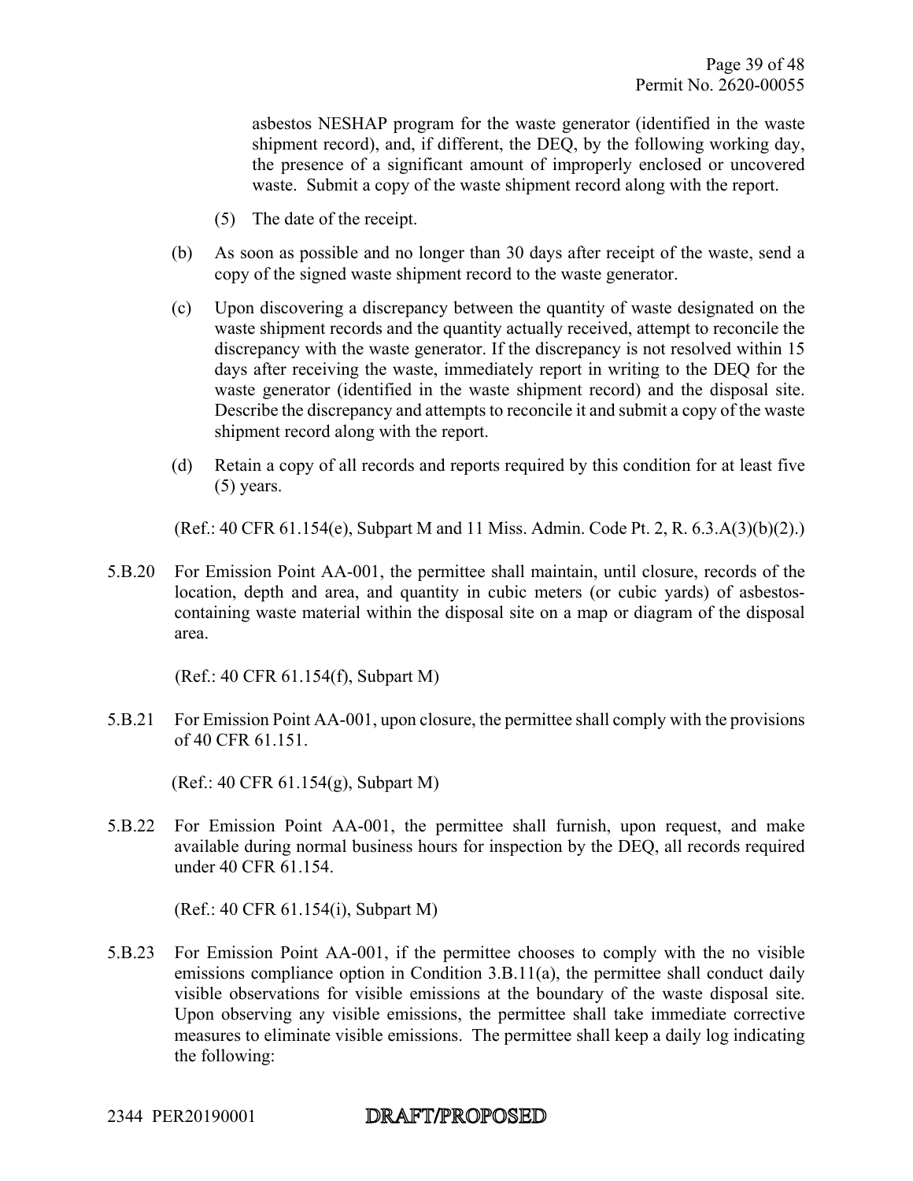asbestos NESHAP program for the waste generator (identified in the waste shipment record), and, if different, the DEQ, by the following working day, the presence of a significant amount of improperly enclosed or uncovered waste. Submit a copy of the waste shipment record along with the report.

(5) The date of the receipt.

(b) As soon as possible and no longer than 30 days after receipt of the waste, send a copy of the signed waste shipment record to the waste generator.

(c) Upon discovering a discrepancy between the quantity of waste designated on the waste shipment records and the quantity actually received, attempt to reconcile the discrepancy with the waste generator. If the discrepancy is not resolved within 15 days after receiving the waste, immediately report in writing to the DEQ for the waste generator (identified in the waste shipment record) and the disposal site. Describe the discrepancy and attempts to reconcile it and submit a copy of the waste shipment record along with the report.

(d) Retain a copy of all records and reports required by this condition for at least five (5) years.

(Ref.: 40 CFR 61.154(e), Subpart M and 11 Miss. Admin. Code Pt. 2, R. 6.3.A(3)(b)(2).)

5.B.20 For Emission Point AA-001, the permittee shall maintain, until closure, records of the location, depth and area, and quantity in cubic meters (or cubic yards) of asbestos-containing waste material within the disposal site on a map or diagram of the disposal area.

(Ref.: 40 CFR 61.154(f), Subpart M)

5.B.21 For Emission Point AA-001, upon closure, the permittee shall comply with the provisions of 40 CFR 61.151.

(Ref.: 40 CFR 61.154(g), Subpart M)

5.B.22 For Emission Point AA-001, the permittee shall furnish, upon request, and make available during normal business hours for inspection by the DEQ, all records required under 40 CFR 61.154.

(Ref.: 40 CFR 61.154(i), Subpart M)

5.B.23 For Emission Point AA-001, if the permittee chooses to comply with the no visible emissions compliance option in Condition 3.B.11(a), the permittee shall conduct daily visible observations for visible emissions at the boundary of the waste disposal site. Upon observing any visible emissions, the permittee shall take immediate corrective measures to eliminate visible emissions. The permittee shall keep a daily log indicating the following:

2344 PER20190001 DRAFT/PROPOSED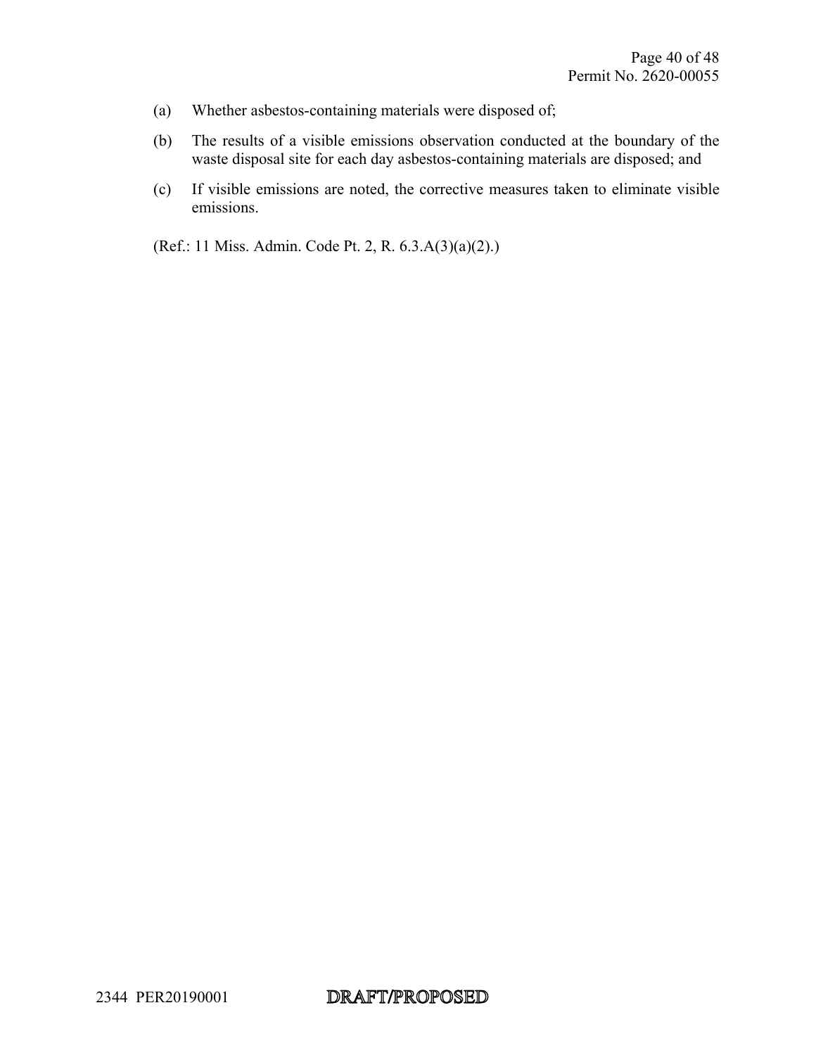(a) Whether asbestos-containing materials were disposed of;

(b) The results of a visible emissions observation conducted at the boundary of the waste disposal site for each day asbestos-containing materials are disposed; and

(c) If visible emissions are noted, the corrective measures taken to eliminate visible emissions.

(Ref.: 11 Miss. Admin. Code Pt. 2, R. 6.3.A(3)(a)(2).)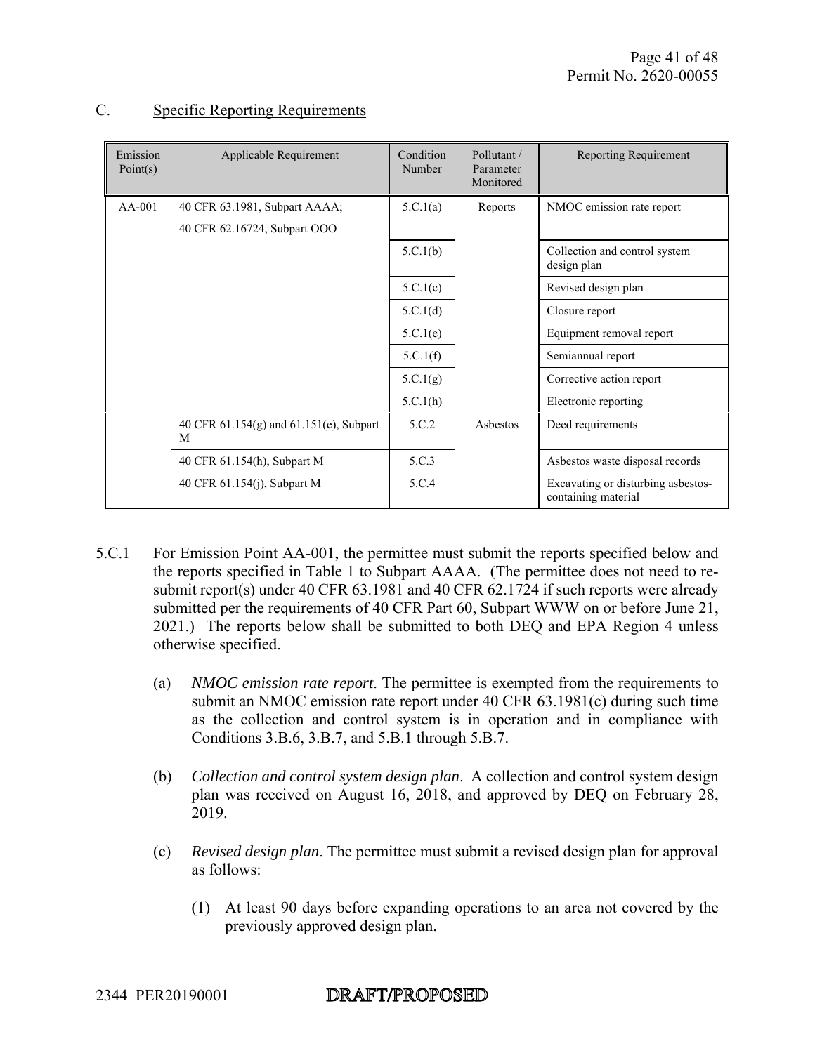## C. Specific Reporting Requirements

| Emission Point(s) | Applicable Requirement | Condition Number | Pollutant / Parameter Monitored | Reporting Requirement |
|---|---|---|---|---|
| AA-001 | 40 CFR 63.1981, Subpart AAAA; 40 CFR 62.16724, Subpart OOO | 5.C.1(a) | Reports | NMOC emission rate report |
| | | 5.C.1(b) | | Collection and control system design plan |
| | | 5.C.1(c) | | Revised design plan |
| | | 5.C.1(d) | | Closure report |
| | | 5.C.1(e) | | Equipment removal report |
| | | 5.C.1(f) | | Semiannual report |
| | | 5.C.1(g) | | Corrective action report |
| | | 5.C.1(h) | | Electronic reporting |
| | 40 CFR 61.154(g) and 61.151(e), Subpart M | 5.C.2 | Asbestos | Deed requirements |
| | 40 CFR 61.154(h), Subpart M | 5.C.3 | | Asbestos waste disposal records |
| | 40 CFR 61.154(j), Subpart M | 5.C.4 | | Excavating or disturbing asbestos-containing material |

5.C.1 For Emission Point AA-001, the permittee must submit the reports specified below and the reports specified in Table 1 to Subpart AAAA. (The permittee does not need to re-submit report(s) under 40 CFR 63.1981 and 40 CFR 62.1724 if such reports were already submitted per the requirements of 40 CFR Part 60, Subpart WWW on or before June 21, 2021.) The reports below shall be submitted to both DEQ and EPA Region 4 unless otherwise specified.

(a) *NMOC emission rate report*. The permittee is exempted from the requirements to submit an NMOC emission rate report under 40 CFR 63.1981(c) during such time as the collection and control system is in operation and in compliance with Conditions 3.B.6, 3.B.7, and 5.B.1 through 5.B.7.

(b) *Collection and control system design plan*. A collection and control system design plan was received on August 16, 2018, and approved by DEQ on February 28, 2019.

(c) *Revised design plan*. The permittee must submit a revised design plan for approval as follows:

(1) At least 90 days before expanding operations to an area not covered by the previously approved design plan.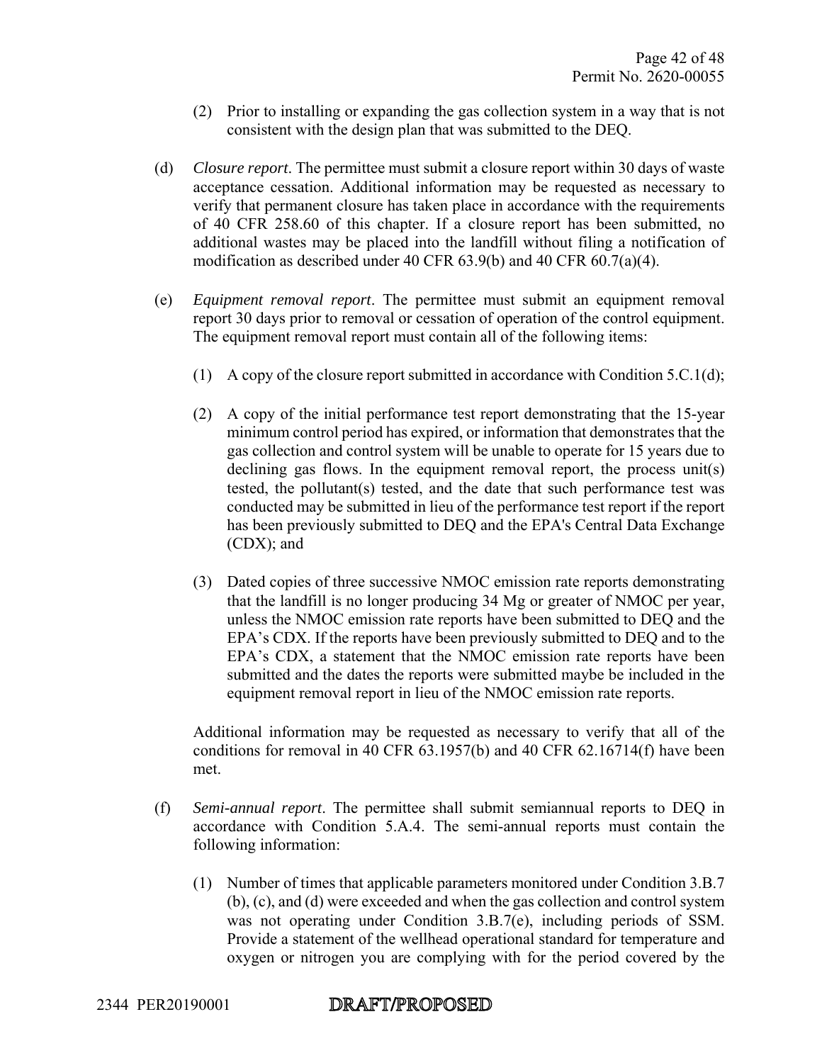(2) Prior to installing or expanding the gas collection system in a way that is not consistent with the design plan that was submitted to the DEQ.

(d) *Closure report*. The permittee must submit a closure report within 30 days of waste acceptance cessation. Additional information may be requested as necessary to verify that permanent closure has taken place in accordance with the requirements of 40 CFR 258.60 of this chapter. If a closure report has been submitted, no additional wastes may be placed into the landfill without filing a notification of modification as described under 40 CFR 63.9(b) and 40 CFR 60.7(a)(4).

(e) *Equipment removal report*. The permittee must submit an equipment removal report 30 days prior to removal or cessation of operation of the control equipment. The equipment removal report must contain all of the following items:

(1) A copy of the closure report submitted in accordance with Condition 5.C.1(d);

(2) A copy of the initial performance test report demonstrating that the 15-year minimum control period has expired, or information that demonstrates that the gas collection and control system will be unable to operate for 15 years due to declining gas flows. In the equipment removal report, the process unit(s) tested, the pollutant(s) tested, and the date that such performance test was conducted may be submitted in lieu of the performance test report if the report has been previously submitted to DEQ and the EPA's Central Data Exchange (CDX); and

(3) Dated copies of three successive NMOC emission rate reports demonstrating that the landfill is no longer producing 34 Mg or greater of NMOC per year, unless the NMOC emission rate reports have been submitted to DEQ and the EPA's CDX. If the reports have been previously submitted to DEQ and to the EPA's CDX, a statement that the NMOC emission rate reports have been submitted and the dates the reports were submitted maybe be included in the equipment removal report in lieu of the NMOC emission rate reports.

Additional information may be requested as necessary to verify that all of the conditions for removal in 40 CFR 63.1957(b) and 40 CFR 62.16714(f) have been met.

(f) *Semi-annual report*. The permittee shall submit semiannual reports to DEQ in accordance with Condition 5.A.4. The semi-annual reports must contain the following information:

(1) Number of times that applicable parameters monitored under Condition 3.B.7 (b), (c), and (d) were exceeded and when the gas collection and control system was not operating under Condition 3.B.7(e), including periods of SSM. Provide a statement of the wellhead operational standard for temperature and oxygen or nitrogen you are complying with for the period covered by the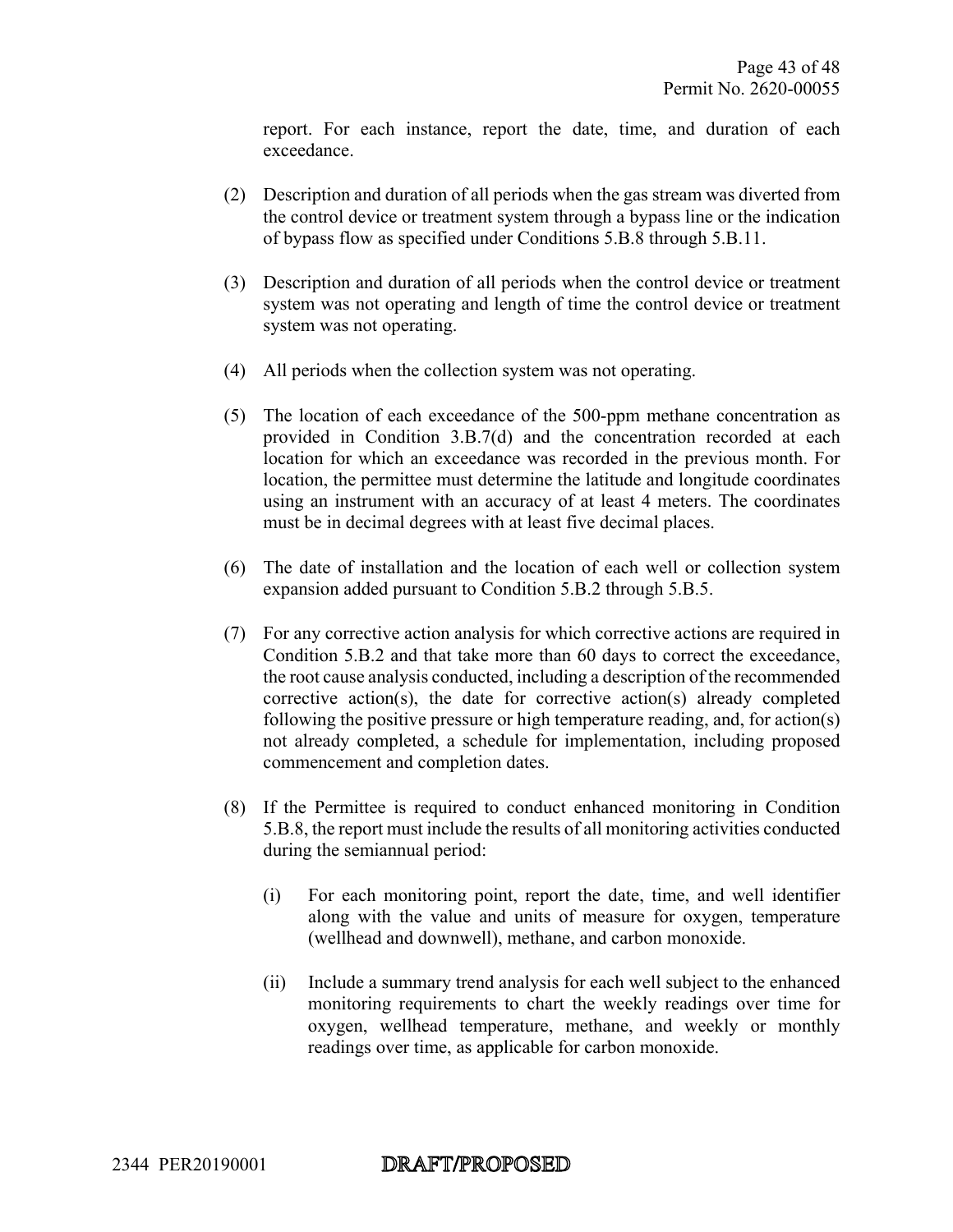report. For each instance, report the date, time, and duration of each exceedance.

(2) Description and duration of all periods when the gas stream was diverted from the control device or treatment system through a bypass line or the indication of bypass flow as specified under Conditions 5.B.8 through 5.B.11.

(3) Description and duration of all periods when the control device or treatment system was not operating and length of time the control device or treatment system was not operating.

(4) All periods when the collection system was not operating.

(5) The location of each exceedance of the 500-ppm methane concentration as provided in Condition 3.B.7(d) and the concentration recorded at each location for which an exceedance was recorded in the previous month. For location, the permittee must determine the latitude and longitude coordinates using an instrument with an accuracy of at least 4 meters. The coordinates must be in decimal degrees with at least five decimal places.

(6) The date of installation and the location of each well or collection system expansion added pursuant to Condition 5.B.2 through 5.B.5.

(7) For any corrective action analysis for which corrective actions are required in Condition 5.B.2 and that take more than 60 days to correct the exceedance, the root cause analysis conducted, including a description of the recommended corrective action(s), the date for corrective action(s) already completed following the positive pressure or high temperature reading, and, for action(s) not already completed, a schedule for implementation, including proposed commencement and completion dates.

(8) If the Permittee is required to conduct enhanced monitoring in Condition 5.B.8, the report must include the results of all monitoring activities conducted during the semiannual period:

   (i) For each monitoring point, report the date, time, and well identifier along with the value and units of measure for oxygen, temperature (wellhead and downwell), methane, and carbon monoxide.

   (ii) Include a summary trend analysis for each well subject to the enhanced monitoring requirements to chart the weekly readings over time for oxygen, wellhead temperature, methane, and weekly or monthly readings over time, as applicable for carbon monoxide.

2344 PER20190001 DRAFT/PROPOSED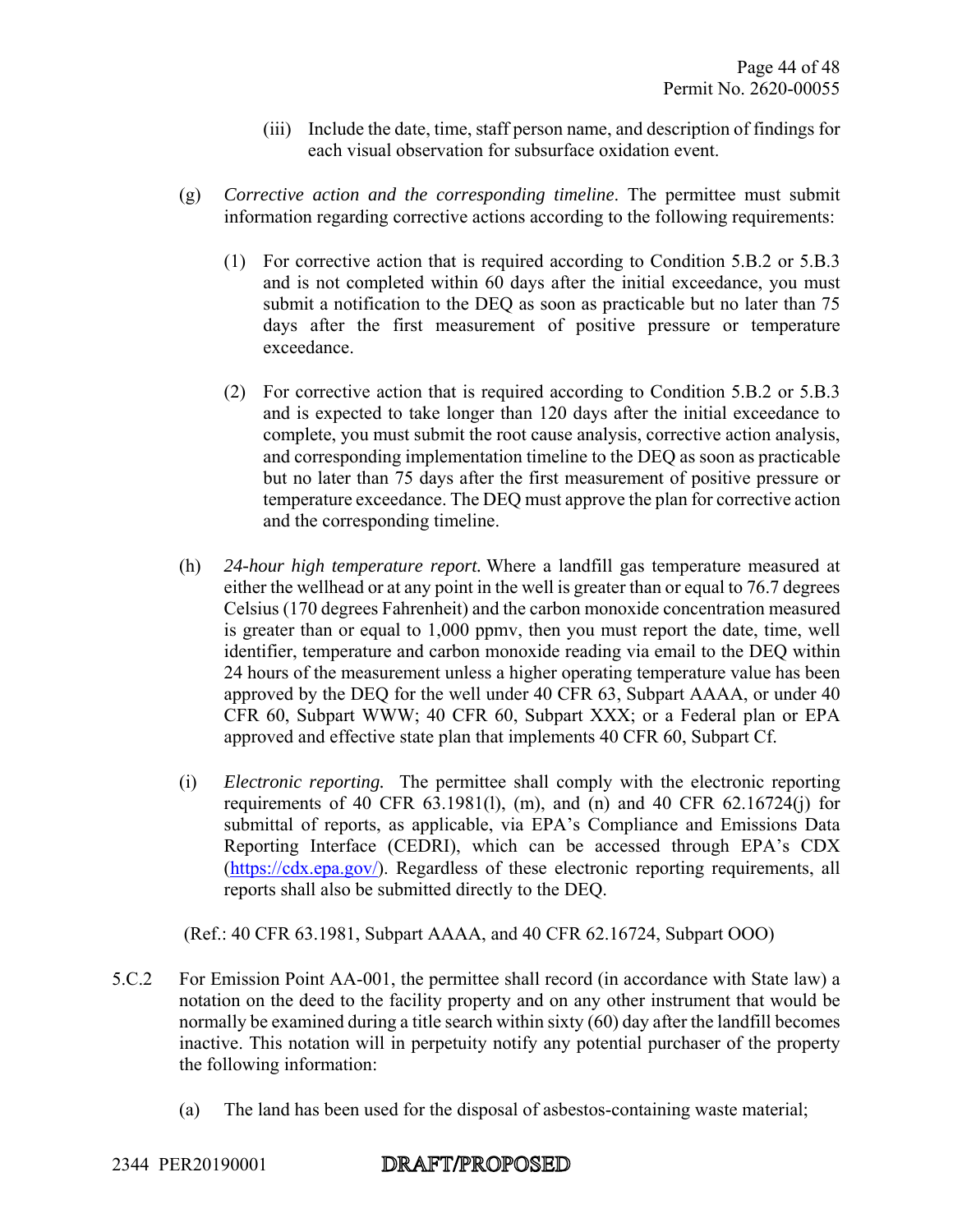(iii) Include the date, time, staff person name, and description of findings for each visual observation for subsurface oxidation event.

(g) *Corrective action and the corresponding timeline*. The permittee must submit information regarding corrective actions according to the following requirements:

(1) For corrective action that is required according to Condition 5.B.2 or 5.B.3 and is not completed within 60 days after the initial exceedance, you must submit a notification to the DEQ as soon as practicable but no later than 75 days after the first measurement of positive pressure or temperature exceedance.

(2) For corrective action that is required according to Condition 5.B.2 or 5.B.3 and is expected to take longer than 120 days after the initial exceedance to complete, you must submit the root cause analysis, corrective action analysis, and corresponding implementation timeline to the DEQ as soon as practicable but no later than 75 days after the first measurement of positive pressure or temperature exceedance. The DEQ must approve the plan for corrective action and the corresponding timeline.

(h) *24-hour high temperature report.* Where a landfill gas temperature measured at either the wellhead or at any point in the well is greater than or equal to 76.7 degrees Celsius (170 degrees Fahrenheit) and the carbon monoxide concentration measured is greater than or equal to 1,000 ppmv, then you must report the date, time, well identifier, temperature and carbon monoxide reading via email to the DEQ within 24 hours of the measurement unless a higher operating temperature value has been approved by the DEQ for the well under 40 CFR 63, Subpart AAAA, or under 40 CFR 60, Subpart WWW; 40 CFR 60, Subpart XXX; or a Federal plan or EPA approved and effective state plan that implements 40 CFR 60, Subpart Cf.

(i) *Electronic reporting.* The permittee shall comply with the electronic reporting requirements of 40 CFR 63.1981(l), (m), and (n) and 40 CFR 62.16724(j) for submittal of reports, as applicable, via EPA's Compliance and Emissions Data Reporting Interface (CEDRI), which can be accessed through EPA's CDX (https://cdx.epa.gov/). Regardless of these electronic reporting requirements, all reports shall also be submitted directly to the DEQ.

(Ref.: 40 CFR 63.1981, Subpart AAAA, and 40 CFR 62.16724, Subpart OOO)

5.C.2 For Emission Point AA-001, the permittee shall record (in accordance with State law) a notation on the deed to the facility property and on any other instrument that would be normally be examined during a title search within sixty (60) day after the landfill becomes inactive. This notation will in perpetuity notify any potential purchaser of the property the following information:

(a) The land has been used for the disposal of asbestos-containing waste material;

2344 PER20190001 DRAFT/PROPOSED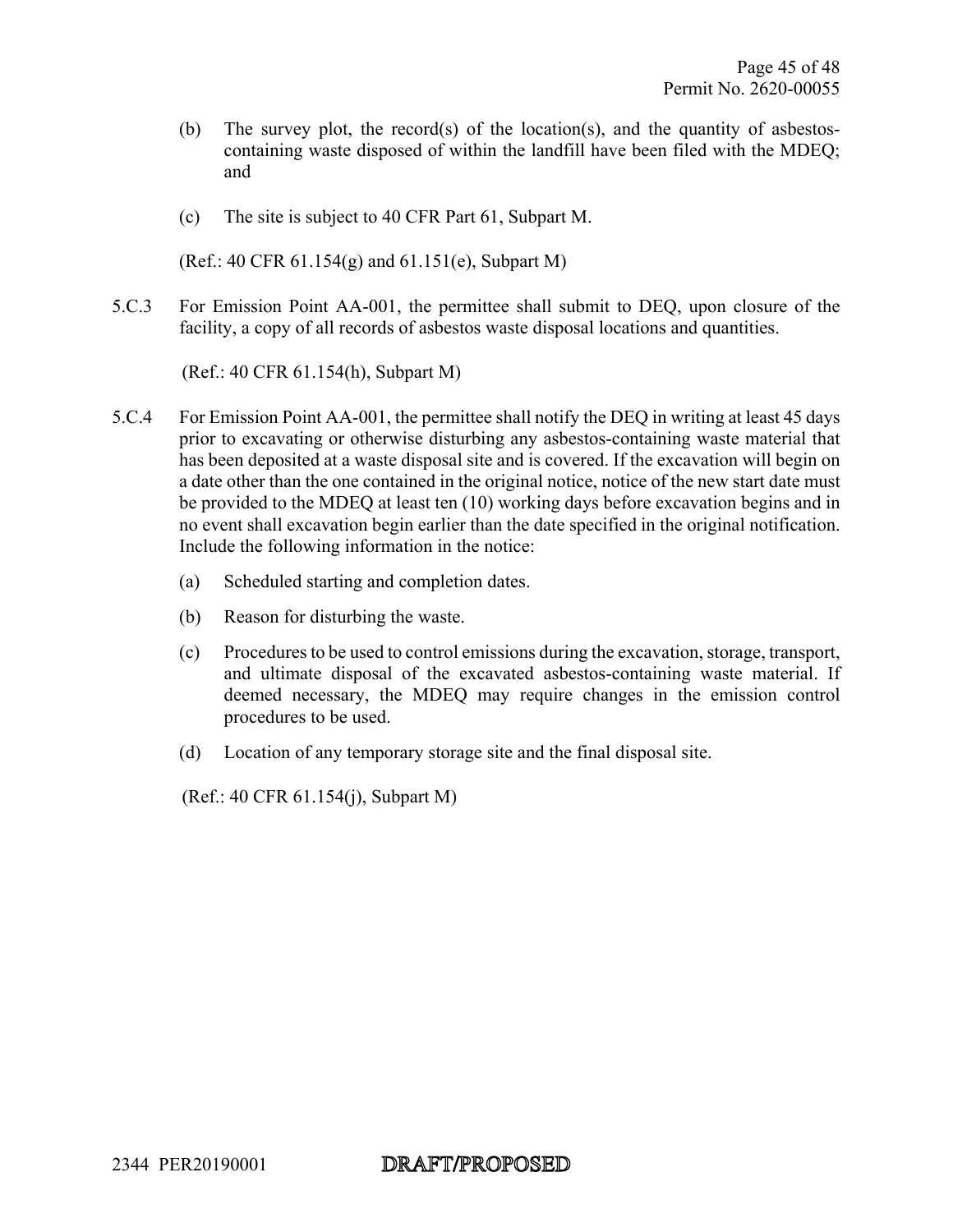(b) The survey plot, the record(s) of the location(s), and the quantity of asbestos-containing waste disposed of within the landfill have been filed with the MDEQ; and

(c) The site is subject to 40 CFR Part 61, Subpart M.

(Ref.: 40 CFR 61.154(g) and 61.151(e), Subpart M)

5.C.3 For Emission Point AA-001, the permittee shall submit to DEQ, upon closure of the facility, a copy of all records of asbestos waste disposal locations and quantities.

(Ref.: 40 CFR 61.154(h), Subpart M)

5.C.4 For Emission Point AA-001, the permittee shall notify the DEQ in writing at least 45 days prior to excavating or otherwise disturbing any asbestos-containing waste material that has been deposited at a waste disposal site and is covered. If the excavation will begin on a date other than the one contained in the original notice, notice of the new start date must be provided to the MDEQ at least ten (10) working days before excavation begins and in no event shall excavation begin earlier than the date specified in the original notification. Include the following information in the notice:

(a) Scheduled starting and completion dates.

(b) Reason for disturbing the waste.

(c) Procedures to be used to control emissions during the excavation, storage, transport, and ultimate disposal of the excavated asbestos-containing waste material. If deemed necessary, the MDEQ may require changes in the emission control procedures to be used.

(d) Location of any temporary storage site and the final disposal site.

(Ref.: 40 CFR 61.154(j), Subpart M)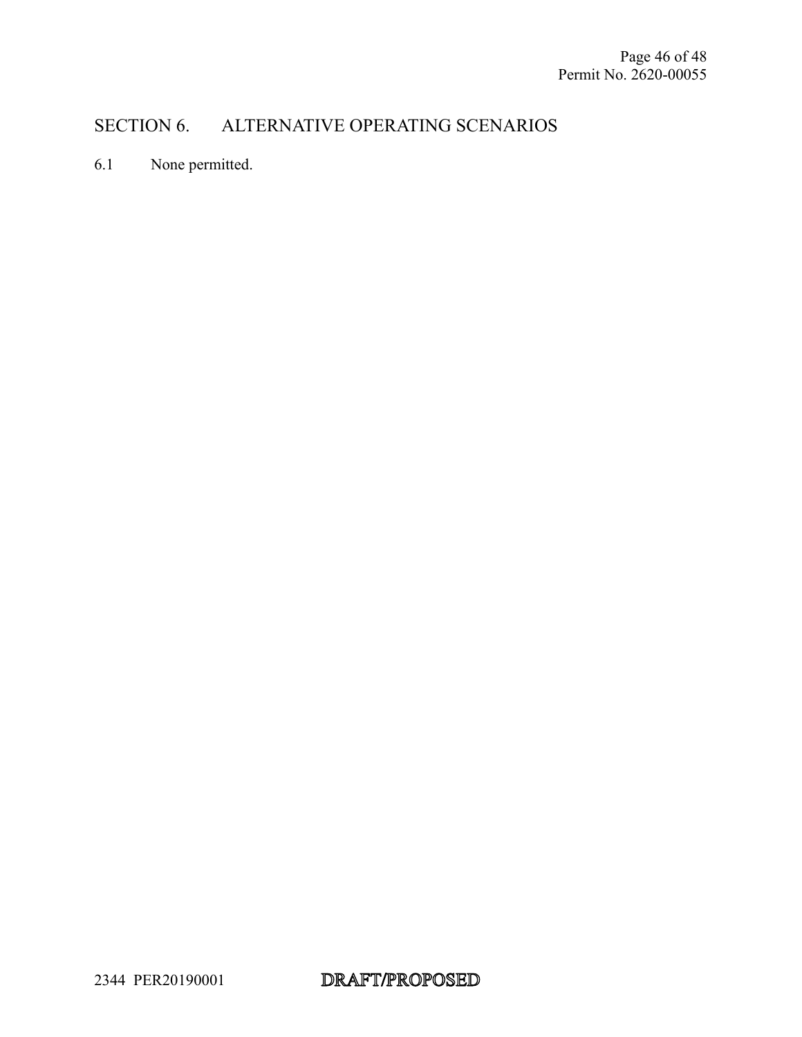# SECTION 6. ALTERNATIVE OPERATING SCENARIOS

6.1 None permitted.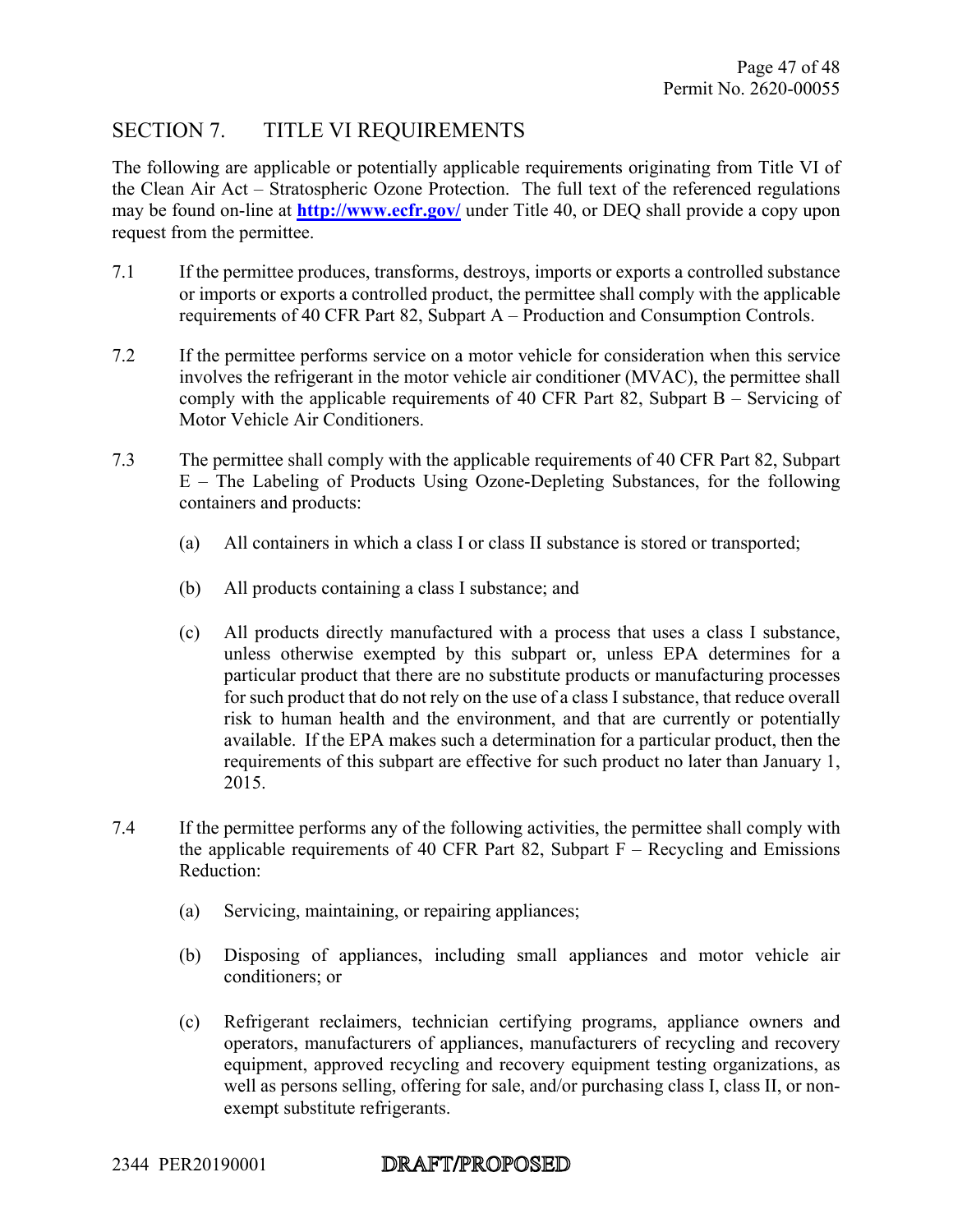## SECTION 7. TITLE VI REQUIREMENTS

The following are applicable or potentially applicable requirements originating from Title VI of the Clean Air Act – Stratospheric Ozone Protection. The full text of the referenced regulations may be found on-line at **http://www.ecfr.gov/** under Title 40, or DEQ shall provide a copy upon request from the permittee.

7.1 If the permittee produces, transforms, destroys, imports or exports a controlled substance or imports or exports a controlled product, the permittee shall comply with the applicable requirements of 40 CFR Part 82, Subpart A – Production and Consumption Controls.

7.2 If the permittee performs service on a motor vehicle for consideration when this service involves the refrigerant in the motor vehicle air conditioner (MVAC), the permittee shall comply with the applicable requirements of 40 CFR Part 82, Subpart B – Servicing of Motor Vehicle Air Conditioners.

7.3 The permittee shall comply with the applicable requirements of 40 CFR Part 82, Subpart E – The Labeling of Products Using Ozone-Depleting Substances, for the following containers and products:

(a) All containers in which a class I or class II substance is stored or transported;

(b) All products containing a class I substance; and

(c) All products directly manufactured with a process that uses a class I substance, unless otherwise exempted by this subpart or, unless EPA determines for a particular product that there are no substitute products or manufacturing processes for such product that do not rely on the use of a class I substance, that reduce overall risk to human health and the environment, and that are currently or potentially available. If the EPA makes such a determination for a particular product, then the requirements of this subpart are effective for such product no later than January 1, 2015.

7.4 If the permittee performs any of the following activities, the permittee shall comply with the applicable requirements of 40 CFR Part 82, Subpart F – Recycling and Emissions Reduction:

(a) Servicing, maintaining, or repairing appliances;

(b) Disposing of appliances, including small appliances and motor vehicle air conditioners; or

(c) Refrigerant reclaimers, technician certifying programs, appliance owners and operators, manufacturers of appliances, manufacturers of recycling and recovery equipment, approved recycling and recovery equipment testing organizations, as well as persons selling, offering for sale, and/or purchasing class I, class II, or non-exempt substitute refrigerants.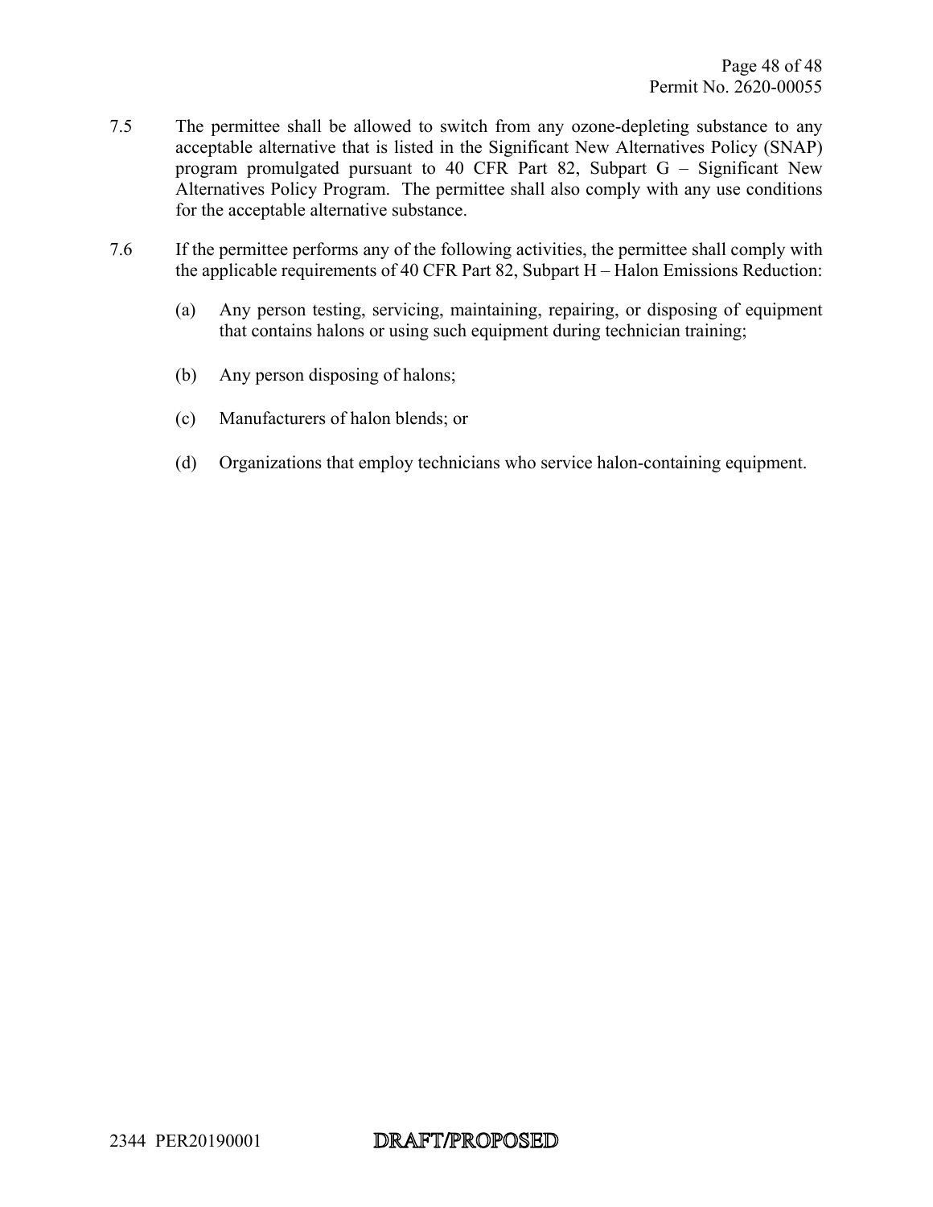7.5 The permittee shall be allowed to switch from any ozone-depleting substance to any acceptable alternative that is listed in the Significant New Alternatives Policy (SNAP) program promulgated pursuant to 40 CFR Part 82, Subpart G – Significant New Alternatives Policy Program. The permittee shall also comply with any use conditions for the acceptable alternative substance.

7.6 If the permittee performs any of the following activities, the permittee shall comply with the applicable requirements of 40 CFR Part 82, Subpart H – Halon Emissions Reduction:

(a) Any person testing, servicing, maintaining, repairing, or disposing of equipment that contains halons or using such equipment during technician training;

(b) Any person disposing of halons;

(c) Manufacturers of halon blends; or

(d) Organizations that employ technicians who service halon-containing equipment.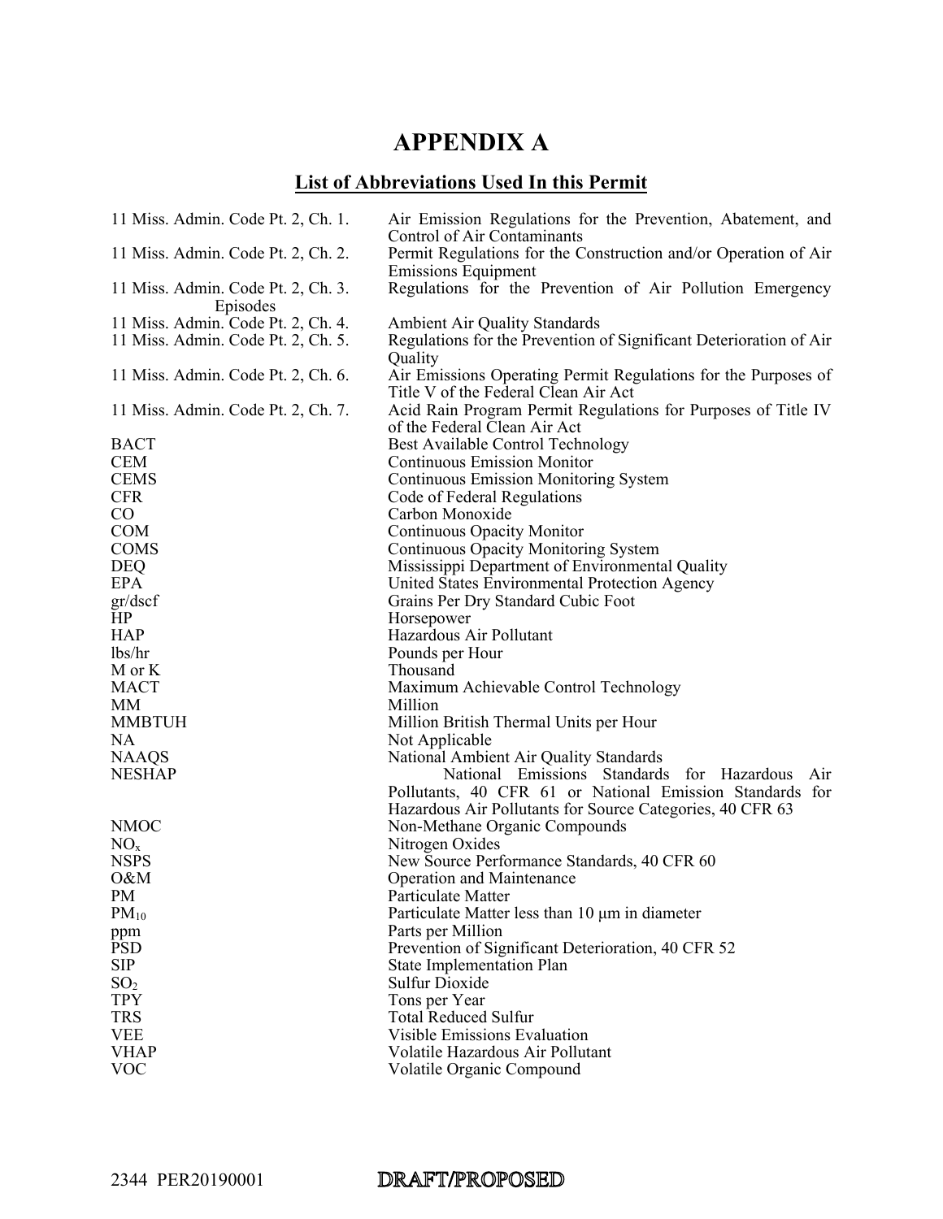# APPENDIX A

## List of Abbreviations Used In this Permit

| | |
|---|---|
| 11 Miss. Admin. Code Pt. 2, Ch. 1. | Air Emission Regulations for the Prevention, Abatement, and Control of Air Contaminants |
| 11 Miss. Admin. Code Pt. 2, Ch. 2. | Permit Regulations for the Construction and/or Operation of Air Emissions Equipment |
| 11 Miss. Admin. Code Pt. 2, Ch. 3. | Regulations for the Prevention of Air Pollution Emergency Episodes |
| 11 Miss. Admin. Code Pt. 2, Ch. 4. | Ambient Air Quality Standards |
| 11 Miss. Admin. Code Pt. 2, Ch. 5. | Regulations for the Prevention of Significant Deterioration of Air Quality |
| 11 Miss. Admin. Code Pt. 2, Ch. 6. | Air Emissions Operating Permit Regulations for the Purposes of Title V of the Federal Clean Air Act |
| 11 Miss. Admin. Code Pt. 2, Ch. 7. | Acid Rain Program Permit Regulations for Purposes of Title IV of the Federal Clean Air Act |
| BACT | Best Available Control Technology |
| CEM | Continuous Emission Monitor |
| CEMS | Continuous Emission Monitoring System |
| CFR | Code of Federal Regulations |
| CO | Carbon Monoxide |
| COM | Continuous Opacity Monitor |
| COMS | Continuous Opacity Monitoring System |
| DEQ | Mississippi Department of Environmental Quality |
| EPA | United States Environmental Protection Agency |
| gr/dscf | Grains Per Dry Standard Cubic Foot |
| HP | Horsepower |
| HAP | Hazardous Air Pollutant |
| lbs/hr | Pounds per Hour |
| M or K | Thousand |
| MACT | Maximum Achievable Control Technology |
| MM | Million |
| MMBTUH | Million British Thermal Units per Hour |
| NA | Not Applicable |
| NAAQS | National Ambient Air Quality Standards |
| NESHAP | National Emissions Standards for Hazardous Air Pollutants, 40 CFR 61 or National Emission Standards for Hazardous Air Pollutants for Source Categories, 40 CFR 63 |
| NMOC | Non-Methane Organic Compounds |
| $NO_x$ | Nitrogen Oxides |
| NSPS | New Source Performance Standards, 40 CFR 60 |
| O&M | Operation and Maintenance |
| PM | Particulate Matter |
| $PM_{10}$ | Particulate Matter less than 10 μm in diameter |
| ppm | Parts per Million |
| PSD | Prevention of Significant Deterioration, 40 CFR 52 |
| SIP | State Implementation Plan |
| $SO_2$ | Sulfur Dioxide |
| TPY | Tons per Year |
| TRS | Total Reduced Sulfur |
| VEE | Visible Emissions Evaluation |
| VHAP | Volatile Hazardous Air Pollutant |
| VOC | Volatile Organic Compound |

2344 PER20190001 DRAFT/PROPOSED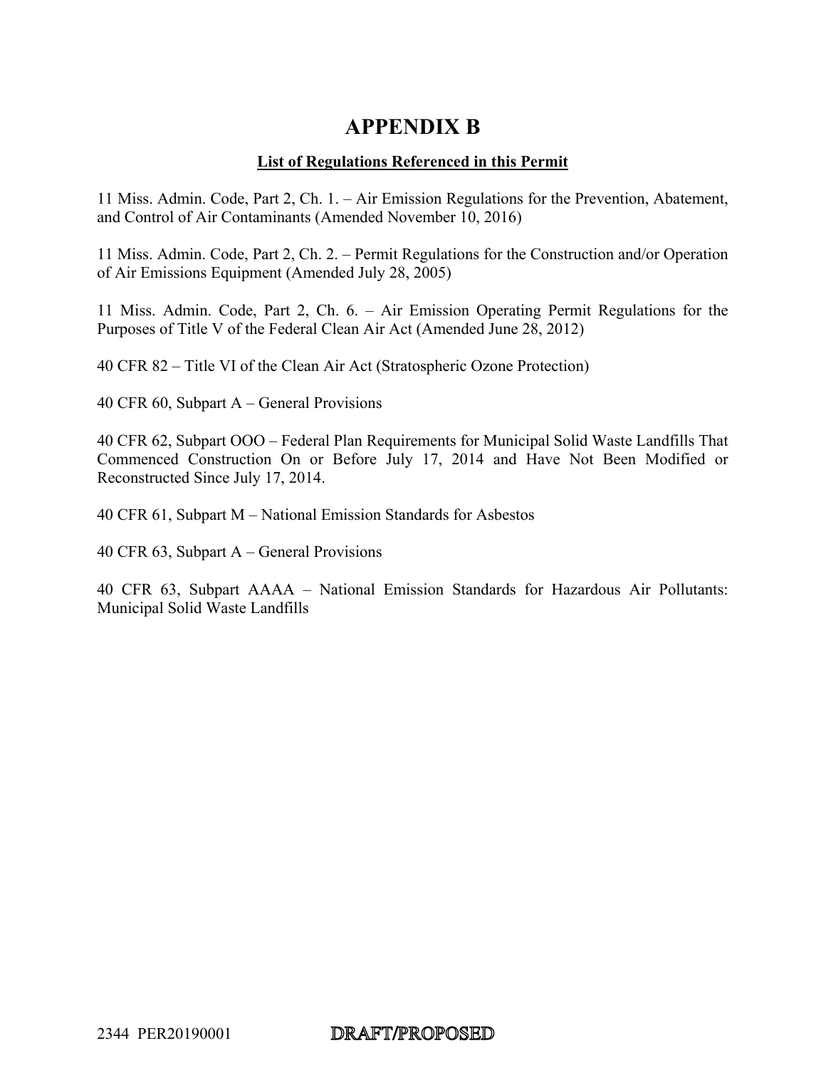# APPENDIX B

**List of Regulations Referenced in this Permit**

11 Miss. Admin. Code, Part 2, Ch. 1. – Air Emission Regulations for the Prevention, Abatement, and Control of Air Contaminants (Amended November 10, 2016)

11 Miss. Admin. Code, Part 2, Ch. 2. – Permit Regulations for the Construction and/or Operation of Air Emissions Equipment (Amended July 28, 2005)

11 Miss. Admin. Code, Part 2, Ch. 6. – Air Emission Operating Permit Regulations for the Purposes of Title V of the Federal Clean Air Act (Amended June 28, 2012)

40 CFR 82 – Title VI of the Clean Air Act (Stratospheric Ozone Protection)

40 CFR 60, Subpart A – General Provisions

40 CFR 62, Subpart OOO – Federal Plan Requirements for Municipal Solid Waste Landfills That Commenced Construction On or Before July 17, 2014 and Have Not Been Modified or Reconstructed Since July 17, 2014.

40 CFR 61, Subpart M – National Emission Standards for Asbestos

40 CFR 63, Subpart A – General Provisions

40 CFR 63, Subpart AAAA – National Emission Standards for Hazardous Air Pollutants: Municipal Solid Waste Landfills